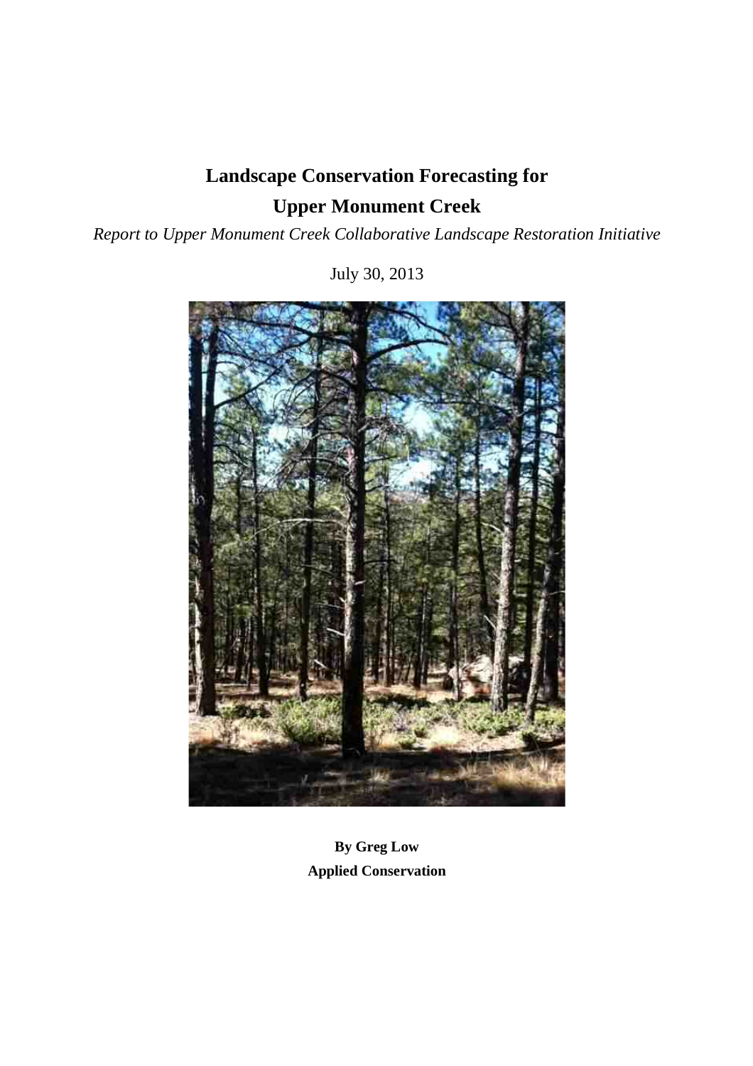# Landscape Conservation Forecasting for Upper Monument Creek

*Report to Upper Monument Creek Collaborative Landscape Restoration Initiative*

July 30, 2013

**By Greg Low**
**Applied Conservation**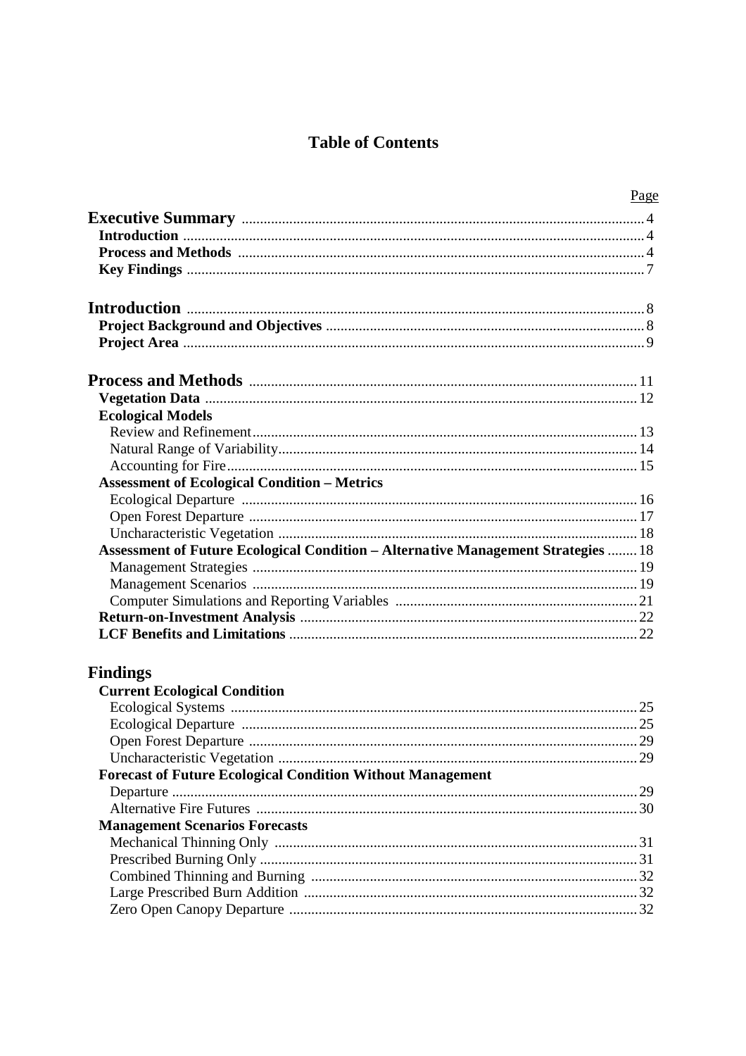# Table of Contents

| | Page |
|---|---|
| **Executive Summary** | 4 |
| **Introduction** | 4 |
| **Process and Methods** | 4 |
| **Key Findings** | 7 |
| | |
| **Introduction** | 8 |
| **Project Background and Objectives** | 8 |
| **Project Area** | 9 |
| | |
| **Process and Methods** | 11 |
| **Vegetation Data** | 12 |
| **Ecological Models** | |
| Review and Refinement | 13 |
| Natural Range of Variability | 14 |
| Accounting for Fire | 15 |
| **Assessment of Ecological Condition – Metrics** | |
| Ecological Departure | 16 |
| Open Forest Departure | 17 |
| Uncharacteristic Vegetation | 18 |
| **Assessment of Future Ecological Condition – Alternative Management Strategies** | 18 |
| Management Strategies | 19 |
| Management Scenarios | 19 |
| Computer Simulations and Reporting Variables | 21 |
| **Return-on-Investment Analysis** | 22 |
| **LCF Benefits and Limitations** | 22 |
| | |
| **Findings** | |
| **Current Ecological Condition** | |
| Ecological Systems | 25 |
| Ecological Departure | 25 |
| Open Forest Departure | 29 |
| Uncharacteristic Vegetation | 29 |
| **Forecast of Future Ecological Condition Without Management** | |
| Departure | 29 |
| Alternative Fire Futures | 30 |
| **Management Scenarios Forecasts** | |
| Mechanical Thinning Only | 31 |
| Prescribed Burning Only | 31 |
| Combined Thinning and Burning | 32 |
| Large Prescribed Burn Addition | 32 |
| Zero Open Canopy Departure | 32 |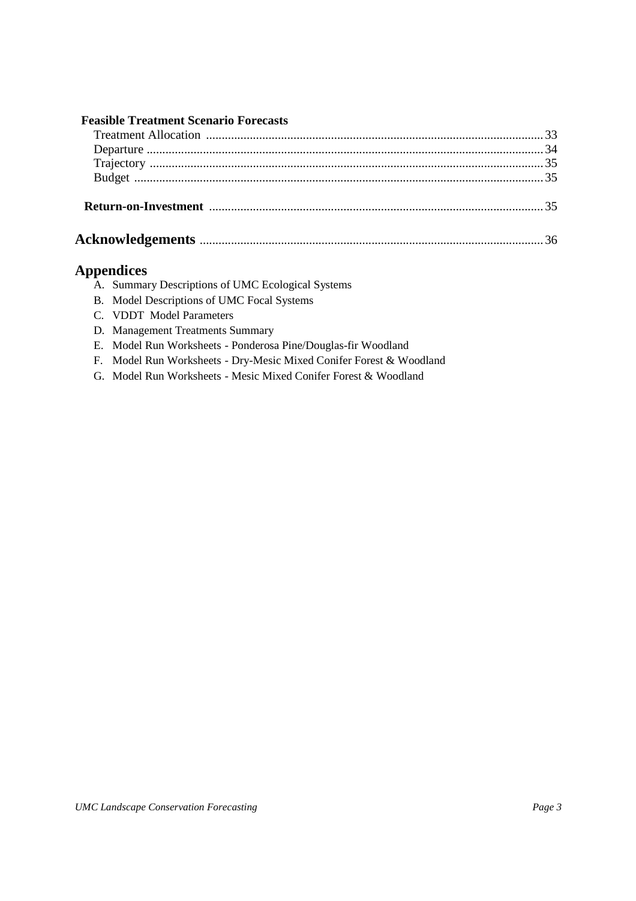**Feasible Treatment Scenario Forecasts**

Treatment Allocation ........................................................................................................ 33
Departure .......................................................................................................................... 34
Trajectory .......................................................................................................................... 35
Budget ............................................................................................................................... 35

**Return-on-Investment** ........................................................................................................ 35

## Acknowledgements ............................................................................................................ 36

## Appendices

A. Summary Descriptions of UMC Ecological Systems
B. Model Descriptions of UMC Focal Systems
C. VDDT Model Parameters
D. Management Treatments Summary
E. Model Run Worksheets - Ponderosa Pine/Douglas-fir Woodland
F. Model Run Worksheets - Dry-Mesic Mixed Conifer Forest & Woodland
G. Model Run Worksheets - Mesic Mixed Conifer Forest & Woodland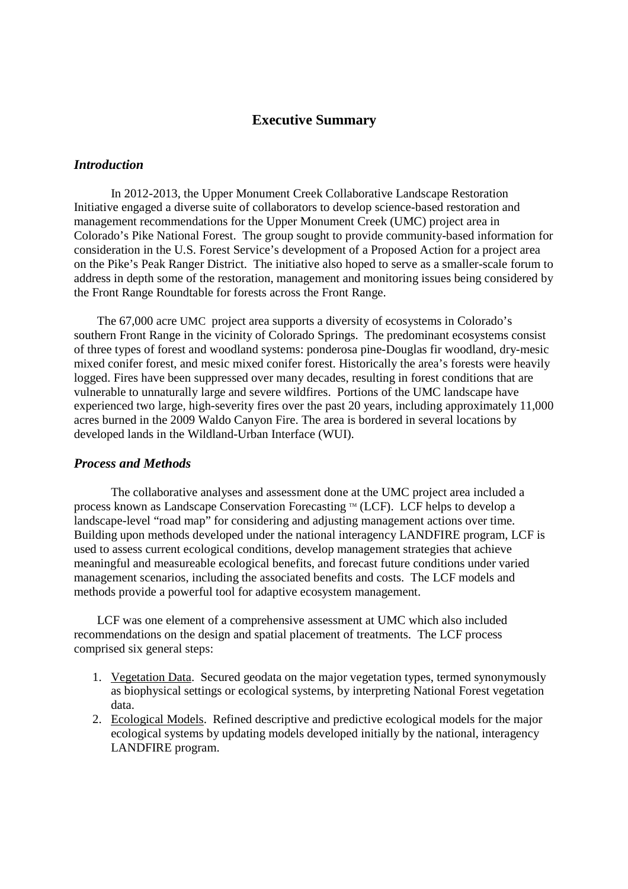## Executive Summary

### *Introduction*

In 2012-2013, the Upper Monument Creek Collaborative Landscape Restoration Initiative engaged a diverse suite of collaborators to develop science-based restoration and management recommendations for the Upper Monument Creek (UMC) project area in Colorado's Pike National Forest. The group sought to provide community-based information for consideration in the U.S. Forest Service's development of a Proposed Action for a project area on the Pike's Peak Ranger District. The initiative also hoped to serve as a smaller-scale forum to address in depth some of the restoration, management and monitoring issues being considered by the Front Range Roundtable for forests across the Front Range.

The 67,000 acre UMC project area supports a diversity of ecosystems in Colorado's southern Front Range in the vicinity of Colorado Springs. The predominant ecosystems consist of three types of forest and woodland systems: ponderosa pine-Douglas fir woodland, dry-mesic mixed conifer forest, and mesic mixed conifer forest. Historically the area's forests were heavily logged. Fires have been suppressed over many decades, resulting in forest conditions that are vulnerable to unnaturally large and severe wildfires. Portions of the UMC landscape have experienced two large, high-severity fires over the past 20 years, including approximately 11,000 acres burned in the 2009 Waldo Canyon Fire. The area is bordered in several locations by developed lands in the Wildland-Urban Interface (WUI).

### *Process and Methods*

The collaborative analyses and assessment done at the UMC project area included a process known as Landscape Conservation Forecasting ™ (LCF). LCF helps to develop a landscape-level "road map" for considering and adjusting management actions over time. Building upon methods developed under the national interagency LANDFIRE program, LCF is used to assess current ecological conditions, develop management strategies that achieve meaningful and measureable ecological benefits, and forecast future conditions under varied management scenarios, including the associated benefits and costs. The LCF models and methods provide a powerful tool for adaptive ecosystem management.

LCF was one element of a comprehensive assessment at UMC which also included recommendations on the design and spatial placement of treatments. The LCF process comprised six general steps:

1. Vegetation Data. Secured geodata on the major vegetation types, termed synonymously as biophysical settings or ecological systems, by interpreting National Forest vegetation data.
2. Ecological Models. Refined descriptive and predictive ecological models for the major ecological systems by updating models developed initially by the national, interagency LANDFIRE program.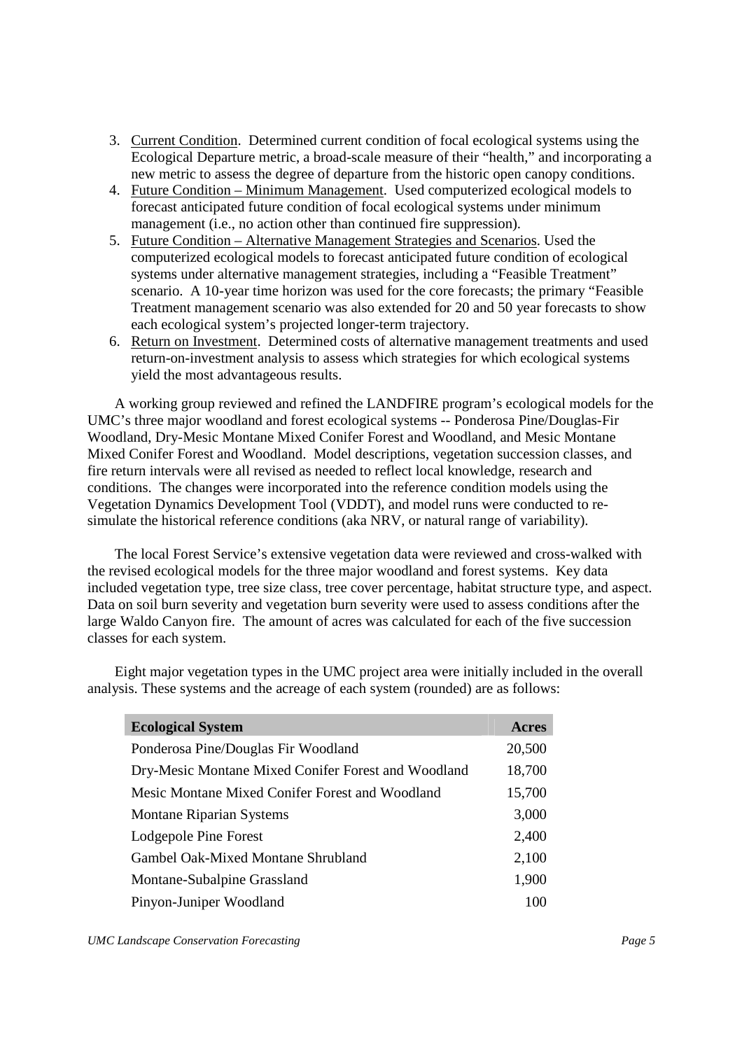3. <u>Current Condition</u>. Determined current condition of focal ecological systems using the Ecological Departure metric, a broad-scale measure of their "health," and incorporating a new metric to assess the degree of departure from the historic open canopy conditions.
4. <u>Future Condition – Minimum Management</u>. Used computerized ecological models to forecast anticipated future condition of focal ecological systems under minimum management (i.e., no action other than continued fire suppression).
5. <u>Future Condition – Alternative Management Strategies and Scenarios</u>. Used the computerized ecological models to forecast anticipated future condition of ecological systems under alternative management strategies, including a "Feasible Treatment" scenario. A 10-year time horizon was used for the core forecasts; the primary "Feasible Treatment management scenario was also extended for 20 and 50 year forecasts to show each ecological system's projected longer-term trajectory.
6. <u>Return on Investment</u>. Determined costs of alternative management treatments and used return-on-investment analysis to assess which strategies for which ecological systems yield the most advantageous results.

A working group reviewed and refined the LANDFIRE program's ecological models for the UMC's three major woodland and forest ecological systems -- Ponderosa Pine/Douglas-Fir Woodland, Dry-Mesic Montane Mixed Conifer Forest and Woodland, and Mesic Montane Mixed Conifer Forest and Woodland. Model descriptions, vegetation succession classes, and fire return intervals were all revised as needed to reflect local knowledge, research and conditions. The changes were incorporated into the reference condition models using the Vegetation Dynamics Development Tool (VDDT), and model runs were conducted to re-simulate the historical reference conditions (aka NRV, or natural range of variability).

The local Forest Service's extensive vegetation data were reviewed and cross-walked with the revised ecological models for the three major woodland and forest systems. Key data included vegetation type, tree size class, tree cover percentage, habitat structure type, and aspect. Data on soil burn severity and vegetation burn severity were used to assess conditions after the large Waldo Canyon fire. The amount of acres was calculated for each of the five succession classes for each system.

Eight major vegetation types in the UMC project area were initially included in the overall analysis. These systems and the acreage of each system (rounded) are as follows:

| Ecological System | Acres |
|---|---:|
| Ponderosa Pine/Douglas Fir Woodland | 20,500 |
| Dry-Mesic Montane Mixed Conifer Forest and Woodland | 18,700 |
| Mesic Montane Mixed Conifer Forest and Woodland | 15,700 |
| Montane Riparian Systems | 3,000 |
| Lodgepole Pine Forest | 2,400 |
| Gambel Oak-Mixed Montane Shrubland | 2,100 |
| Montane-Subalpine Grassland | 1,900 |
| Pinyon-Juniper Woodland | 100 |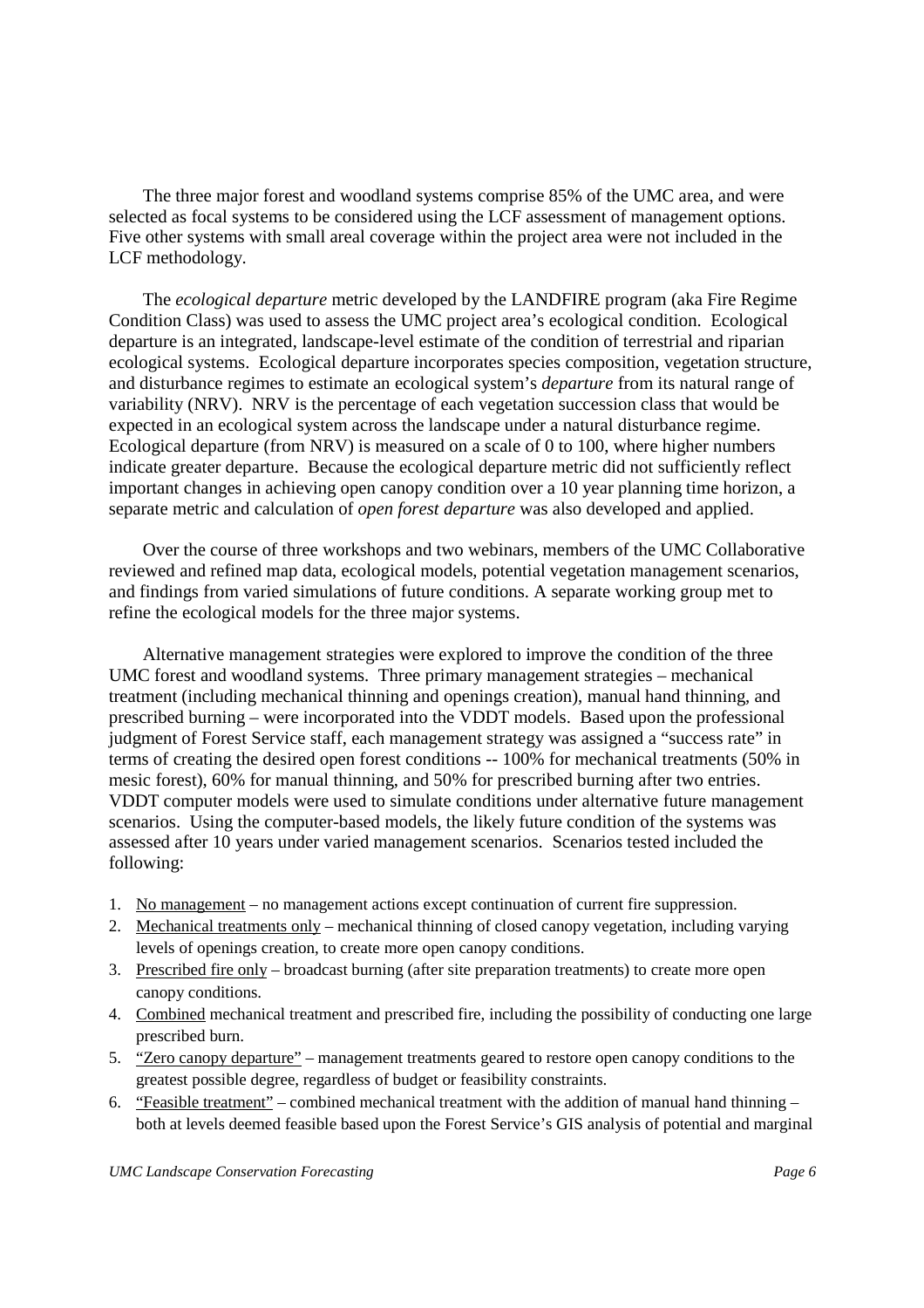The three major forest and woodland systems comprise 85% of the UMC area, and were selected as focal systems to be considered using the LCF assessment of management options. Five other systems with small areal coverage within the project area were not included in the LCF methodology.

The *ecological departure* metric developed by the LANDFIRE program (aka Fire Regime Condition Class) was used to assess the UMC project area's ecological condition. Ecological departure is an integrated, landscape-level estimate of the condition of terrestrial and riparian ecological systems. Ecological departure incorporates species composition, vegetation structure, and disturbance regimes to estimate an ecological system's *departure* from its natural range of variability (NRV). NRV is the percentage of each vegetation succession class that would be expected in an ecological system across the landscape under a natural disturbance regime. Ecological departure (from NRV) is measured on a scale of 0 to 100, where higher numbers indicate greater departure. Because the ecological departure metric did not sufficiently reflect important changes in achieving open canopy condition over a 10 year planning time horizon, a separate metric and calculation of *open forest departure* was also developed and applied.

Over the course of three workshops and two webinars, members of the UMC Collaborative reviewed and refined map data, ecological models, potential vegetation management scenarios, and findings from varied simulations of future conditions. A separate working group met to refine the ecological models for the three major systems.

Alternative management strategies were explored to improve the condition of the three UMC forest and woodland systems. Three primary management strategies – mechanical treatment (including mechanical thinning and openings creation), manual hand thinning, and prescribed burning – were incorporated into the VDDT models. Based upon the professional judgment of Forest Service staff, each management strategy was assigned a "success rate" in terms of creating the desired open forest conditions -- 100% for mechanical treatments (50% in mesic forest), 60% for manual thinning, and 50% for prescribed burning after two entries. VDDT computer models were used to simulate conditions under alternative future management scenarios. Using the computer-based models, the likely future condition of the systems was assessed after 10 years under varied management scenarios. Scenarios tested included the following:

1. No management – no management actions except continuation of current fire suppression.
2. Mechanical treatments only – mechanical thinning of closed canopy vegetation, including varying levels of openings creation, to create more open canopy conditions.
3. Prescribed fire only – broadcast burning (after site preparation treatments) to create more open canopy conditions.
4. Combined mechanical treatment and prescribed fire, including the possibility of conducting one large prescribed burn.
5. "Zero canopy departure" – management treatments geared to restore open canopy conditions to the greatest possible degree, regardless of budget or feasibility constraints.
6. "Feasible treatment" – combined mechanical treatment with the addition of manual hand thinning – both at levels deemed feasible based upon the Forest Service's GIS analysis of potential and marginal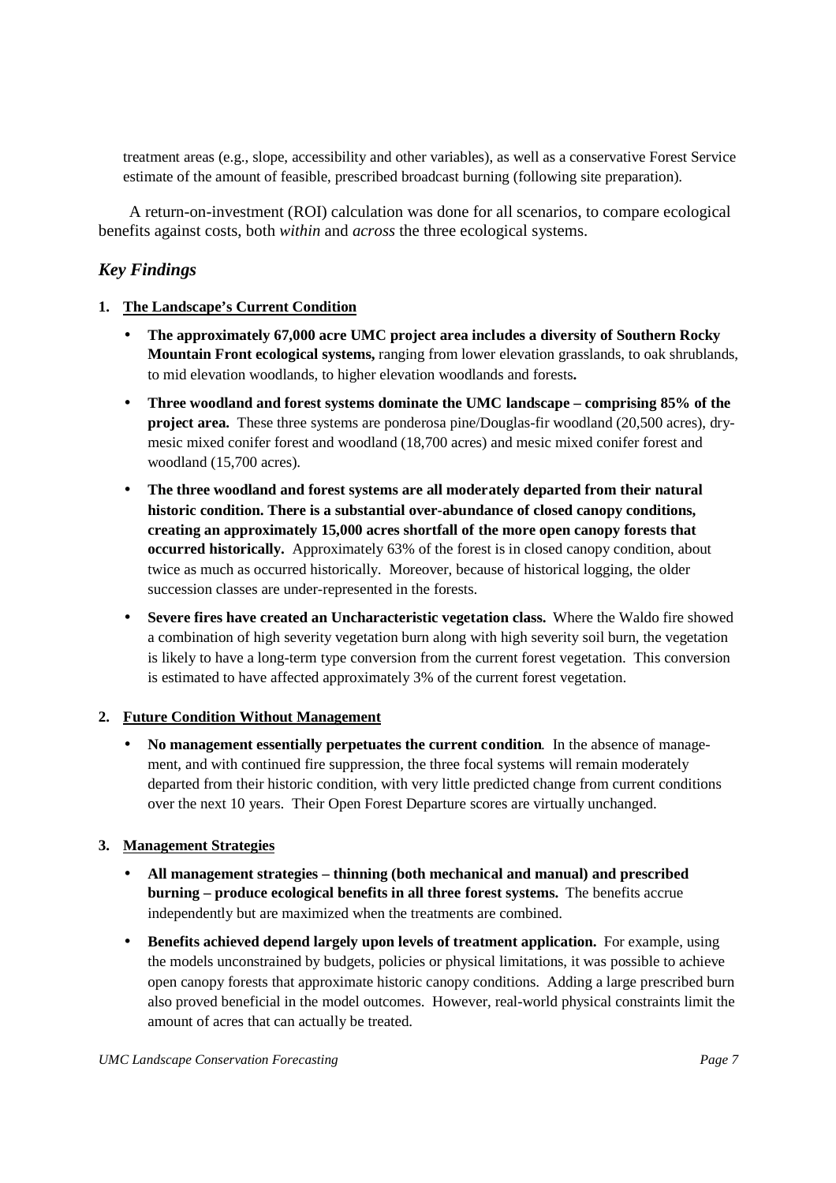treatment areas (e.g., slope, accessibility and other variables), as well as a conservative Forest Service estimate of the amount of feasible, prescribed broadcast burning (following site preparation).

A return-on-investment (ROI) calculation was done for all scenarios, to compare ecological benefits against costs, both *within* and *across* the three ecological systems.

## *Key Findings*

**1. The Landscape's Current Condition**

- **The approximately 67,000 acre UMC project area includes a diversity of Southern Rocky Mountain Front ecological systems,** ranging from lower elevation grasslands, to oak shrublands, to mid elevation woodlands, to higher elevation woodlands and forests**.**
- **Three woodland and forest systems dominate the UMC landscape – comprising 85% of the project area.** These three systems are ponderosa pine/Douglas-fir woodland (20,500 acres), dry-mesic mixed conifer forest and woodland (18,700 acres) and mesic mixed conifer forest and woodland (15,700 acres).
- **The three woodland and forest systems are all moderately departed from their natural historic condition. There is a substantial over-abundance of closed canopy conditions, creating an approximately 15,000 acres shortfall of the more open canopy forests that occurred historically.** Approximately 63% of the forest is in closed canopy condition, about twice as much as occurred historically. Moreover, because of historical logging, the older succession classes are under-represented in the forests.
- **Severe fires have created an Uncharacteristic vegetation class.** Where the Waldo fire showed a combination of high severity vegetation burn along with high severity soil burn, the vegetation is likely to have a long-term type conversion from the current forest vegetation. This conversion is estimated to have affected approximately 3% of the current forest vegetation.

**2. Future Condition Without Management**

- **No management essentially perpetuates the current condition**. In the absence of management, and with continued fire suppression, the three focal systems will remain moderately departed from their historic condition, with very little predicted change from current conditions over the next 10 years. Their Open Forest Departure scores are virtually unchanged.

**3. Management Strategies**

- **All management strategies – thinning (both mechanical and manual) and prescribed burning – produce ecological benefits in all three forest systems.** The benefits accrue independently but are maximized when the treatments are combined.
- **Benefits achieved depend largely upon levels of treatment application.** For example, using the models unconstrained by budgets, policies or physical limitations, it was possible to achieve open canopy forests that approximate historic canopy conditions. Adding a large prescribed burn also proved beneficial in the model outcomes. However, real-world physical constraints limit the amount of acres that can actually be treated.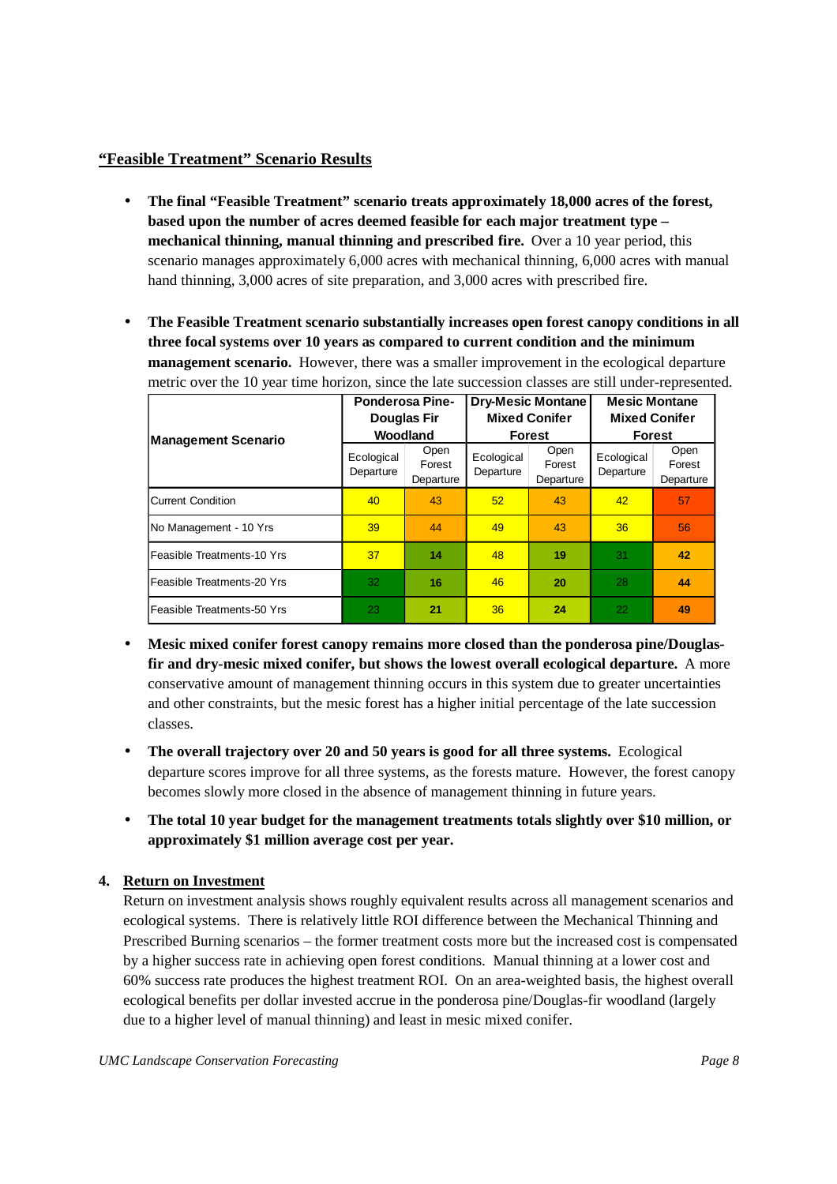**"Feasible Treatment" Scenario Results**

- **The final "Feasible Treatment" scenario treats approximately 18,000 acres of the forest, based upon the number of acres deemed feasible for each major treatment type – mechanical thinning, manual thinning and prescribed fire.** Over a 10 year period, this scenario manages approximately 6,000 acres with mechanical thinning, 6,000 acres with manual hand thinning, 3,000 acres of site preparation, and 3,000 acres with prescribed fire.

- **The Feasible Treatment scenario substantially increases open forest canopy conditions in all three focal systems over 10 years as compared to current condition and the minimum management scenario.** However, there was a smaller improvement in the ecological departure metric over the 10 year time horizon, since the late succession classes are still under-represented.

| Management Scenario | Ponderosa Pine-Douglas Fir Woodland | | Dry-Mesic Montane Mixed Conifer Forest | | Mesic Montane Mixed Conifer Forest | |
|---|---|---|---|---|---|---|
| | Ecological Departure | Open Forest Departure | Ecological Departure | Open Forest Departure | Ecological Departure | Open Forest Departure |
| Current Condition | 40 | 43 | 52 | 43 | 42 | 57 |
| No Management - 10 Yrs | 39 | 44 | 49 | 43 | 36 | 56 |
| Feasible Treatments-10 Yrs | 37 | **14** | 48 | **19** | 31 | **42** |
| Feasible Treatments-20 Yrs | 32 | **16** | 46 | **20** | 28 | **44** |
| Feasible Treatments-50 Yrs | 23 | **21** | 36 | **24** | 22 | **49** |

- **Mesic mixed conifer forest canopy remains more closed than the ponderosa pine/Douglas-fir and dry-mesic mixed conifer, but shows the lowest overall ecological departure.** A more conservative amount of management thinning occurs in this system due to greater uncertainties and other constraints, but the mesic forest has a higher initial percentage of the late succession classes.

- **The overall trajectory over 20 and 50 years is good for all three systems.** Ecological departure scores improve for all three systems, as the forests mature. However, the forest canopy becomes slowly more closed in the absence of management thinning in future years.

- **The total 10 year budget for the management treatments totals slightly over $10 million, or approximately $1 million average cost per year.**

**4. Return on Investment**

Return on investment analysis shows roughly equivalent results across all management scenarios and ecological systems. There is relatively little ROI difference between the Mechanical Thinning and Prescribed Burning scenarios – the former treatment costs more but the increased cost is compensated by a higher success rate in achieving open forest conditions. Manual thinning at a lower cost and 60% success rate produces the highest treatment ROI. On an area-weighted basis, the highest overall ecological benefits per dollar invested accrue in the ponderosa pine/Douglas-fir woodland (largely due to a higher level of manual thinning) and least in mesic mixed conifer.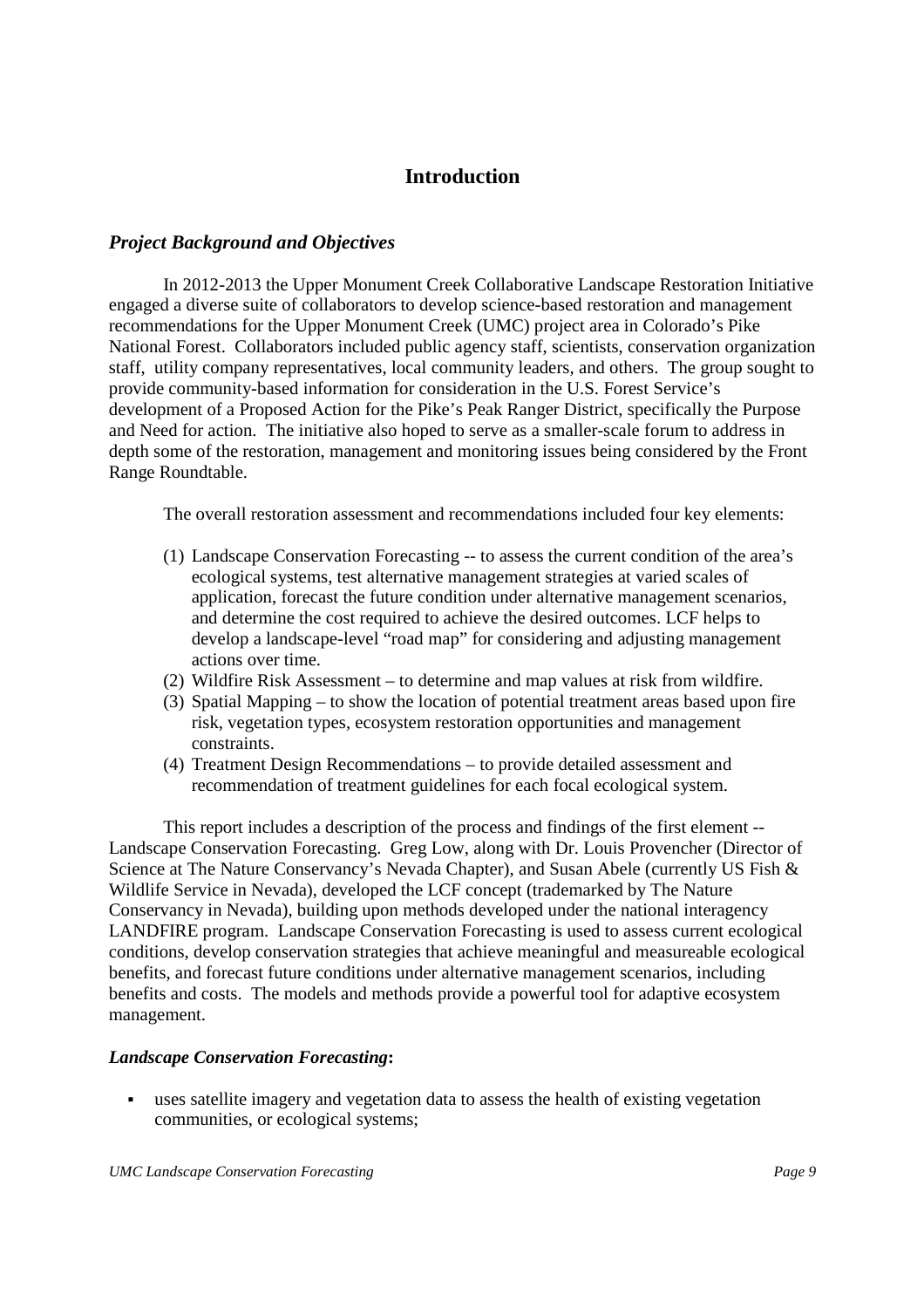# Introduction

## *Project Background and Objectives*

In 2012-2013 the Upper Monument Creek Collaborative Landscape Restoration Initiative engaged a diverse suite of collaborators to develop science-based restoration and management recommendations for the Upper Monument Creek (UMC) project area in Colorado's Pike National Forest. Collaborators included public agency staff, scientists, conservation organization staff, utility company representatives, local community leaders, and others. The group sought to provide community-based information for consideration in the U.S. Forest Service's development of a Proposed Action for the Pike's Peak Ranger District, specifically the Purpose and Need for action. The initiative also hoped to serve as a smaller-scale forum to address in depth some of the restoration, management and monitoring issues being considered by the Front Range Roundtable.

The overall restoration assessment and recommendations included four key elements:

(1) Landscape Conservation Forecasting -- to assess the current condition of the area's ecological systems, test alternative management strategies at varied scales of application, forecast the future condition under alternative management scenarios, and determine the cost required to achieve the desired outcomes. LCF helps to develop a landscape-level "road map" for considering and adjusting management actions over time.
(2) Wildfire Risk Assessment – to determine and map values at risk from wildfire.
(3) Spatial Mapping – to show the location of potential treatment areas based upon fire risk, vegetation types, ecosystem restoration opportunities and management constraints.
(4) Treatment Design Recommendations – to provide detailed assessment and recommendation of treatment guidelines for each focal ecological system.

This report includes a description of the process and findings of the first element -- Landscape Conservation Forecasting. Greg Low, along with Dr. Louis Provencher (Director of Science at The Nature Conservancy's Nevada Chapter), and Susan Abele (currently US Fish & Wildlife Service in Nevada), developed the LCF concept (trademarked by The Nature Conservancy in Nevada), building upon methods developed under the national interagency LANDFIRE program. Landscape Conservation Forecasting is used to assess current ecological conditions, develop conservation strategies that achieve meaningful and measureable ecological benefits, and forecast future conditions under alternative management scenarios, including benefits and costs. The models and methods provide a powerful tool for adaptive ecosystem management.

***Landscape Conservation Forecasting*:**

- uses satellite imagery and vegetation data to assess the health of existing vegetation communities, or ecological systems;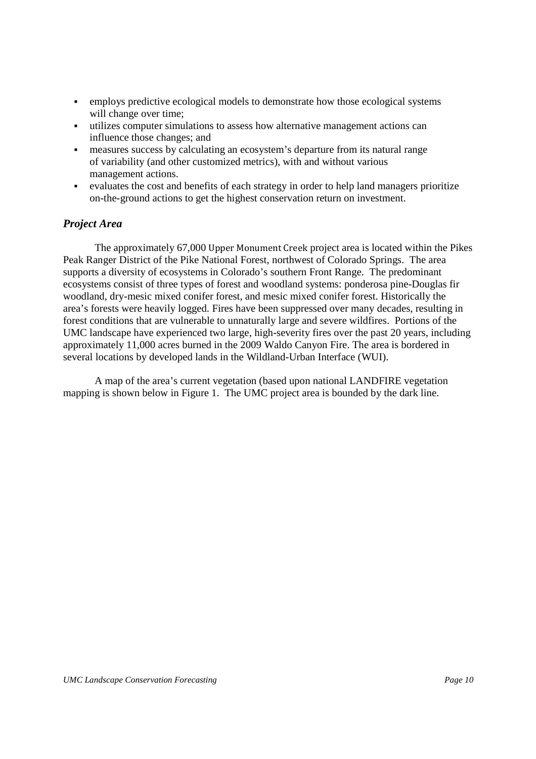- employs predictive ecological models to demonstrate how those ecological systems will change over time;
- utilizes computer simulations to assess how alternative management actions can influence those changes; and
- measures success by calculating an ecosystem's departure from its natural range of variability (and other customized metrics), with and without various management actions.
- evaluates the cost and benefits of each strategy in order to help land managers prioritize on-the-ground actions to get the highest conservation return on investment.

### *Project Area*

The approximately 67,000 Upper Monument Creek project area is located within the Pikes Peak Ranger District of the Pike National Forest, northwest of Colorado Springs. The area supports a diversity of ecosystems in Colorado's southern Front Range. The predominant ecosystems consist of three types of forest and woodland systems: ponderosa pine-Douglas fir woodland, dry-mesic mixed conifer forest, and mesic mixed conifer forest. Historically the area's forests were heavily logged. Fires have been suppressed over many decades, resulting in forest conditions that are vulnerable to unnaturally large and severe wildfires. Portions of the UMC landscape have experienced two large, high-severity fires over the past 20 years, including approximately 11,000 acres burned in the 2009 Waldo Canyon Fire. The area is bordered in several locations by developed lands in the Wildland-Urban Interface (WUI).

A map of the area's current vegetation (based upon national LANDFIRE vegetation mapping is shown below in Figure 1. The UMC project area is bounded by the dark line.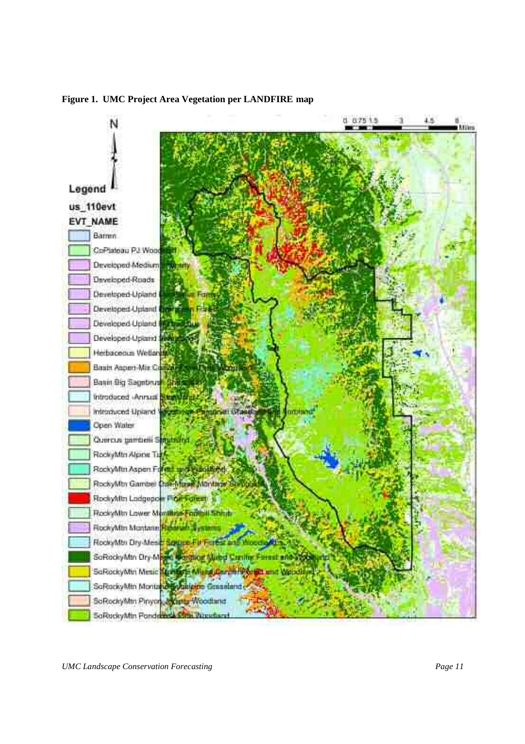**Figure 1. UMC Project Area Vegetation per LANDFIRE map**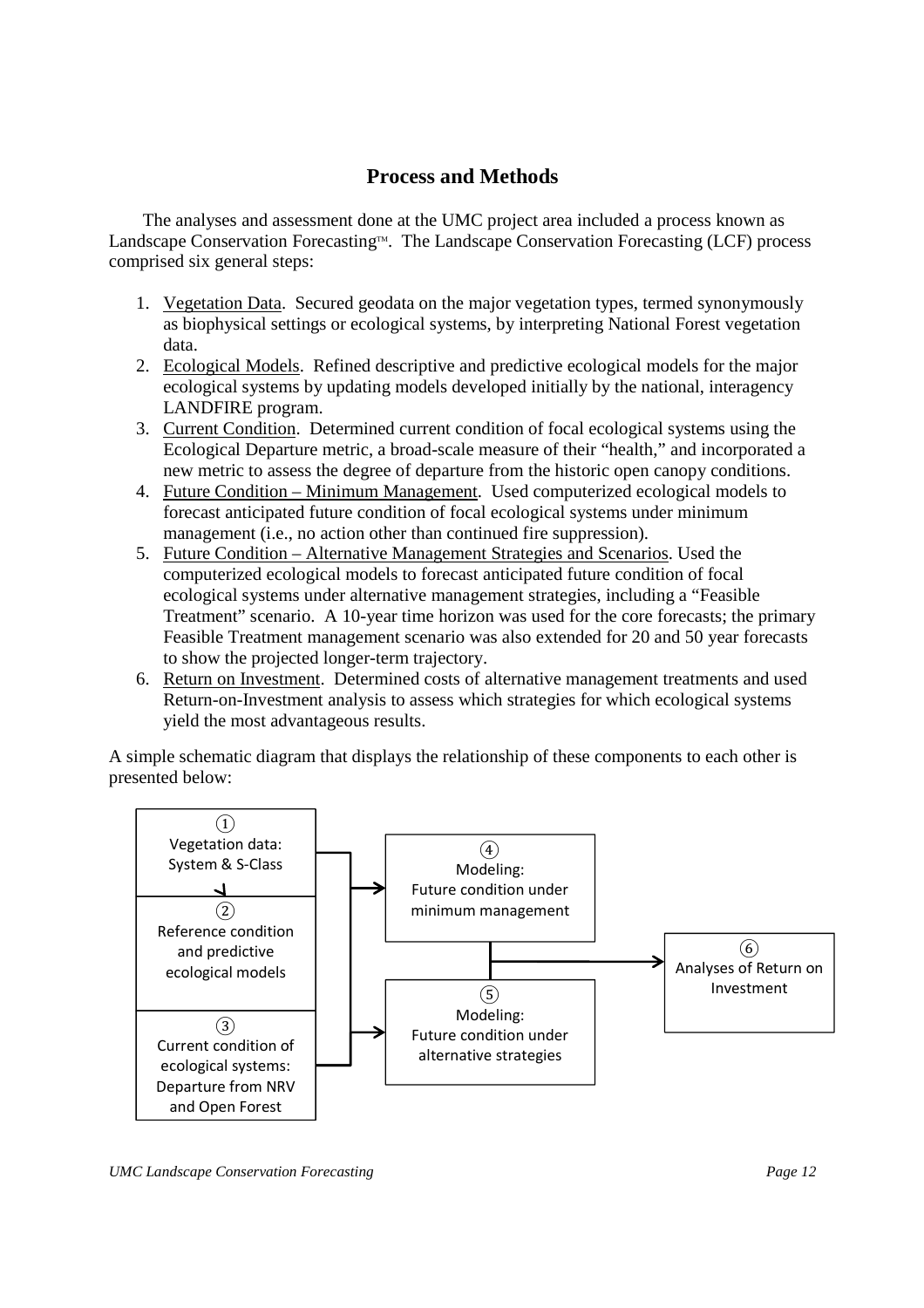## Process and Methods

The analyses and assessment done at the UMC project area included a process known as Landscape Conservation Forecasting™. The Landscape Conservation Forecasting (LCF) process comprised six general steps:

1. Vegetation Data. Secured geodata on the major vegetation types, termed synonymously as biophysical settings or ecological systems, by interpreting National Forest vegetation data.
2. Ecological Models. Refined descriptive and predictive ecological models for the major ecological systems by updating models developed initially by the national, interagency LANDFIRE program.
3. Current Condition. Determined current condition of focal ecological systems using the Ecological Departure metric, a broad-scale measure of their "health," and incorporated a new metric to assess the degree of departure from the historic open canopy conditions.
4. Future Condition – Minimum Management. Used computerized ecological models to forecast anticipated future condition of focal ecological systems under minimum management (i.e., no action other than continued fire suppression).
5. Future Condition – Alternative Management Strategies and Scenarios. Used the computerized ecological models to forecast anticipated future condition of focal ecological systems under alternative management strategies, including a "Feasible Treatment" scenario. A 10-year time horizon was used for the core forecasts; the primary Feasible Treatment management scenario was also extended for 20 and 50 year forecasts to show the projected longer-term trajectory.
6. Return on Investment. Determined costs of alternative management treatments and used Return-on-Investment analysis to assess which strategies for which ecological systems yield the most advantageous results.

A simple schematic diagram that displays the relationship of these components to each other is presented below:

① Vegetation data: System & S-Class

② Reference condition and predictive ecological models

③ Current condition of ecological systems: Departure from NRV and Open Forest

④ Modeling: Future condition under minimum management

⑤ Modeling: Future condition under alternative strategies

⑥ Analyses of Return on Investment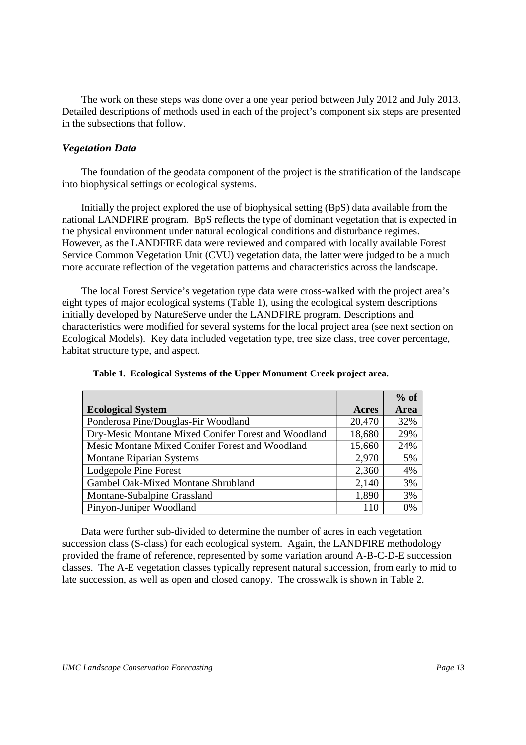The work on these steps was done over a one year period between July 2012 and July 2013. Detailed descriptions of methods used in each of the project's component six steps are presented in the subsections that follow.

### *Vegetation Data*

The foundation of the geodata component of the project is the stratification of the landscape into biophysical settings or ecological systems.

Initially the project explored the use of biophysical setting (BpS) data available from the national LANDFIRE program. BpS reflects the type of dominant vegetation that is expected in the physical environment under natural ecological conditions and disturbance regimes. However, as the LANDFIRE data were reviewed and compared with locally available Forest Service Common Vegetation Unit (CVU) vegetation data, the latter were judged to be a much more accurate reflection of the vegetation patterns and characteristics across the landscape.

The local Forest Service's vegetation type data were cross-walked with the project area's eight types of major ecological systems (Table 1), using the ecological system descriptions initially developed by NatureServe under the LANDFIRE program. Descriptions and characteristics were modified for several systems for the local project area (see next section on Ecological Models). Key data included vegetation type, tree size class, tree cover percentage, habitat structure type, and aspect.

**Table 1. Ecological Systems of the Upper Monument Creek project area.**

| Ecological System | Acres | % of Area |
|---|---|---|
| Ponderosa Pine/Douglas-Fir Woodland | 20,470 | 32% |
| Dry-Mesic Montane Mixed Conifer Forest and Woodland | 18,680 | 29% |
| Mesic Montane Mixed Conifer Forest and Woodland | 15,660 | 24% |
| Montane Riparian Systems | 2,970 | 5% |
| Lodgepole Pine Forest | 2,360 | 4% |
| Gambel Oak-Mixed Montane Shrubland | 2,140 | 3% |
| Montane-Subalpine Grassland | 1,890 | 3% |
| Pinyon-Juniper Woodland | 110 | 0% |

Data were further sub-divided to determine the number of acres in each vegetation succession class (S-class) for each ecological system. Again, the LANDFIRE methodology provided the frame of reference, represented by some variation around A-B-C-D-E succession classes. The A-E vegetation classes typically represent natural succession, from early to mid to late succession, as well as open and closed canopy. The crosswalk is shown in Table 2.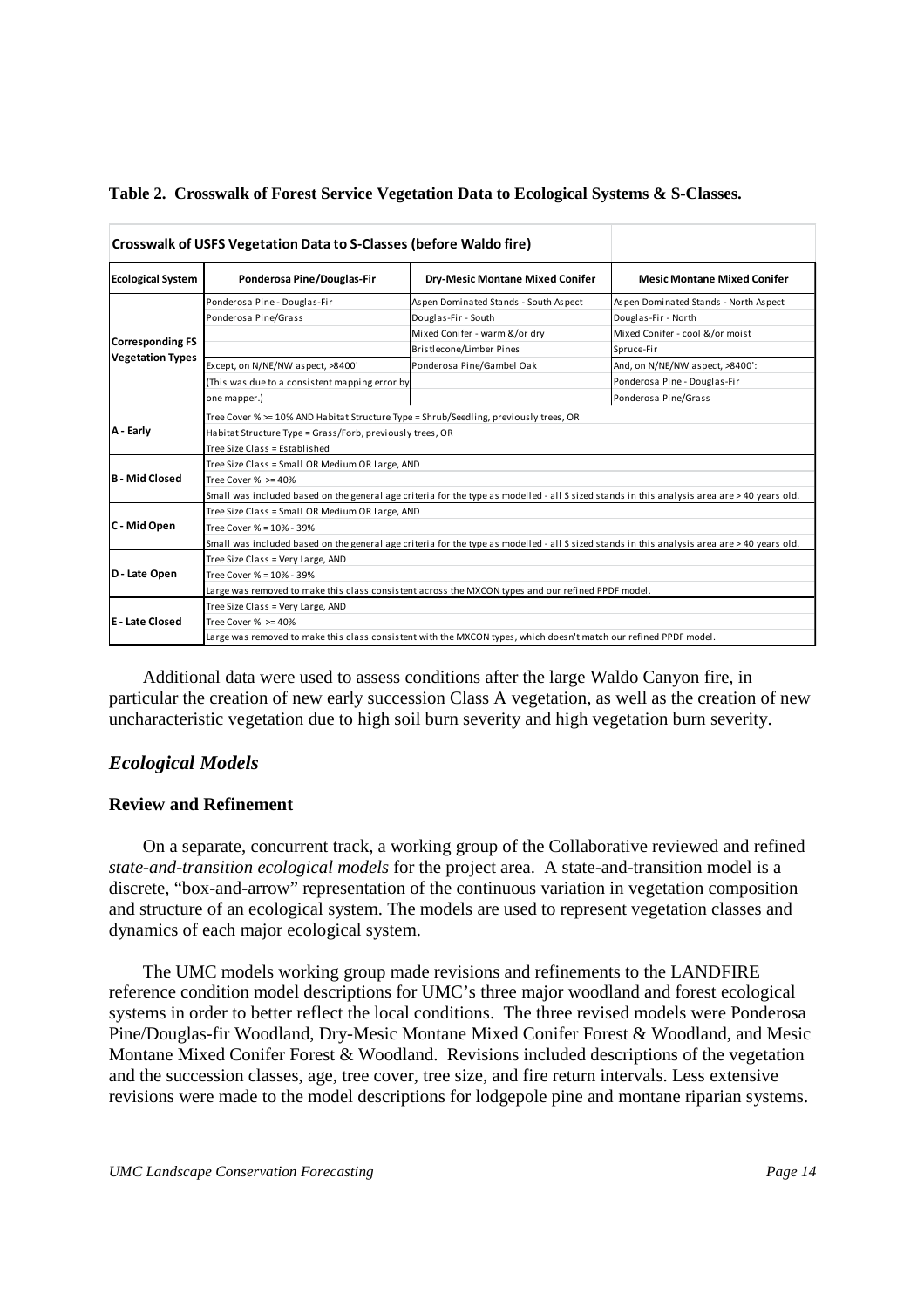**Table 2. Crosswalk of Forest Service Vegetation Data to Ecological Systems & S-Classes.**

| Crosswalk of USFS Vegetation Data to S-Classes (before Waldo fire) | | | |
|---|---|---|---|
| **Ecological System** | **Ponderosa Pine/Douglas-Fir** | **Dry-Mesic Montane Mixed Conifer** | **Mesic Montane Mixed Conifer** |
| **Corresponding FS Vegetation Types** | Ponderosa Pine - Douglas-Fir | Aspen Dominated Stands - South Aspect | Aspen Dominated Stands - North Aspect |
| | Ponderosa Pine/Grass | Douglas-Fir - South | Douglas-Fir - North |
| | | Mixed Conifer - warm &/or dry | Mixed Conifer - cool &/or moist |
| | | Bristlecone/Limber Pines | Spruce-Fir |
| | Except, on N/NE/NW aspect, >8400' | Ponderosa Pine/Gambel Oak | And, on N/NE/NW aspect, >8400': |
| | (This was due to a consistent mapping error by | | Ponderosa Pine - Douglas-Fir |
| | one mapper.) | | Ponderosa Pine/Grass |
| **A - Early** | Tree Cover % >= 10% AND Habitat Structure Type = Shrub/Seedling, previously trees, OR | | |
| | Habitat Structure Type = Grass/Forb, previously trees, OR | | |
| | Tree Size Class = Established | | |
| **B - Mid Closed** | Tree Size Class = Small OR Medium OR Large, AND | | |
| | Tree Cover % >= 40% | | |
| | Small was included based on the general age criteria for the type as modelled - all S sized stands in this analysis area are > 40 years old. | | |
| **C - Mid Open** | Tree Size Class = Small OR Medium OR Large, AND | | |
| | Tree Cover % = 10% - 39% | | |
| | Small was included based on the general age criteria for the type as modelled - all S sized stands in this analysis area are > 40 years old. | | |
| **D - Late Open** | Tree Size Class = Very Large, AND | | |
| | Tree Cover % = 10% - 39% | | |
| | Large was removed to make this class consistent across the MXCON types and our refined PPDF model. | | |
| **E - Late Closed** | Tree Size Class = Very Large, AND | | |
| | Tree Cover % >= 40% | | |
| | Large was removed to make this class consistent with the MXCON types, which doesn't match our refined PPDF model. | | |

Additional data were used to assess conditions after the large Waldo Canyon fire, in particular the creation of new early succession Class A vegetation, as well as the creation of new uncharacteristic vegetation due to high soil burn severity and high vegetation burn severity.

## *Ecological Models*

### Review and Refinement

On a separate, concurrent track, a working group of the Collaborative reviewed and refined *state-and-transition ecological models* for the project area. A state-and-transition model is a discrete, "box-and-arrow" representation of the continuous variation in vegetation composition and structure of an ecological system. The models are used to represent vegetation classes and dynamics of each major ecological system.

The UMC models working group made revisions and refinements to the LANDFIRE reference condition model descriptions for UMC's three major woodland and forest ecological systems in order to better reflect the local conditions. The three revised models were Ponderosa Pine/Douglas-fir Woodland, Dry-Mesic Montane Mixed Conifer Forest & Woodland, and Mesic Montane Mixed Conifer Forest & Woodland. Revisions included descriptions of the vegetation and the succession classes, age, tree cover, tree size, and fire return intervals. Less extensive revisions were made to the model descriptions for lodgepole pine and montane riparian systems.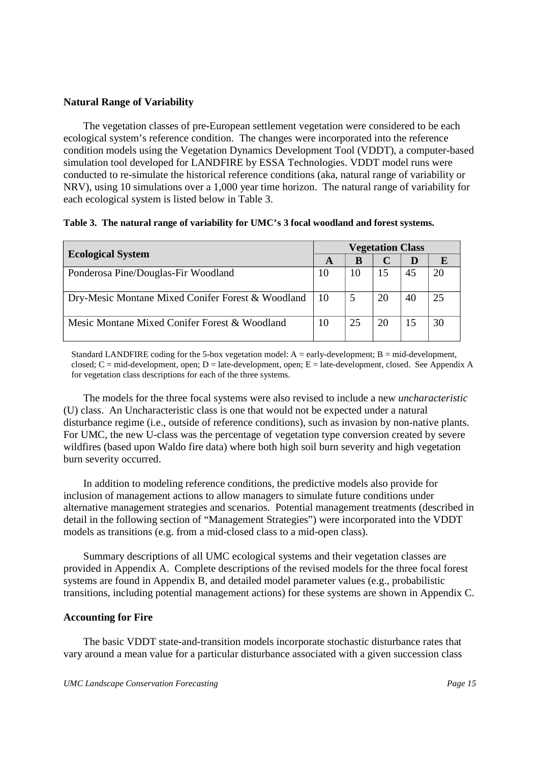## Natural Range of Variability

The vegetation classes of pre-European settlement vegetation were considered to be each ecological system's reference condition. The changes were incorporated into the reference condition models using the Vegetation Dynamics Development Tool (VDDT), a computer-based simulation tool developed for LANDFIRE by ESSA Technologies. VDDT model runs were conducted to re-simulate the historical reference conditions (aka, natural range of variability or NRV), using 10 simulations over a 1,000 year time horizon. The natural range of variability for each ecological system is listed below in Table 3.

**Table 3. The natural range of variability for UMC's 3 focal woodland and forest systems.**

| Ecological System | Vegetation Class | | | | |
|---|---|---|---|---|---|
| | **A** | **B** | **C** | **D** | **E** |
| Ponderosa Pine/Douglas-Fir Woodland | 10 | 10 | 15 | 45 | 20 |
| Dry-Mesic Montane Mixed Conifer Forest & Woodland | 10 | 5 | 20 | 40 | 25 |
| Mesic Montane Mixed Conifer Forest & Woodland | 10 | 25 | 20 | 15 | 30 |

Standard LANDFIRE coding for the 5-box vegetation model: A = early-development; B = mid-development, closed; C = mid-development, open; D = late-development, open; E = late-development, closed. See Appendix A for vegetation class descriptions for each of the three systems.

The models for the three focal systems were also revised to include a new *uncharacteristic* (U) class. An Uncharacteristic class is one that would not be expected under a natural disturbance regime (i.e., outside of reference conditions), such as invasion by non-native plants. For UMC, the new U-class was the percentage of vegetation type conversion created by severe wildfires (based upon Waldo fire data) where both high soil burn severity and high vegetation burn severity occurred.

In addition to modeling reference conditions, the predictive models also provide for inclusion of management actions to allow managers to simulate future conditions under alternative management strategies and scenarios. Potential management treatments (described in detail in the following section of "Management Strategies") were incorporated into the VDDT models as transitions (e.g. from a mid-closed class to a mid-open class).

Summary descriptions of all UMC ecological systems and their vegetation classes are provided in Appendix A. Complete descriptions of the revised models for the three focal forest systems are found in Appendix B, and detailed model parameter values (e.g., probabilistic transitions, including potential management actions) for these systems are shown in Appendix C.

## Accounting for Fire

The basic VDDT state-and-transition models incorporate stochastic disturbance rates that vary around a mean value for a particular disturbance associated with a given succession class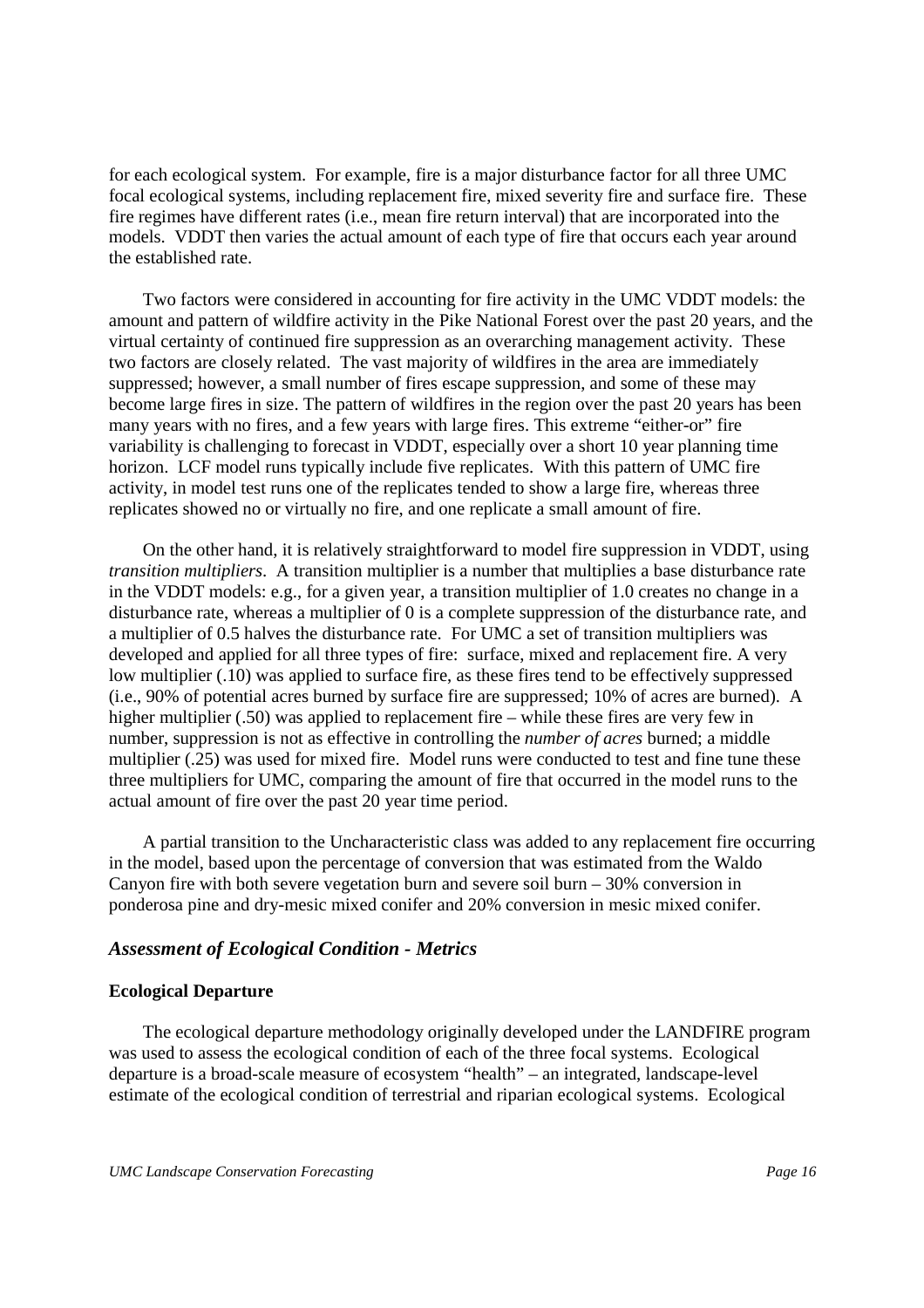for each ecological system. For example, fire is a major disturbance factor for all three UMC focal ecological systems, including replacement fire, mixed severity fire and surface fire. These fire regimes have different rates (i.e., mean fire return interval) that are incorporated into the models. VDDT then varies the actual amount of each type of fire that occurs each year around the established rate.

Two factors were considered in accounting for fire activity in the UMC VDDT models: the amount and pattern of wildfire activity in the Pike National Forest over the past 20 years, and the virtual certainty of continued fire suppression as an overarching management activity. These two factors are closely related. The vast majority of wildfires in the area are immediately suppressed; however, a small number of fires escape suppression, and some of these may become large fires in size. The pattern of wildfires in the region over the past 20 years has been many years with no fires, and a few years with large fires. This extreme "either-or" fire variability is challenging to forecast in VDDT, especially over a short 10 year planning time horizon. LCF model runs typically include five replicates. With this pattern of UMC fire activity, in model test runs one of the replicates tended to show a large fire, whereas three replicates showed no or virtually no fire, and one replicate a small amount of fire.

On the other hand, it is relatively straightforward to model fire suppression in VDDT, using *transition multipliers*. A transition multiplier is a number that multiplies a base disturbance rate in the VDDT models: e.g., for a given year, a transition multiplier of 1.0 creates no change in a disturbance rate, whereas a multiplier of 0 is a complete suppression of the disturbance rate, and a multiplier of 0.5 halves the disturbance rate. For UMC a set of transition multipliers was developed and applied for all three types of fire: surface, mixed and replacement fire. A very low multiplier (.10) was applied to surface fire, as these fires tend to be effectively suppressed (i.e., 90% of potential acres burned by surface fire are suppressed; 10% of acres are burned). A higher multiplier (.50) was applied to replacement fire – while these fires are very few in number, suppression is not as effective in controlling the *number of acres* burned; a middle multiplier (.25) was used for mixed fire. Model runs were conducted to test and fine tune these three multipliers for UMC, comparing the amount of fire that occurred in the model runs to the actual amount of fire over the past 20 year time period.

A partial transition to the Uncharacteristic class was added to any replacement fire occurring in the model, based upon the percentage of conversion that was estimated from the Waldo Canyon fire with both severe vegetation burn and severe soil burn – 30% conversion in ponderosa pine and dry-mesic mixed conifer and 20% conversion in mesic mixed conifer.

### *Assessment of Ecological Condition - Metrics*

**Ecological Departure**

The ecological departure methodology originally developed under the LANDFIRE program was used to assess the ecological condition of each of the three focal systems. Ecological departure is a broad-scale measure of ecosystem "health" – an integrated, landscape-level estimate of the ecological condition of terrestrial and riparian ecological systems. Ecological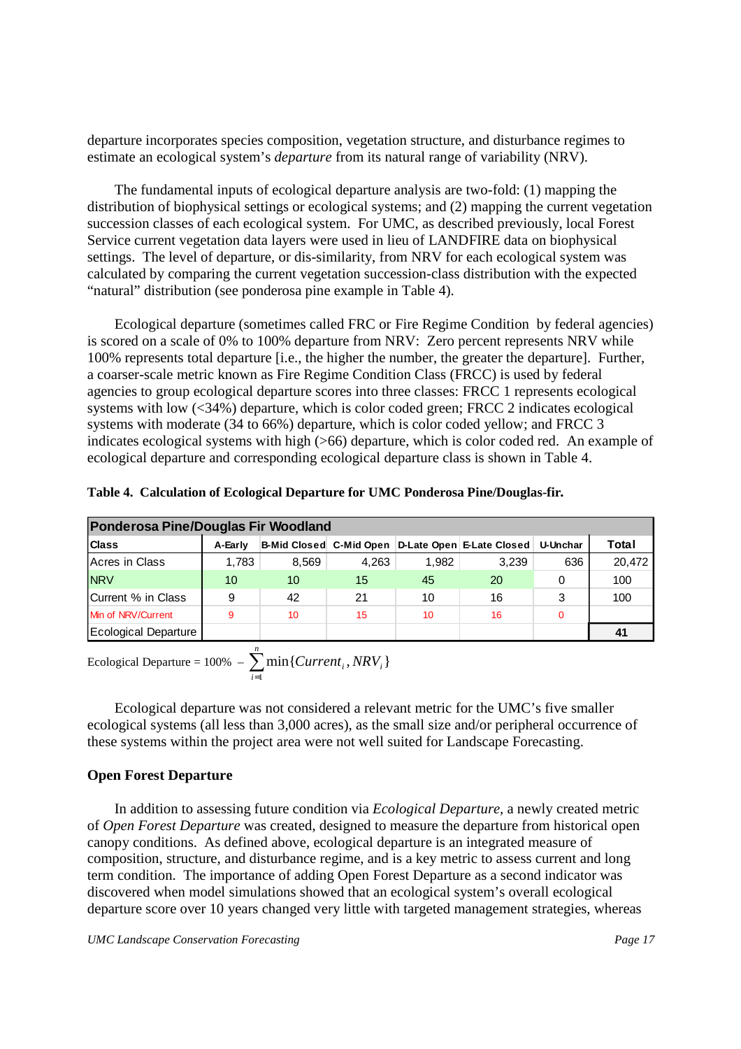departure incorporates species composition, vegetation structure, and disturbance regimes to estimate an ecological system's *departure* from its natural range of variability (NRV).

The fundamental inputs of ecological departure analysis are two-fold: (1) mapping the distribution of biophysical settings or ecological systems; and (2) mapping the current vegetation succession classes of each ecological system. For UMC, as described previously, local Forest Service current vegetation data layers were used in lieu of LANDFIRE data on biophysical settings. The level of departure, or dis-similarity, from NRV for each ecological system was calculated by comparing the current vegetation succession-class distribution with the expected "natural" distribution (see ponderosa pine example in Table 4).

Ecological departure (sometimes called FRC or Fire Regime Condition by federal agencies) is scored on a scale of 0% to 100% departure from NRV: Zero percent represents NRV while 100% represents total departure [i.e., the higher the number, the greater the departure]. Further, a coarser-scale metric known as Fire Regime Condition Class (FRCC) is used by federal agencies to group ecological departure scores into three classes: FRCC 1 represents ecological systems with low (<34%) departure, which is color coded green; FRCC 2 indicates ecological systems with moderate (34 to 66%) departure, which is color coded yellow; and FRCC 3 indicates ecological systems with high (>66) departure, which is color coded red. An example of ecological departure and corresponding ecological departure class is shown in Table 4.

**Table 4. Calculation of Ecological Departure for UMC Ponderosa Pine/Douglas-fir.**

| Ponderosa Pine/Douglas Fir Woodland | | | | | | | |
|---|---|---|---|---|---|---|---|
| **Class** | **A-Early** | **B-Mid Closed** | **C-Mid Open** | **D-Late Open** | **E-Late Closed** | **U-Unchar** | **Total** |
| Acres in Class | 1,783 | 8,569 | 4,263 | 1,982 | 3,239 | 636 | 20,472 |
| NRV | 10 | 10 | 15 | 45 | 20 | 0 | 100 |
| Current % in Class | 9 | 42 | 21 | 10 | 16 | 3 | 100 |
| Min of NRV/Current | 9 | 10 | 15 | 10 | 16 | 0 | |
| Ecological Departure | | | | | | | **41** |

Ecological Departure = $100\% - \sum_{i=1}^{n} \min\{Current_i, NRV_i\}$

Ecological departure was not considered a relevant metric for the UMC's five smaller ecological systems (all less than 3,000 acres), as the small size and/or peripheral occurrence of these systems within the project area were not well suited for Landscape Forecasting.

### Open Forest Departure

In addition to assessing future condition via *Ecological Departure,* a newly created metric of *Open Forest Departure* was created, designed to measure the departure from historical open canopy conditions. As defined above, ecological departure is an integrated measure of composition, structure, and disturbance regime, and is a key metric to assess current and long term condition. The importance of adding Open Forest Departure as a second indicator was discovered when model simulations showed that an ecological system's overall ecological departure score over 10 years changed very little with targeted management strategies, whereas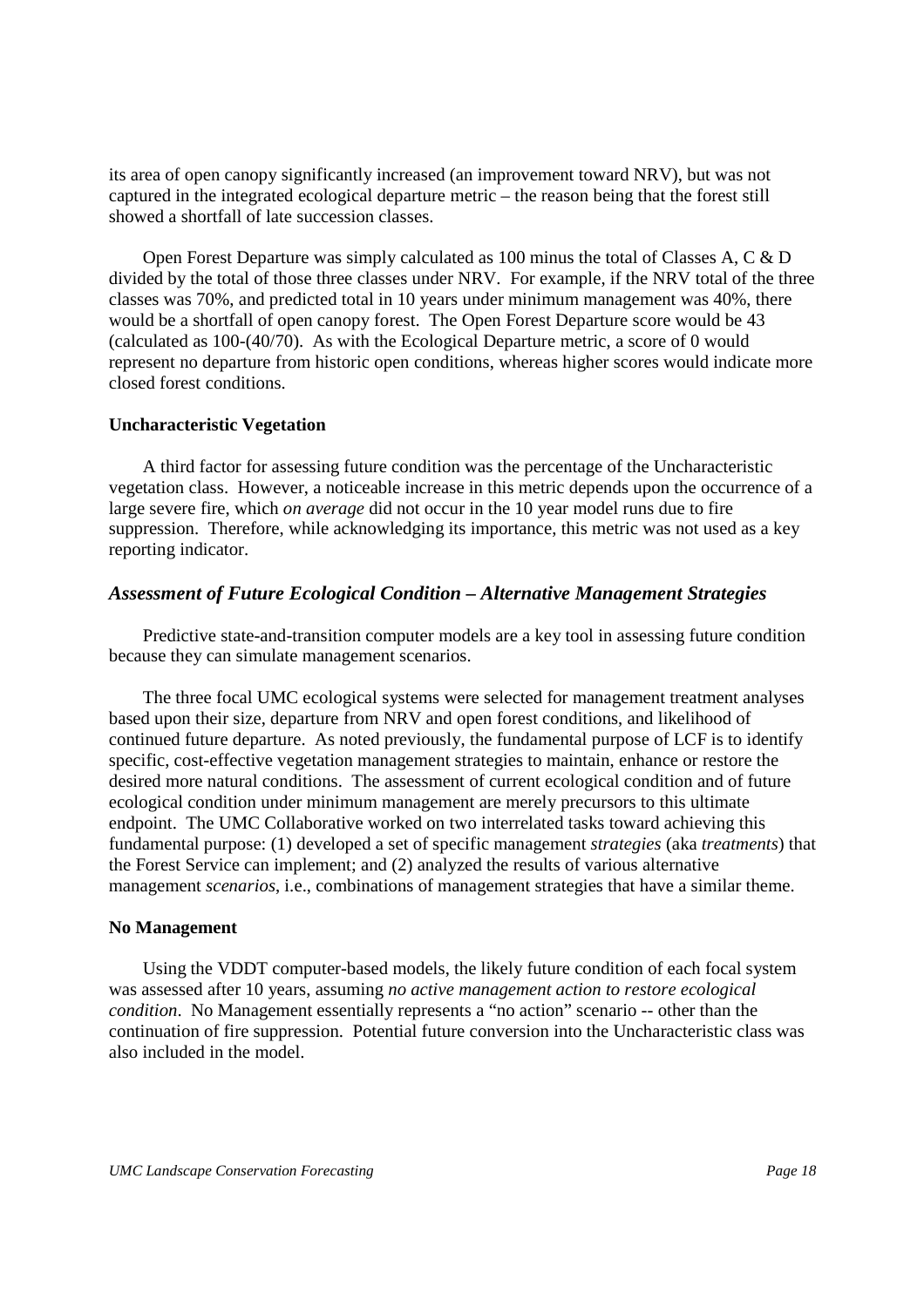its area of open canopy significantly increased (an improvement toward NRV), but was not captured in the integrated ecological departure metric – the reason being that the forest still showed a shortfall of late succession classes.

Open Forest Departure was simply calculated as 100 minus the total of Classes A, C & D divided by the total of those three classes under NRV. For example, if the NRV total of the three classes was 70%, and predicted total in 10 years under minimum management was 40%, there would be a shortfall of open canopy forest. The Open Forest Departure score would be 43 (calculated as 100-(40/70). As with the Ecological Departure metric, a score of 0 would represent no departure from historic open conditions, whereas higher scores would indicate more closed forest conditions.

**Uncharacteristic Vegetation**

A third factor for assessing future condition was the percentage of the Uncharacteristic vegetation class. However, a noticeable increase in this metric depends upon the occurrence of a large severe fire, which *on average* did not occur in the 10 year model runs due to fire suppression. Therefore, while acknowledging its importance, this metric was not used as a key reporting indicator.

### *Assessment of Future Ecological Condition – Alternative Management Strategies*

Predictive state-and-transition computer models are a key tool in assessing future condition because they can simulate management scenarios.

The three focal UMC ecological systems were selected for management treatment analyses based upon their size, departure from NRV and open forest conditions, and likelihood of continued future departure. As noted previously, the fundamental purpose of LCF is to identify specific, cost-effective vegetation management strategies to maintain, enhance or restore the desired more natural conditions. The assessment of current ecological condition and of future ecological condition under minimum management are merely precursors to this ultimate endpoint. The UMC Collaborative worked on two interrelated tasks toward achieving this fundamental purpose: (1) developed a set of specific management *strategies* (aka *treatments*) that the Forest Service can implement; and (2) analyzed the results of various alternative management *scenarios*, i.e., combinations of management strategies that have a similar theme.

**No Management**

Using the VDDT computer-based models, the likely future condition of each focal system was assessed after 10 years, assuming *no active management action to restore ecological condition*. No Management essentially represents a "no action" scenario -- other than the continuation of fire suppression. Potential future conversion into the Uncharacteristic class was also included in the model.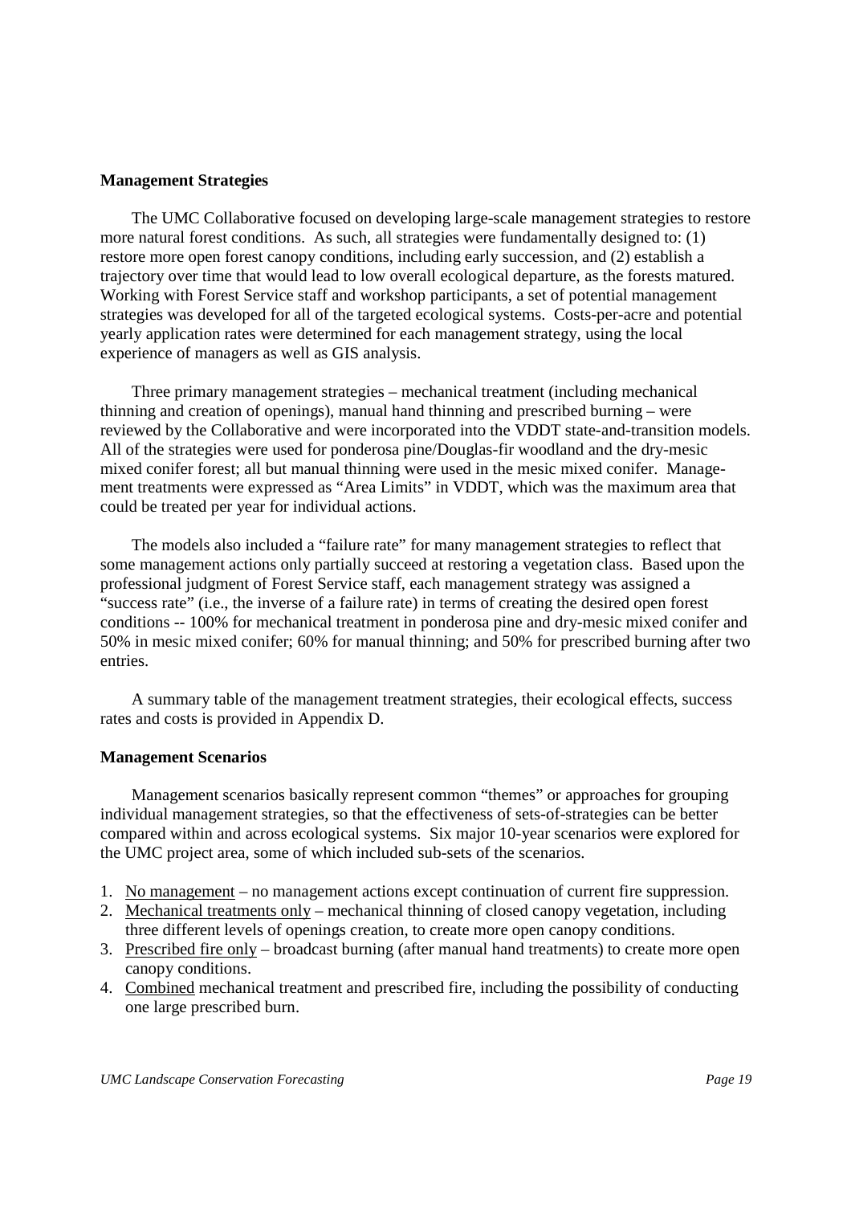**Management Strategies**

The UMC Collaborative focused on developing large-scale management strategies to restore more natural forest conditions. As such, all strategies were fundamentally designed to: (1) restore more open forest canopy conditions, including early succession, and (2) establish a trajectory over time that would lead to low overall ecological departure, as the forests matured. Working with Forest Service staff and workshop participants, a set of potential management strategies was developed for all of the targeted ecological systems. Costs-per-acre and potential yearly application rates were determined for each management strategy, using the local experience of managers as well as GIS analysis.

Three primary management strategies – mechanical treatment (including mechanical thinning and creation of openings), manual hand thinning and prescribed burning – were reviewed by the Collaborative and were incorporated into the VDDT state-and-transition models. All of the strategies were used for ponderosa pine/Douglas-fir woodland and the dry-mesic mixed conifer forest; all but manual thinning were used in the mesic mixed conifer. Management treatments were expressed as "Area Limits" in VDDT, which was the maximum area that could be treated per year for individual actions.

The models also included a "failure rate" for many management strategies to reflect that some management actions only partially succeed at restoring a vegetation class. Based upon the professional judgment of Forest Service staff, each management strategy was assigned a "success rate" (i.e., the inverse of a failure rate) in terms of creating the desired open forest conditions -- 100% for mechanical treatment in ponderosa pine and dry-mesic mixed conifer and 50% in mesic mixed conifer; 60% for manual thinning; and 50% for prescribed burning after two entries.

A summary table of the management treatment strategies, their ecological effects, success rates and costs is provided in Appendix D.

**Management Scenarios**

Management scenarios basically represent common "themes" or approaches for grouping individual management strategies, so that the effectiveness of sets-of-strategies can be better compared within and across ecological systems. Six major 10-year scenarios were explored for the UMC project area, some of which included sub-sets of the scenarios.

1. No management – no management actions except continuation of current fire suppression.
2. Mechanical treatments only – mechanical thinning of closed canopy vegetation, including three different levels of openings creation, to create more open canopy conditions.
3. Prescribed fire only – broadcast burning (after manual hand treatments) to create more open canopy conditions.
4. Combined mechanical treatment and prescribed fire, including the possibility of conducting one large prescribed burn.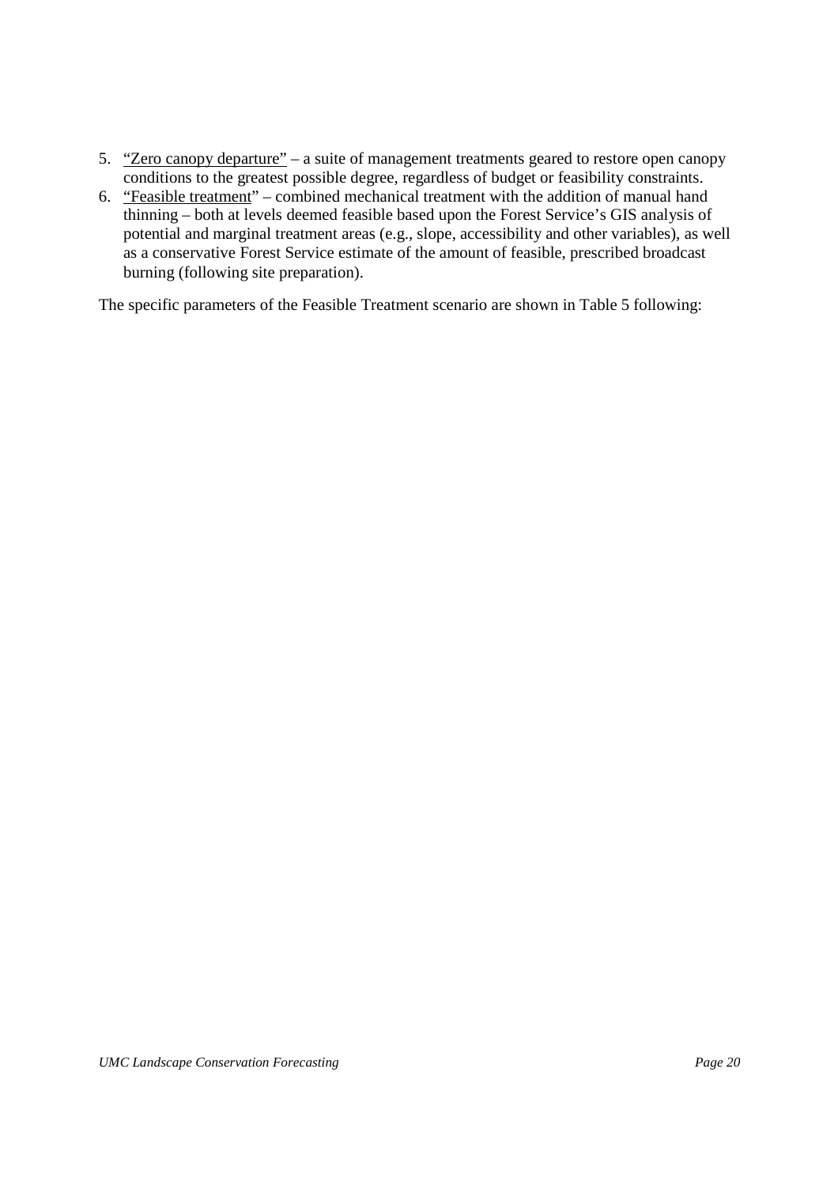5. <u>"Zero canopy departure"</u> – a suite of management treatments geared to restore open canopy conditions to the greatest possible degree, regardless of budget or feasibility constraints.
6. <u>"Feasible treatment</u>" – combined mechanical treatment with the addition of manual hand thinning – both at levels deemed feasible based upon the Forest Service's GIS analysis of potential and marginal treatment areas (e.g., slope, accessibility and other variables), as well as a conservative Forest Service estimate of the amount of feasible, prescribed broadcast burning (following site preparation).

The specific parameters of the Feasible Treatment scenario are shown in Table 5 following: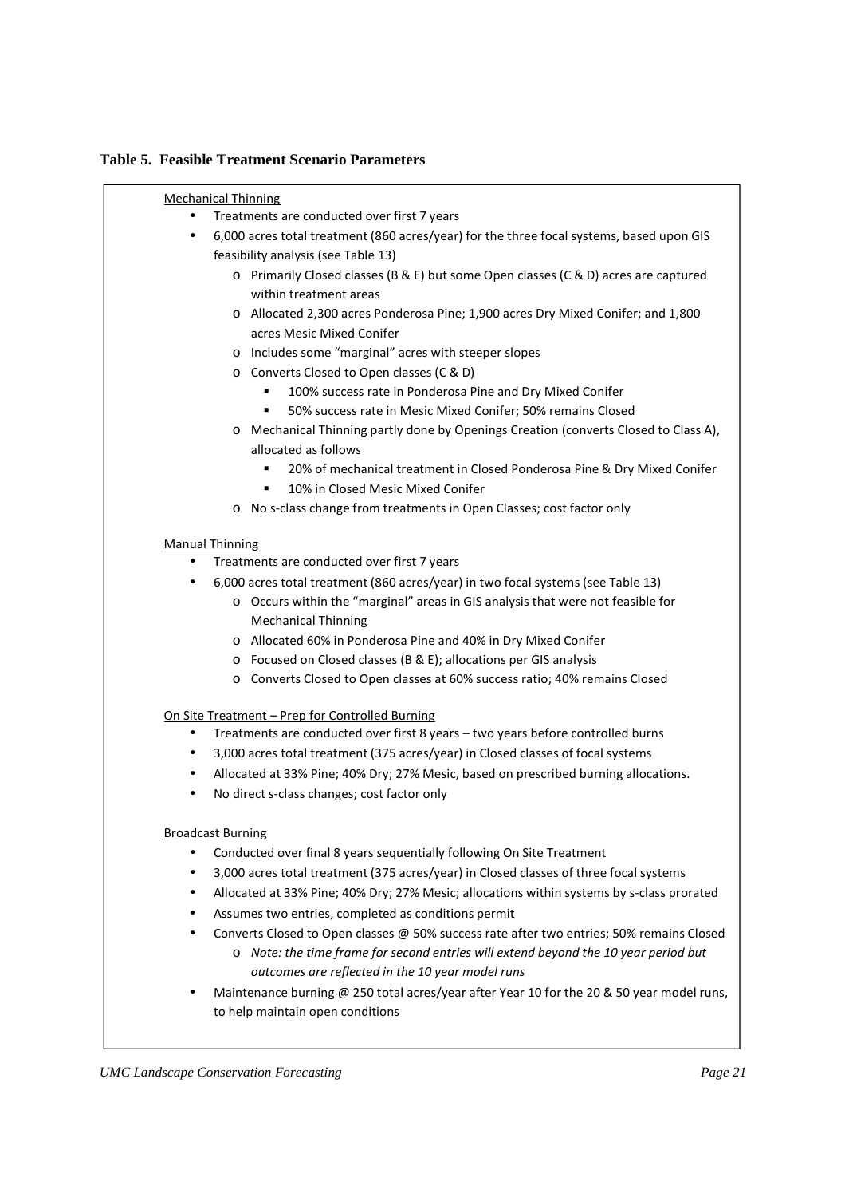**Table 5. Feasible Treatment Scenario Parameters**

Mechanical Thinning

- Treatments are conducted over first 7 years
- 6,000 acres total treatment (860 acres/year) for the three focal systems, based upon GIS feasibility analysis (see Table 13)
  - Primarily Closed classes (B & E) but some Open classes (C & D) acres are captured within treatment areas
  - Allocated 2,300 acres Ponderosa Pine; 1,900 acres Dry Mixed Conifer; and 1,800 acres Mesic Mixed Conifer
  - Includes some "marginal" acres with steeper slopes
  - Converts Closed to Open classes (C & D)
    - 100% success rate in Ponderosa Pine and Dry Mixed Conifer
    - 50% success rate in Mesic Mixed Conifer; 50% remains Closed
  - Mechanical Thinning partly done by Openings Creation (converts Closed to Class A), allocated as follows
    - 20% of mechanical treatment in Closed Ponderosa Pine & Dry Mixed Conifer
    - 10% in Closed Mesic Mixed Conifer
  - No s-class change from treatments in Open Classes; cost factor only

Manual Thinning

- Treatments are conducted over first 7 years
- 6,000 acres total treatment (860 acres/year) in two focal systems (see Table 13)
  - Occurs within the "marginal" areas in GIS analysis that were not feasible for Mechanical Thinning
  - Allocated 60% in Ponderosa Pine and 40% in Dry Mixed Conifer
  - Focused on Closed classes (B & E); allocations per GIS analysis
  - Converts Closed to Open classes at 60% success ratio; 40% remains Closed

On Site Treatment – Prep for Controlled Burning

- Treatments are conducted over first 8 years – two years before controlled burns
- 3,000 acres total treatment (375 acres/year) in Closed classes of focal systems
- Allocated at 33% Pine; 40% Dry; 27% Mesic, based on prescribed burning allocations.
- No direct s-class changes; cost factor only

Broadcast Burning

- Conducted over final 8 years sequentially following On Site Treatment
- 3,000 acres total treatment (375 acres/year) in Closed classes of three focal systems
- Allocated at 33% Pine; 40% Dry; 27% Mesic; allocations within systems by s-class prorated
- Assumes two entries, completed as conditions permit
- Converts Closed to Open classes @ 50% success rate after two entries; 50% remains Closed
  - *Note: the time frame for second entries will extend beyond the 10 year period but outcomes are reflected in the 10 year model runs*
- Maintenance burning @ 250 total acres/year after Year 10 for the 20 & 50 year model runs, to help maintain open conditions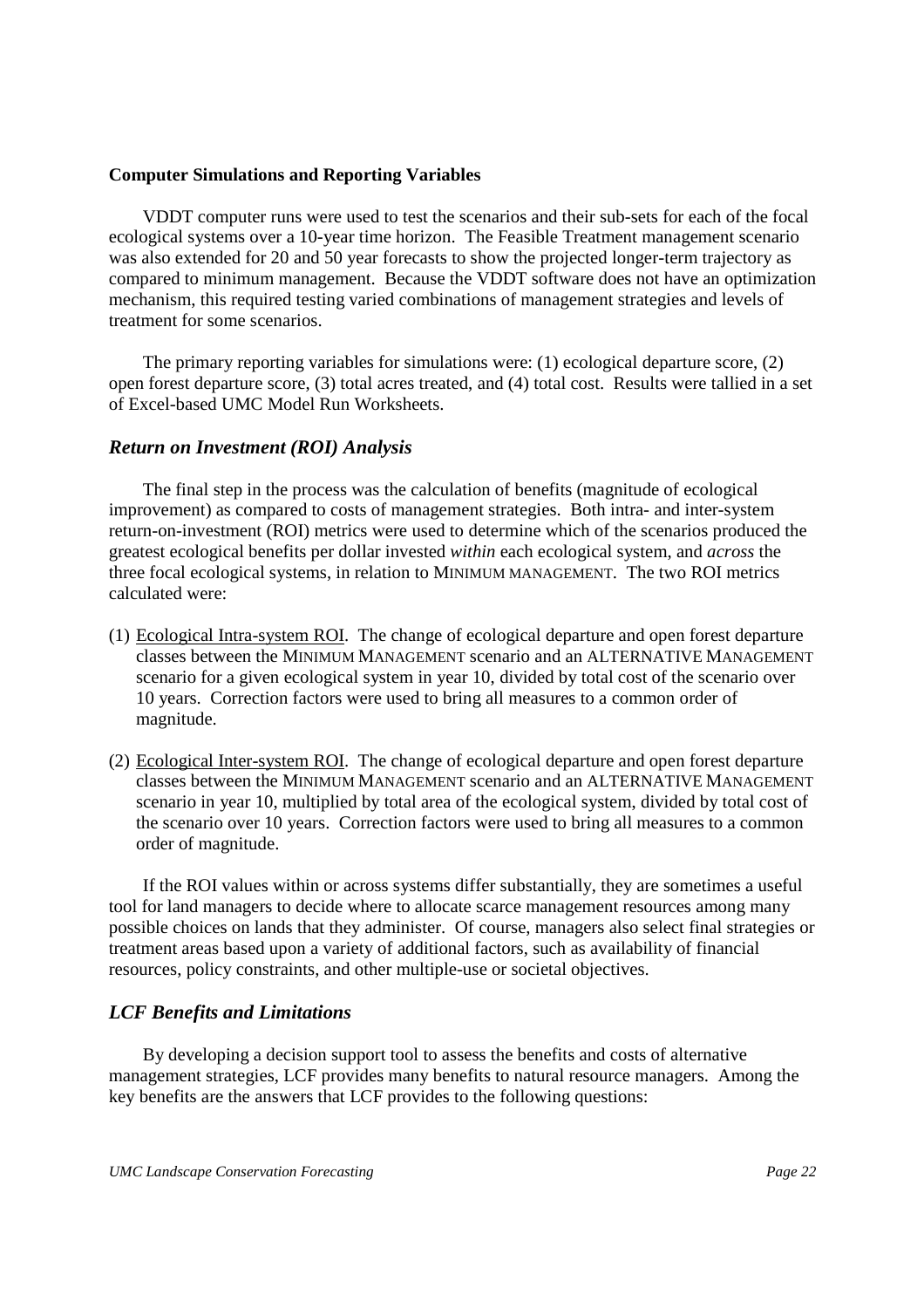**Computer Simulations and Reporting Variables**

VDDT computer runs were used to test the scenarios and their sub-sets for each of the focal ecological systems over a 10-year time horizon. The Feasible Treatment management scenario was also extended for 20 and 50 year forecasts to show the projected longer-term trajectory as compared to minimum management. Because the VDDT software does not have an optimization mechanism, this required testing varied combinations of management strategies and levels of treatment for some scenarios.

The primary reporting variables for simulations were: (1) ecological departure score, (2) open forest departure score, (3) total acres treated, and (4) total cost. Results were tallied in a set of Excel-based UMC Model Run Worksheets.

### *Return on Investment (ROI) Analysis*

The final step in the process was the calculation of benefits (magnitude of ecological improvement) as compared to costs of management strategies. Both intra- and inter-system return-on-investment (ROI) metrics were used to determine which of the scenarios produced the greatest ecological benefits per dollar invested *within* each ecological system, and *across* the three focal ecological systems, in relation to MINIMUM MANAGEMENT. The two ROI metrics calculated were:

(1) Ecological Intra-system ROI. The change of ecological departure and open forest departure classes between the MINIMUM MANAGEMENT scenario and an ALTERNATIVE MANAGEMENT scenario for a given ecological system in year 10, divided by total cost of the scenario over 10 years. Correction factors were used to bring all measures to a common order of magnitude.

(2) Ecological Inter-system ROI. The change of ecological departure and open forest departure classes between the MINIMUM MANAGEMENT scenario and an ALTERNATIVE MANAGEMENT scenario in year 10, multiplied by total area of the ecological system, divided by total cost of the scenario over 10 years. Correction factors were used to bring all measures to a common order of magnitude.

If the ROI values within or across systems differ substantially, they are sometimes a useful tool for land managers to decide where to allocate scarce management resources among many possible choices on lands that they administer. Of course, managers also select final strategies or treatment areas based upon a variety of additional factors, such as availability of financial resources, policy constraints, and other multiple-use or societal objectives.

### *LCF Benefits and Limitations*

By developing a decision support tool to assess the benefits and costs of alternative management strategies, LCF provides many benefits to natural resource managers. Among the key benefits are the answers that LCF provides to the following questions: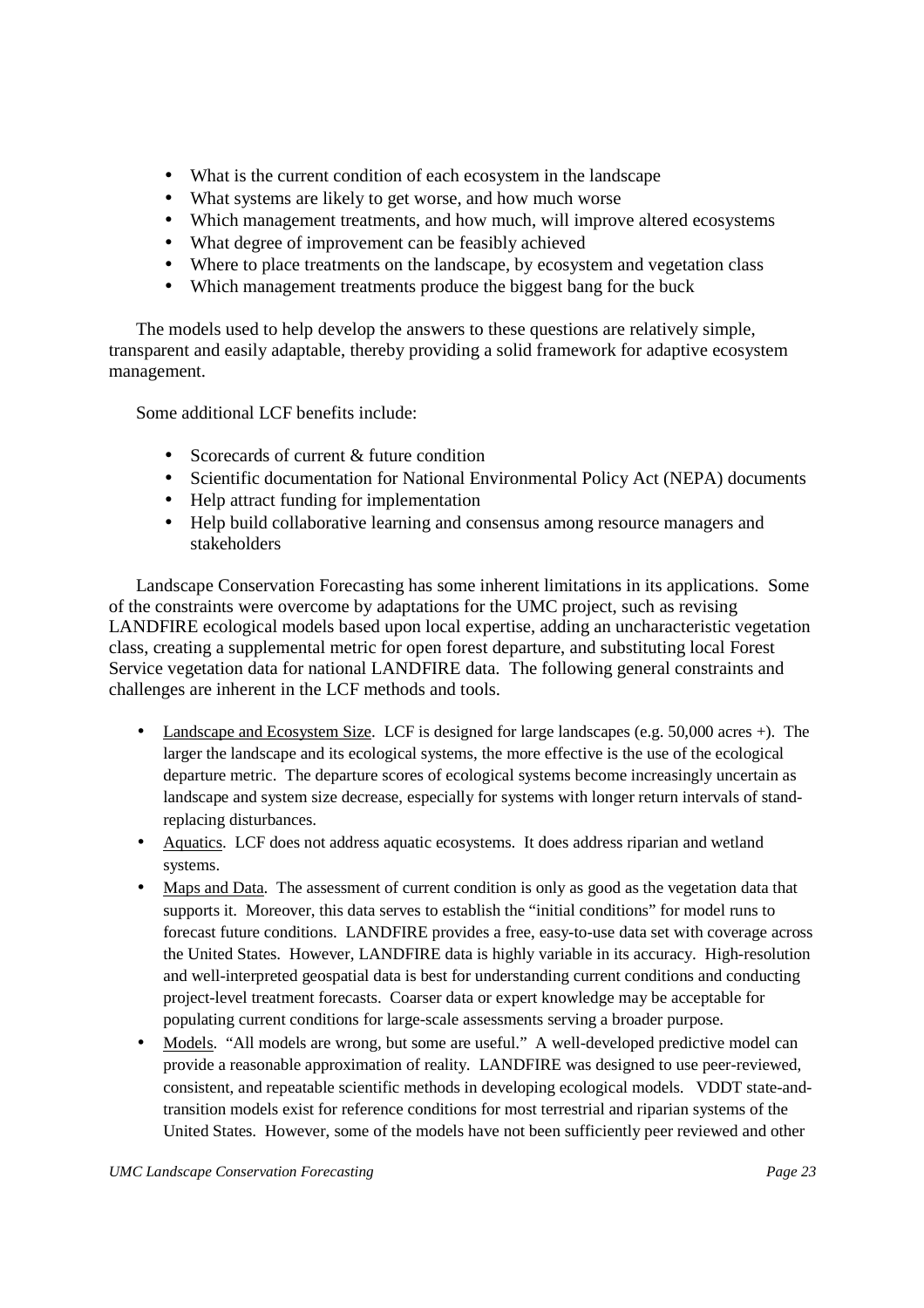- What is the current condition of each ecosystem in the landscape
- What systems are likely to get worse, and how much worse
- Which management treatments, and how much, will improve altered ecosystems
- What degree of improvement can be feasibly achieved
- Where to place treatments on the landscape, by ecosystem and vegetation class
- Which management treatments produce the biggest bang for the buck

The models used to help develop the answers to these questions are relatively simple, transparent and easily adaptable, thereby providing a solid framework for adaptive ecosystem management.

Some additional LCF benefits include:

- Scorecards of current & future condition
- Scientific documentation for National Environmental Policy Act (NEPA) documents
- Help attract funding for implementation
- Help build collaborative learning and consensus among resource managers and stakeholders

Landscape Conservation Forecasting has some inherent limitations in its applications. Some of the constraints were overcome by adaptations for the UMC project, such as revising LANDFIRE ecological models based upon local expertise, adding an uncharacteristic vegetation class, creating a supplemental metric for open forest departure, and substituting local Forest Service vegetation data for national LANDFIRE data. The following general constraints and challenges are inherent in the LCF methods and tools.

- <u>Landscape and Ecosystem Size</u>. LCF is designed for large landscapes (e.g. 50,000 acres +). The larger the landscape and its ecological systems, the more effective is the use of the ecological departure metric. The departure scores of ecological systems become increasingly uncertain as landscape and system size decrease, especially for systems with longer return intervals of stand-replacing disturbances.
- <u>Aquatics</u>. LCF does not address aquatic ecosystems. It does address riparian and wetland systems.
- <u>Maps and Data</u>. The assessment of current condition is only as good as the vegetation data that supports it. Moreover, this data serves to establish the "initial conditions" for model runs to forecast future conditions. LANDFIRE provides a free, easy-to-use data set with coverage across the United States. However, LANDFIRE data is highly variable in its accuracy. High-resolution and well-interpreted geospatial data is best for understanding current conditions and conducting project-level treatment forecasts. Coarser data or expert knowledge may be acceptable for populating current conditions for large-scale assessments serving a broader purpose.
- <u>Models</u>. "All models are wrong, but some are useful." A well-developed predictive model can provide a reasonable approximation of reality. LANDFIRE was designed to use peer-reviewed, consistent, and repeatable scientific methods in developing ecological models. VDDT state-and-transition models exist for reference conditions for most terrestrial and riparian systems of the United States. However, some of the models have not been sufficiently peer reviewed and other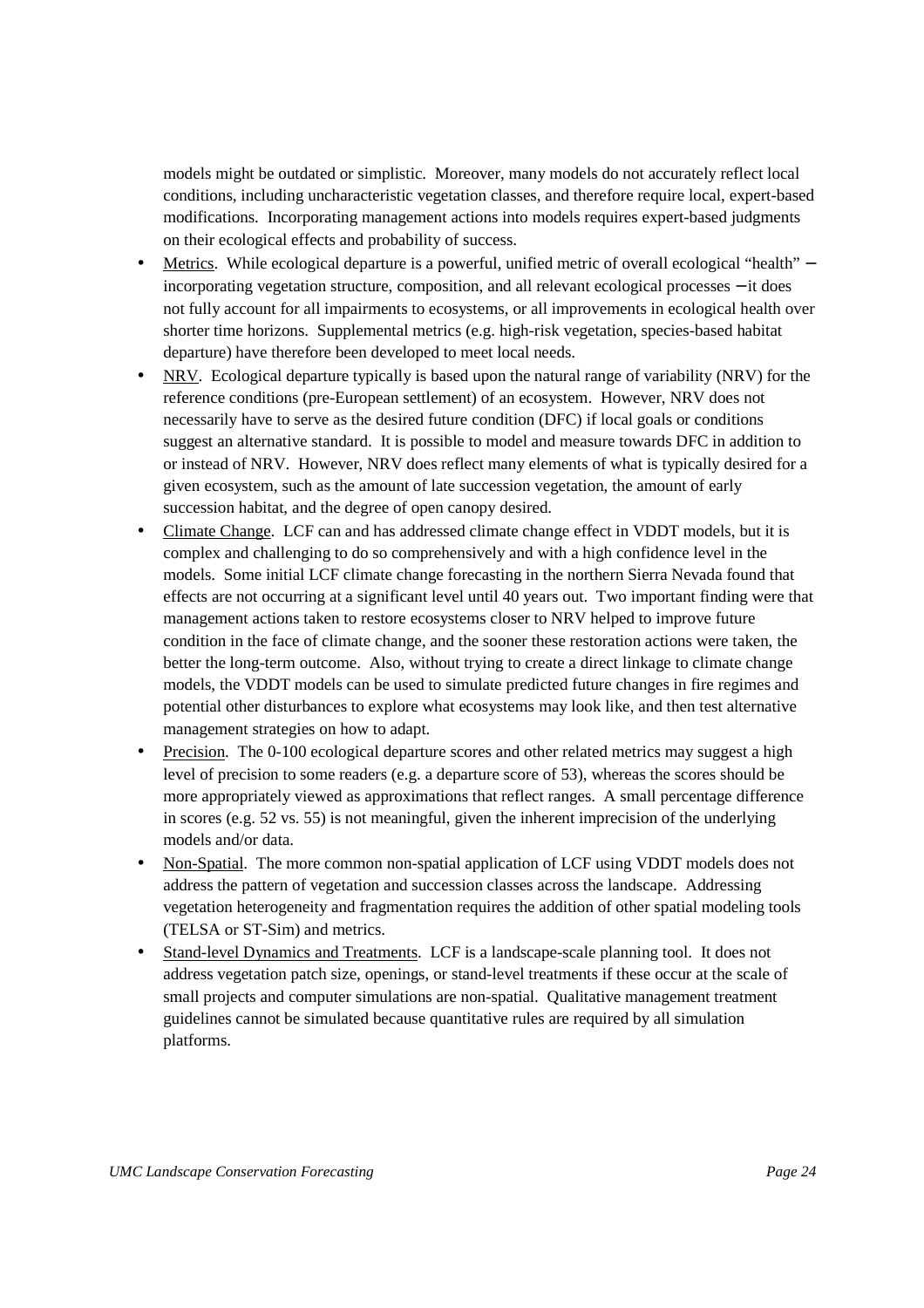models might be outdated or simplistic. Moreover, many models do not accurately reflect local conditions, including uncharacteristic vegetation classes, and therefore require local, expert-based modifications. Incorporating management actions into models requires expert-based judgments on their ecological effects and probability of success.

- Metrics. While ecological departure is a powerful, unified metric of overall ecological "health" – incorporating vegetation structure, composition, and all relevant ecological processes – it does not fully account for all impairments to ecosystems, or all improvements in ecological health over shorter time horizons. Supplemental metrics (e.g. high-risk vegetation, species-based habitat departure) have therefore been developed to meet local needs.
- NRV. Ecological departure typically is based upon the natural range of variability (NRV) for the reference conditions (pre-European settlement) of an ecosystem. However, NRV does not necessarily have to serve as the desired future condition (DFC) if local goals or conditions suggest an alternative standard. It is possible to model and measure towards DFC in addition to or instead of NRV. However, NRV does reflect many elements of what is typically desired for a given ecosystem, such as the amount of late succession vegetation, the amount of early succession habitat, and the degree of open canopy desired.
- Climate Change. LCF can and has addressed climate change effect in VDDT models, but it is complex and challenging to do so comprehensively and with a high confidence level in the models. Some initial LCF climate change forecasting in the northern Sierra Nevada found that effects are not occurring at a significant level until 40 years out. Two important finding were that management actions taken to restore ecosystems closer to NRV helped to improve future condition in the face of climate change, and the sooner these restoration actions were taken, the better the long-term outcome. Also, without trying to create a direct linkage to climate change models, the VDDT models can be used to simulate predicted future changes in fire regimes and potential other disturbances to explore what ecosystems may look like, and then test alternative management strategies on how to adapt.
- Precision. The 0-100 ecological departure scores and other related metrics may suggest a high level of precision to some readers (e.g. a departure score of 53), whereas the scores should be more appropriately viewed as approximations that reflect ranges. A small percentage difference in scores (e.g. 52 vs. 55) is not meaningful, given the inherent imprecision of the underlying models and/or data.
- Non-Spatial. The more common non-spatial application of LCF using VDDT models does not address the pattern of vegetation and succession classes across the landscape. Addressing vegetation heterogeneity and fragmentation requires the addition of other spatial modeling tools (TELSA or ST-Sim) and metrics.
- Stand-level Dynamics and Treatments. LCF is a landscape-scale planning tool. It does not address vegetation patch size, openings, or stand-level treatments if these occur at the scale of small projects and computer simulations are non-spatial. Qualitative management treatment guidelines cannot be simulated because quantitative rules are required by all simulation platforms.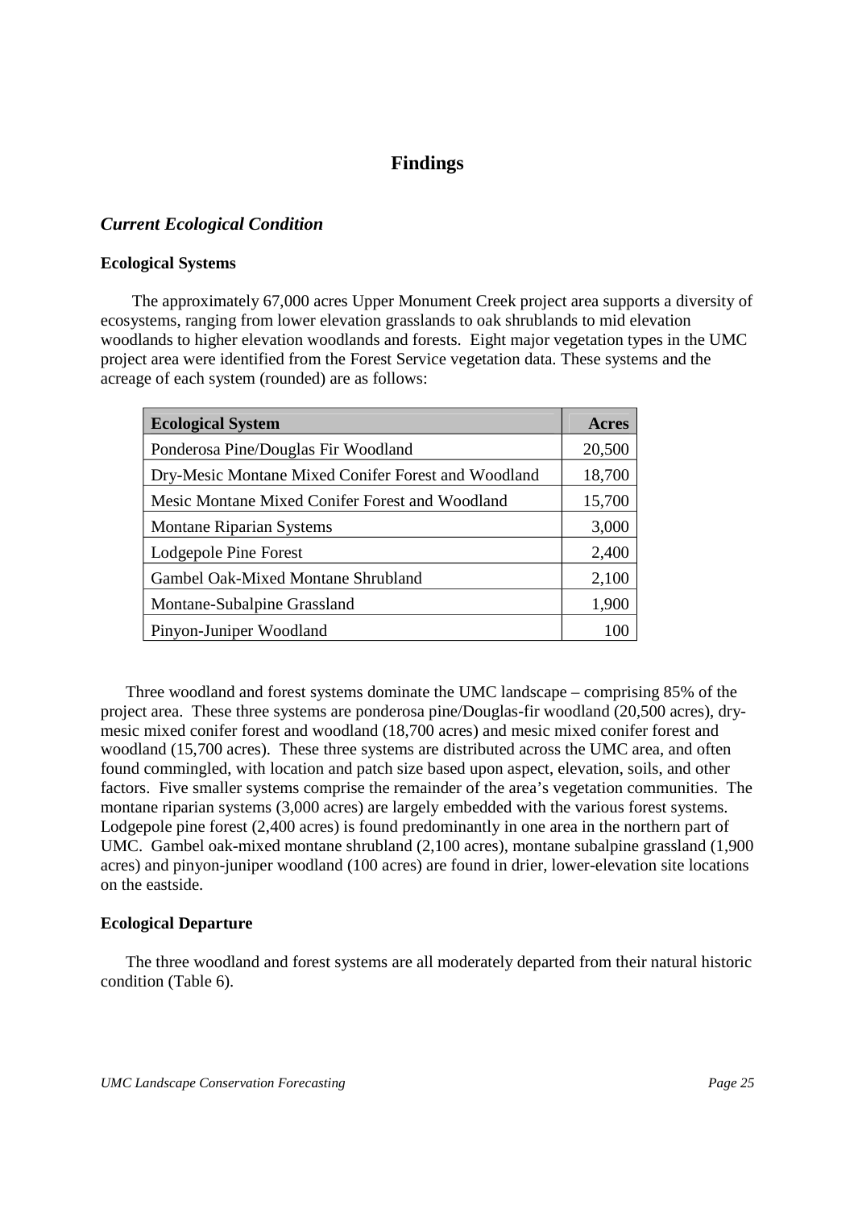# Findings

## *Current Ecological Condition*

### Ecological Systems

The approximately 67,000 acres Upper Monument Creek project area supports a diversity of ecosystems, ranging from lower elevation grasslands to oak shrublands to mid elevation woodlands to higher elevation woodlands and forests. Eight major vegetation types in the UMC project area were identified from the Forest Service vegetation data. These systems and the acreage of each system (rounded) are as follows:

| Ecological System | Acres |
|---|---:|
| Ponderosa Pine/Douglas Fir Woodland | 20,500 |
| Dry-Mesic Montane Mixed Conifer Forest and Woodland | 18,700 |
| Mesic Montane Mixed Conifer Forest and Woodland | 15,700 |
| Montane Riparian Systems | 3,000 |
| Lodgepole Pine Forest | 2,400 |
| Gambel Oak-Mixed Montane Shrubland | 2,100 |
| Montane-Subalpine Grassland | 1,900 |
| Pinyon-Juniper Woodland | 100 |

Three woodland and forest systems dominate the UMC landscape – comprising 85% of the project area. These three systems are ponderosa pine/Douglas-fir woodland (20,500 acres), dry-mesic mixed conifer forest and woodland (18,700 acres) and mesic mixed conifer forest and woodland (15,700 acres). These three systems are distributed across the UMC area, and often found commingled, with location and patch size based upon aspect, elevation, soils, and other factors. Five smaller systems comprise the remainder of the area's vegetation communities. The montane riparian systems (3,000 acres) are largely embedded with the various forest systems. Lodgepole pine forest (2,400 acres) is found predominantly in one area in the northern part of UMC. Gambel oak-mixed montane shrubland (2,100 acres), montane subalpine grassland (1,900 acres) and pinyon-juniper woodland (100 acres) are found in drier, lower-elevation site locations on the eastside.

### Ecological Departure

The three woodland and forest systems are all moderately departed from their natural historic condition (Table 6).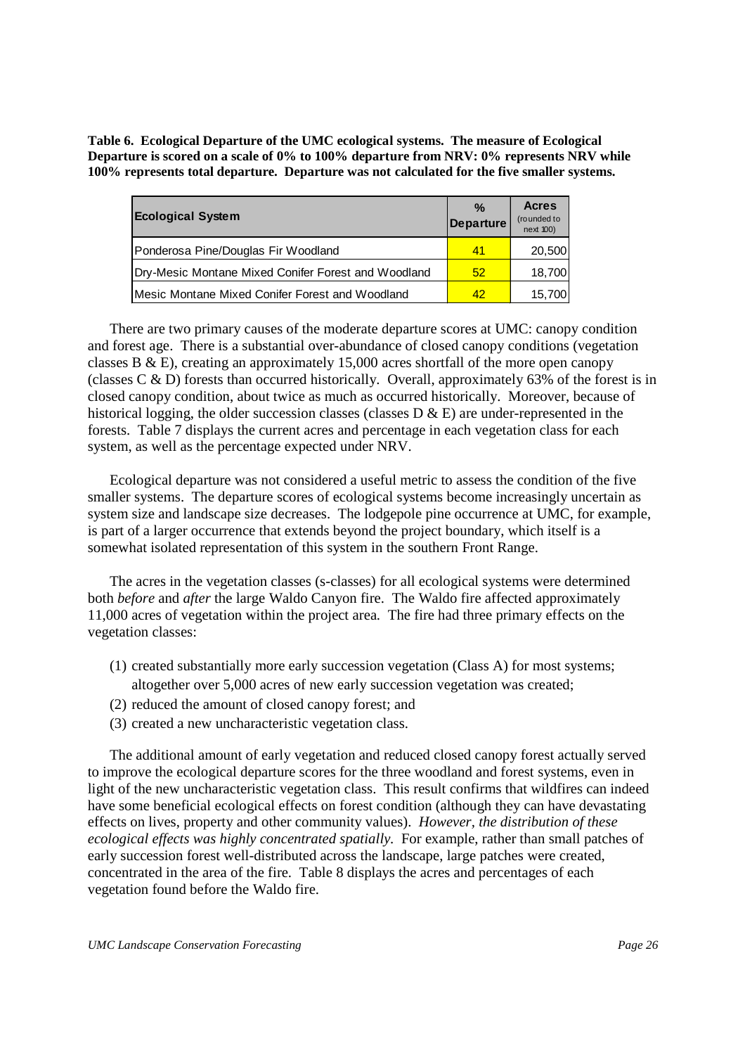**Table 6. Ecological Departure of the UMC ecological systems. The measure of Ecological Departure is scored on a scale of 0% to 100% departure from NRV: 0% represents NRV while 100% represents total departure. Departure was not calculated for the five smaller systems.**

| Ecological System | % Departure | Acres (rounded to next 100) |
|---|---|---|
| Ponderosa Pine/Douglas Fir Woodland | 41 | 20,500 |
| Dry-Mesic Montane Mixed Conifer Forest and Woodland | 52 | 18,700 |
| Mesic Montane Mixed Conifer Forest and Woodland | 42 | 15,700 |

There are two primary causes of the moderate departure scores at UMC: canopy condition and forest age. There is a substantial over-abundance of closed canopy conditions (vegetation classes B & E), creating an approximately 15,000 acres shortfall of the more open canopy (classes C & D) forests than occurred historically. Overall, approximately 63% of the forest is in closed canopy condition, about twice as much as occurred historically. Moreover, because of historical logging, the older succession classes (classes D & E) are under-represented in the forests. Table 7 displays the current acres and percentage in each vegetation class for each system, as well as the percentage expected under NRV.

Ecological departure was not considered a useful metric to assess the condition of the five smaller systems. The departure scores of ecological systems become increasingly uncertain as system size and landscape size decreases. The lodgepole pine occurrence at UMC, for example, is part of a larger occurrence that extends beyond the project boundary, which itself is a somewhat isolated representation of this system in the southern Front Range.

The acres in the vegetation classes (s-classes) for all ecological systems were determined both *before* and *after* the large Waldo Canyon fire. The Waldo fire affected approximately 11,000 acres of vegetation within the project area. The fire had three primary effects on the vegetation classes:

(1) created substantially more early succession vegetation (Class A) for most systems; altogether over 5,000 acres of new early succession vegetation was created;
(2) reduced the amount of closed canopy forest; and
(3) created a new uncharacteristic vegetation class.

The additional amount of early vegetation and reduced closed canopy forest actually served to improve the ecological departure scores for the three woodland and forest systems, even in light of the new uncharacteristic vegetation class. This result confirms that wildfires can indeed have some beneficial ecological effects on forest condition (although they can have devastating effects on lives, property and other community values). *However, the distribution of these ecological effects was highly concentrated spatially.* For example, rather than small patches of early succession forest well-distributed across the landscape, large patches were created, concentrated in the area of the fire. Table 8 displays the acres and percentages of each vegetation found before the Waldo fire.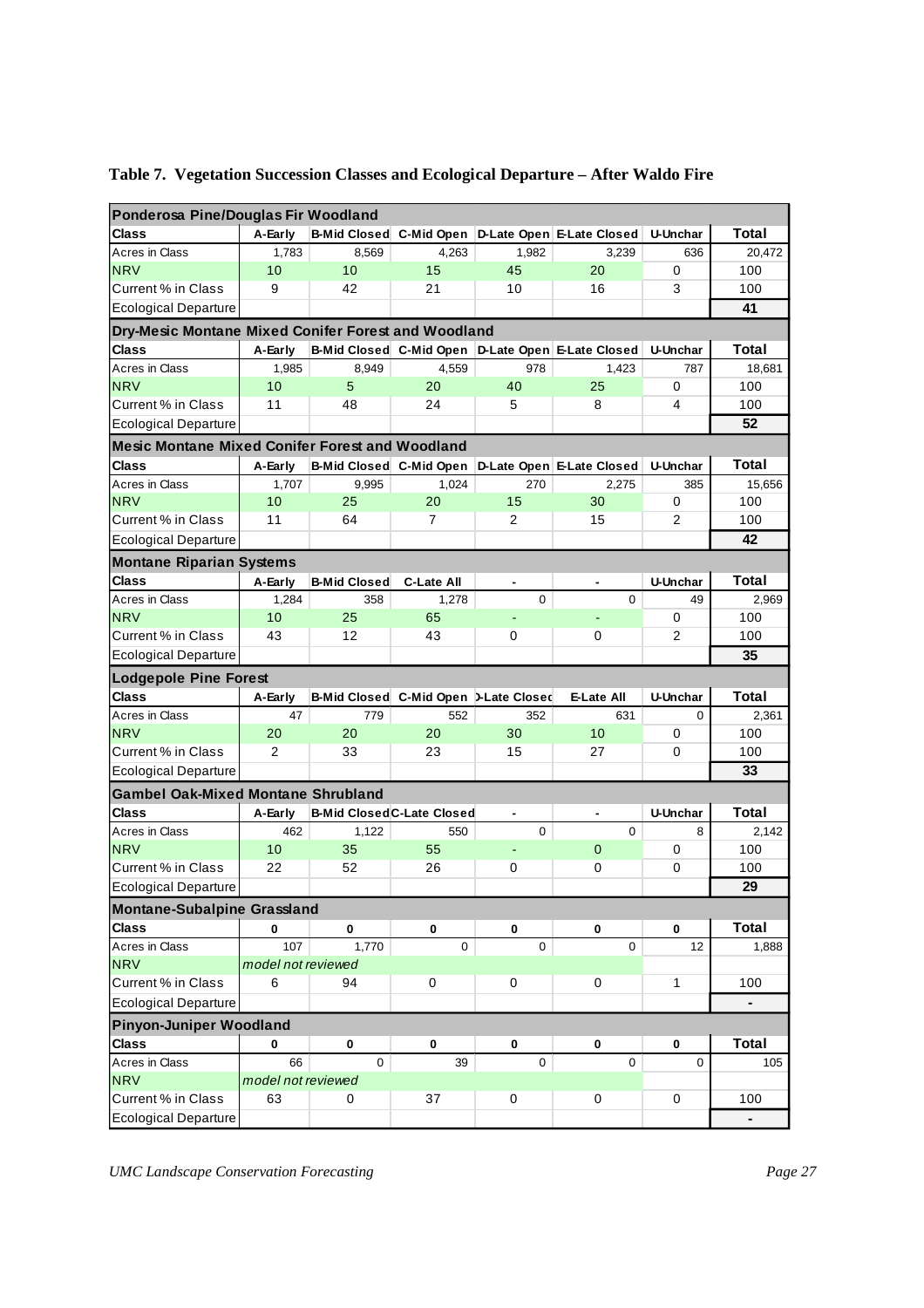**Table 7. Vegetation Succession Classes and Ecological Departure – After Waldo Fire**

| Ponderosa Pine/Douglas Fir Woodland | | | | | | | |
|---|---|---|---|---|---|---|---|
| Class | A-Early | B-Mid Closed | C-Mid Open | D-Late Open | E-Late Closed | U-Unchar | Total |
| Acres in Class | 1,783 | 8,569 | 4,263 | 1,982 | 3,239 | 636 | 20,472 |
| NRV | 10 | 10 | 15 | 45 | 20 | 0 | 100 |
| Current % in Class | 9 | 42 | 21 | 10 | 16 | 3 | 100 |
| Ecological Departure | | | | | | | 41 |

| Dry-Mesic Montane Mixed Conifer Forest and Woodland | | | | | | | |
|---|---|---|---|---|---|---|---|
| Class | A-Early | B-Mid Closed | C-Mid Open | D-Late Open | E-Late Closed | U-Unchar | Total |
| Acres in Class | 1,985 | 8,949 | 4,559 | 978 | 1,423 | 787 | 18,681 |
| NRV | 10 | 5 | 20 | 40 | 25 | 0 | 100 |
| Current % in Class | 11 | 48 | 24 | 5 | 8 | 4 | 100 |
| Ecological Departure | | | | | | | 52 |

| Mesic Montane Mixed Conifer Forest and Woodland | | | | | | | |
|---|---|---|---|---|---|---|---|
| Class | A-Early | B-Mid Closed | C-Mid Open | D-Late Open | E-Late Closed | U-Unchar | Total |
| Acres in Class | 1,707 | 9,995 | 1,024 | 270 | 2,275 | 385 | 15,656 |
| NRV | 10 | 25 | 20 | 15 | 30 | 0 | 100 |
| Current % in Class | 11 | 64 | 7 | 2 | 15 | 2 | 100 |
| Ecological Departure | | | | | | | 42 |

| Montane Riparian Systems | | | | | | | |
|---|---|---|---|---|---|---|---|
| Class | A-Early | B-Mid Closed | C-Late All | - | - | U-Unchar | Total |
| Acres in Class | 1,284 | 358 | 1,278 | 0 | 0 | 49 | 2,969 |
| NRV | 10 | 25 | 65 | - | - | 0 | 100 |
| Current % in Class | 43 | 12 | 43 | 0 | 0 | 2 | 100 |
| Ecological Departure | | | | | | | 35 |

| Lodgepole Pine Forest | | | | | | | |
|---|---|---|---|---|---|---|---|
| Class | A-Early | B-Mid Closed | C-Mid Open | D-Late Closed | E-Late All | U-Unchar | Total |
| Acres in Class | 47 | 779 | 552 | 352 | 631 | 0 | 2,361 |
| NRV | 20 | 20 | 20 | 30 | 10 | 0 | 100 |
| Current % in Class | 2 | 33 | 23 | 15 | 27 | 0 | 100 |
| Ecological Departure | | | | | | | 33 |

| Gambel Oak-Mixed Montane Shrubland | | | | | | | |
|---|---|---|---|---|---|---|---|
| Class | A-Early | B-Mid Closed | C-Late Closed | - | - | U-Unchar | Total |
| Acres in Class | 462 | 1,122 | 550 | 0 | 0 | 8 | 2,142 |
| NRV | 10 | 35 | 55 | - | 0 | 0 | 100 |
| Current % in Class | 22 | 52 | 26 | 0 | 0 | 0 | 100 |
| Ecological Departure | | | | | | | 29 |

| Montane-Subalpine Grassland | | | | | | | |
|---|---|---|---|---|---|---|---|
| Class | 0 | 0 | 0 | 0 | 0 | 0 | Total |
| Acres in Class | 107 | 1,770 | 0 | 0 | 0 | 12 | 1,888 |
| NRV | *model not reviewed* | | | | | | |
| Current % in Class | 6 | 94 | 0 | 0 | 0 | 1 | 100 |
| Ecological Departure | | | | | | | - |

| Pinyon-Juniper Woodland | | | | | | | |
|---|---|---|---|---|---|---|---|
| Class | 0 | 0 | 0 | 0 | 0 | 0 | Total |
| Acres in Class | 66 | 0 | 39 | 0 | 0 | 0 | 105 |
| NRV | *model not reviewed* | | | | | | |
| Current % in Class | 63 | 0 | 37 | 0 | 0 | 0 | 100 |
| Ecological Departure | | | | | | | - |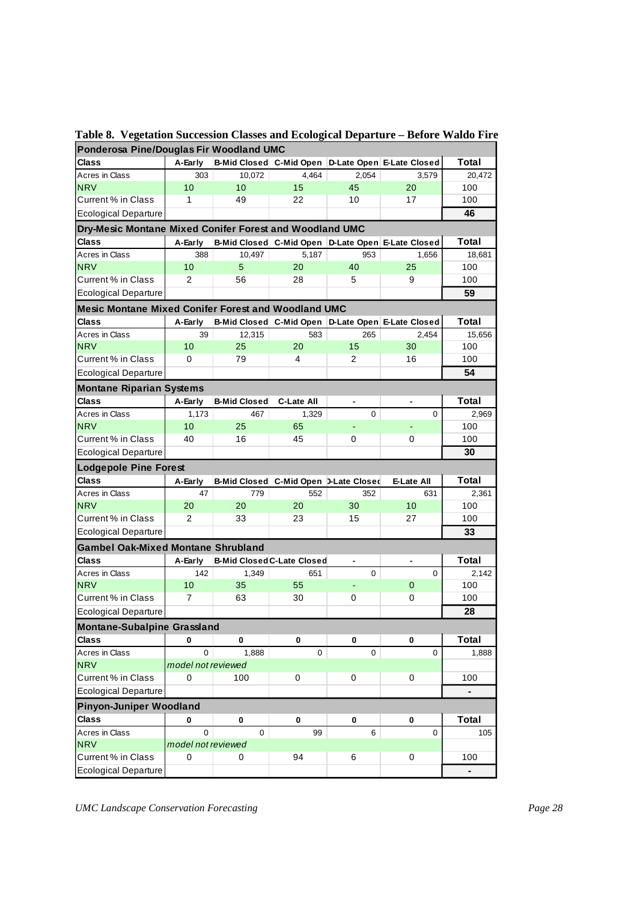**Table 8. Vegetation Succession Classes and Ecological Departure – Before Waldo Fire**

| **Ponderosa Pine/Douglas Fir Woodland UMC** | | | | | | |
|---|---|---|---|---|---|---|
| **Class** | **A-Early** | **B-Mid Closed** | **C-Mid Open** | **D-Late Open** | **E-Late Closed** | **Total** |
| Acres in Class | 303 | 10,072 | 4,464 | 2,054 | 3,579 | 20,472 |
| NRV | 10 | 10 | 15 | 45 | 20 | 100 |
| Current % in Class | 1 | 49 | 22 | 10 | 17 | 100 |
| Ecological Departure | | | | | | **46** |
| **Dry-Mesic Montane Mixed Conifer Forest and Woodland UMC** | | | | | | |
| **Class** | **A-Early** | **B-Mid Closed** | **C-Mid Open** | **D-Late Open** | **E-Late Closed** | **Total** |
| Acres in Class | 388 | 10,497 | 5,187 | 953 | 1,656 | 18,681 |
| NRV | 10 | 5 | 20 | 40 | 25 | 100 |
| Current % in Class | 2 | 56 | 28 | 5 | 9 | 100 |
| Ecological Departure | | | | | | **59** |
| **Mesic Montane Mixed Conifer Forest and Woodland UMC** | | | | | | |
| **Class** | **A-Early** | **B-Mid Closed** | **C-Mid Open** | **D-Late Open** | **E-Late Closed** | **Total** |
| Acres in Class | 39 | 12,315 | 583 | 265 | 2,454 | 15,656 |
| NRV | 10 | 25 | 20 | 15 | 30 | 100 |
| Current % in Class | 0 | 79 | 4 | 2 | 16 | 100 |
| Ecological Departure | | | | | | **54** |
| **Montane Riparian Systems** | | | | | | |
| **Class** | **A-Early** | **B-Mid Closed** | **C-Late All** | - | - | **Total** |
| Acres in Class | 1,173 | 467 | 1,329 | 0 | 0 | 2,969 |
| NRV | 10 | 25 | 65 | - | - | 100 |
| Current % in Class | 40 | 16 | 45 | 0 | 0 | 100 |
| Ecological Departure | | | | | | **30** |
| **Lodgepole Pine Forest** | | | | | | |
| **Class** | **A-Early** | **B-Mid Closed** | **C-Mid Open** | **D-Late Closed** | **E-Late All** | **Total** |
| Acres in Class | 47 | 779 | 552 | 352 | 631 | 2,361 |
| NRV | 20 | 20 | 20 | 30 | 10 | 100 |
| Current % in Class | 2 | 33 | 23 | 15 | 27 | 100 |
| Ecological Departure | | | | | | **33** |
| **Gambel Oak-Mixed Montane Shrubland** | | | | | | |
| **Class** | **A-Early** | **B-Mid Closed** | **C-Late Closed** | - | - | **Total** |
| Acres in Class | 142 | 1,349 | 651 | 0 | 0 | 2,142 |
| NRV | 10 | 35 | 55 | - | 0 | 100 |
| Current % in Class | 7 | 63 | 30 | 0 | 0 | 100 |
| Ecological Departure | | | | | | **28** |
| **Montane-Subalpine Grassland** | | | | | | |
| **Class** | **0** | **0** | **0** | **0** | **0** | **Total** |
| Acres in Class | 0 | 1,888 | 0 | 0 | 0 | 1,888 |
| NRV | *model not reviewed* | | | | | |
| Current % in Class | 0 | 100 | 0 | 0 | 0 | 100 |
| Ecological Departure | | | | | | **-** |
| **Pinyon-Juniper Woodland** | | | | | | |
| **Class** | **0** | **0** | **0** | **0** | **0** | **Total** |
| Acres in Class | 0 | 0 | 99 | 6 | 0 | 105 |
| NRV | *model not reviewed* | | | | | |
| Current % in Class | 0 | 0 | 94 | 6 | 0 | 100 |
| Ecological Departure | | | | | | **-** |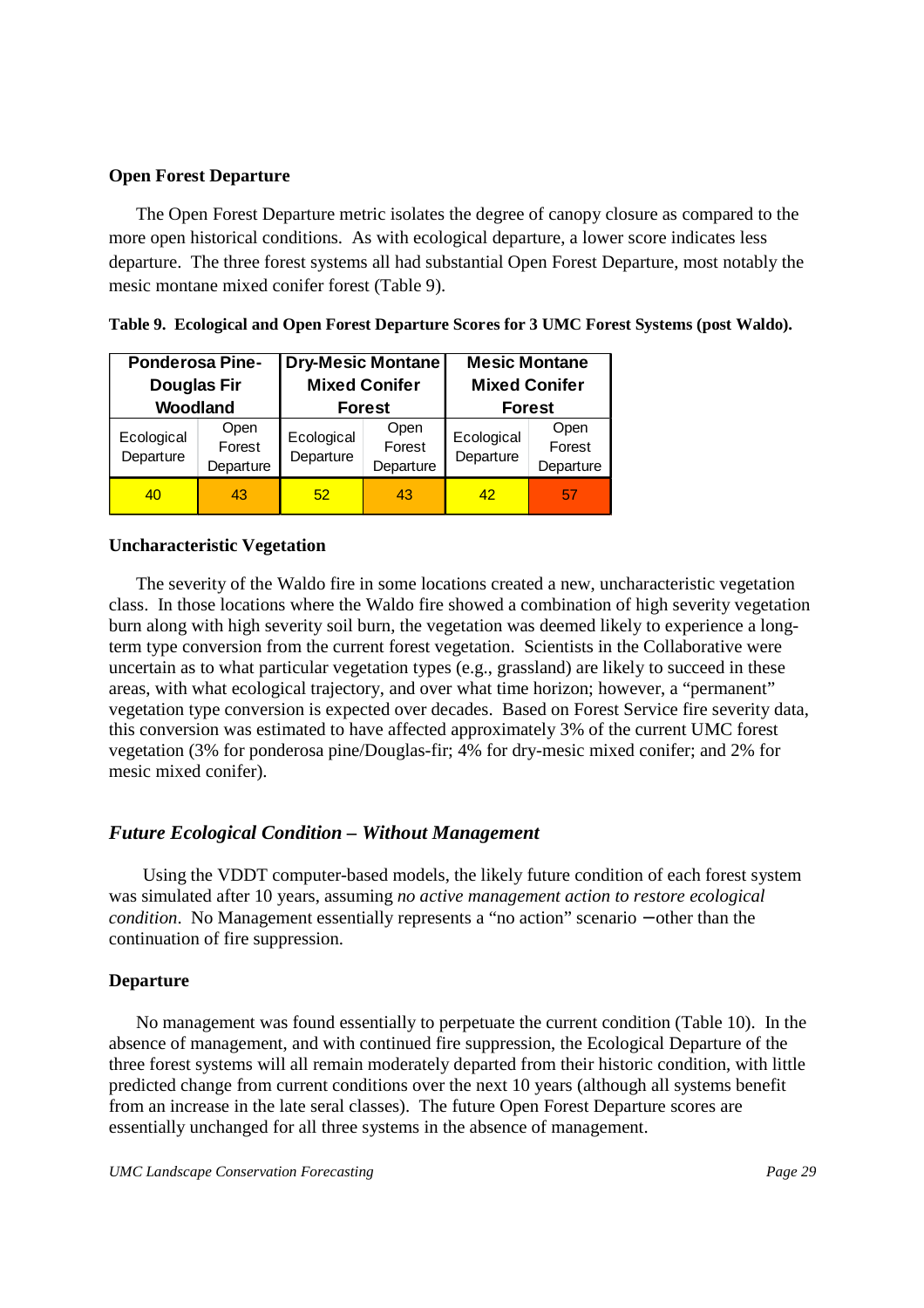**Open Forest Departure**

The Open Forest Departure metric isolates the degree of canopy closure as compared to the more open historical conditions. As with ecological departure, a lower score indicates less departure. The three forest systems all had substantial Open Forest Departure, most notably the mesic montane mixed conifer forest (Table 9).

**Table 9. Ecological and Open Forest Departure Scores for 3 UMC Forest Systems (post Waldo).**

| Ponderosa Pine-Douglas Fir Woodland | | Dry-Mesic Montane Mixed Conifer Forest | | Mesic Montane Mixed Conifer Forest | |
|---|---|---|---|---|---|
| Ecological Departure | Open Forest Departure | Ecological Departure | Open Forest Departure | Ecological Departure | Open Forest Departure |
| 40 | 43 | 52 | 43 | 42 | 57 |

**Uncharacteristic Vegetation**

The severity of the Waldo fire in some locations created a new, uncharacteristic vegetation class. In those locations where the Waldo fire showed a combination of high severity vegetation burn along with high severity soil burn, the vegetation was deemed likely to experience a long-term type conversion from the current forest vegetation. Scientists in the Collaborative were uncertain as to what particular vegetation types (e.g., grassland) are likely to succeed in these areas, with what ecological trajectory, and over what time horizon; however, a "permanent" vegetation type conversion is expected over decades. Based on Forest Service fire severity data, this conversion was estimated to have affected approximately 3% of the current UMC forest vegetation (3% for ponderosa pine/Douglas-fir; 4% for dry-mesic mixed conifer; and 2% for mesic mixed conifer).

## *Future Ecological Condition – Without Management*

Using the VDDT computer-based models, the likely future condition of each forest system was simulated after 10 years, assuming *no active management action to restore ecological condition*. No Management essentially represents a "no action" scenario – other than the continuation of fire suppression.

**Departure**

No management was found essentially to perpetuate the current condition (Table 10). In the absence of management, and with continued fire suppression, the Ecological Departure of the three forest systems will all remain moderately departed from their historic condition, with little predicted change from current conditions over the next 10 years (although all systems benefit from an increase in the late seral classes). The future Open Forest Departure scores are essentially unchanged for all three systems in the absence of management.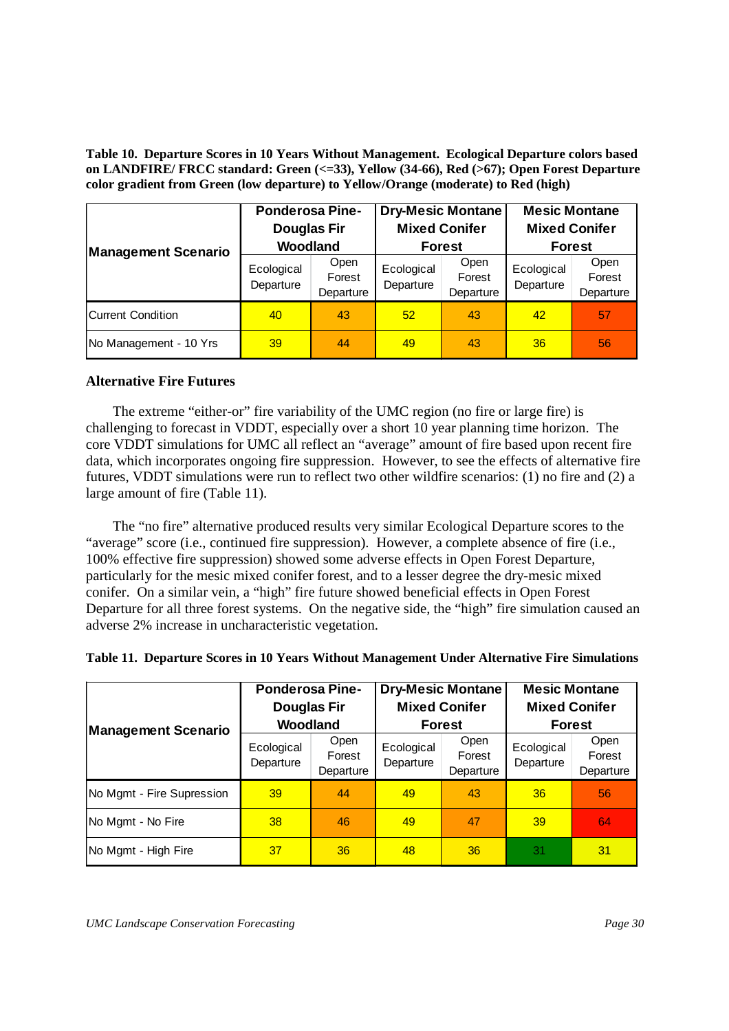**Table 10. Departure Scores in 10 Years Without Management. Ecological Departure colors based on LANDFIRE/ FRCC standard: Green (<=33), Yellow (34-66), Red (>67); Open Forest Departure color gradient from Green (low departure) to Yellow/Orange (moderate) to Red (high)**

| Management Scenario | Ponderosa Pine-Douglas Fir Woodland | | Dry-Mesic Montane Mixed Conifer Forest | | Mesic Montane Mixed Conifer Forest | |
|---|---|---|---|---|---|---|
| | Ecological Departure | Open Forest Departure | Ecological Departure | Open Forest Departure | Ecological Departure | Open Forest Departure |
| Current Condition | 40 | 43 | 52 | 43 | 42 | 57 |
| No Management - 10 Yrs | 39 | 44 | 49 | 43 | 36 | 56 |

**Alternative Fire Futures**

The extreme "either-or" fire variability of the UMC region (no fire or large fire) is challenging to forecast in VDDT, especially over a short 10 year planning time horizon. The core VDDT simulations for UMC all reflect an "average" amount of fire based upon recent fire data, which incorporates ongoing fire suppression. However, to see the effects of alternative fire futures, VDDT simulations were run to reflect two other wildfire scenarios: (1) no fire and (2) a large amount of fire (Table 11).

The "no fire" alternative produced results very similar Ecological Departure scores to the "average" score (i.e., continued fire suppression). However, a complete absence of fire (i.e., 100% effective fire suppression) showed some adverse effects in Open Forest Departure, particularly for the mesic mixed conifer forest, and to a lesser degree the dry-mesic mixed conifer. On a similar vein, a "high" fire future showed beneficial effects in Open Forest Departure for all three forest systems. On the negative side, the "high" fire simulation caused an adverse 2% increase in uncharacteristic vegetation.

**Table 11. Departure Scores in 10 Years Without Management Under Alternative Fire Simulations**

| Management Scenario | Ponderosa Pine-Douglas Fir Woodland | | Dry-Mesic Montane Mixed Conifer Forest | | Mesic Montane Mixed Conifer Forest | |
|---|---|---|---|---|---|---|
| | Ecological Departure | Open Forest Departure | Ecological Departure | Open Forest Departure | Ecological Departure | Open Forest Departure |
| No Mgmt - Fire Supression | 39 | 44 | 49 | 43 | 36 | 56 |
| No Mgmt - No Fire | 38 | 46 | 49 | 47 | 39 | 64 |
| No Mgmt - High Fire | 37 | 36 | 48 | 36 | 31 | 31 |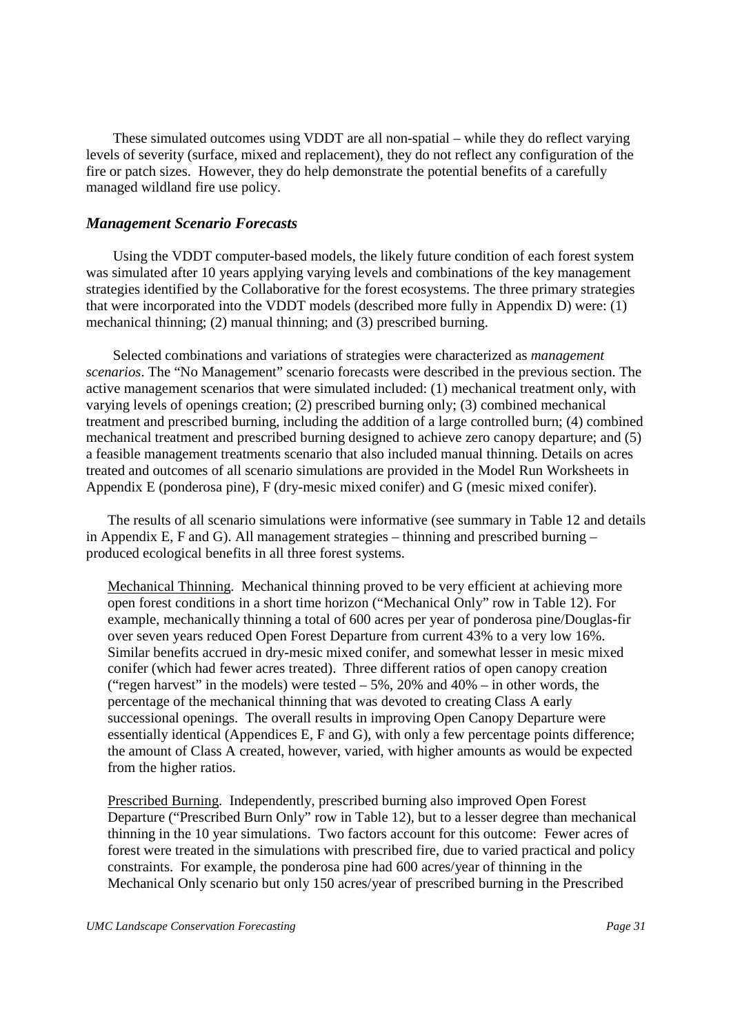These simulated outcomes using VDDT are all non-spatial – while they do reflect varying levels of severity (surface, mixed and replacement), they do not reflect any configuration of the fire or patch sizes. However, they do help demonstrate the potential benefits of a carefully managed wildland fire use policy.

### *Management Scenario Forecasts*

Using the VDDT computer-based models, the likely future condition of each forest system was simulated after 10 years applying varying levels and combinations of the key management strategies identified by the Collaborative for the forest ecosystems. The three primary strategies that were incorporated into the VDDT models (described more fully in Appendix D) were: (1) mechanical thinning; (2) manual thinning; and (3) prescribed burning.

Selected combinations and variations of strategies were characterized as *management scenarios*. The "No Management" scenario forecasts were described in the previous section. The active management scenarios that were simulated included: (1) mechanical treatment only, with varying levels of openings creation; (2) prescribed burning only; (3) combined mechanical treatment and prescribed burning, including the addition of a large controlled burn; (4) combined mechanical treatment and prescribed burning designed to achieve zero canopy departure; and (5) a feasible management treatments scenario that also included manual thinning. Details on acres treated and outcomes of all scenario simulations are provided in the Model Run Worksheets in Appendix E (ponderosa pine), F (dry-mesic mixed conifer) and G (mesic mixed conifer).

The results of all scenario simulations were informative (see summary in Table 12 and details in Appendix E, F and G). All management strategies – thinning and prescribed burning – produced ecological benefits in all three forest systems.

<u>Mechanical Thinning</u>. Mechanical thinning proved to be very efficient at achieving more open forest conditions in a short time horizon ("Mechanical Only" row in Table 12). For example, mechanically thinning a total of 600 acres per year of ponderosa pine/Douglas-fir over seven years reduced Open Forest Departure from current 43% to a very low 16%. Similar benefits accrued in dry-mesic mixed conifer, and somewhat lesser in mesic mixed conifer (which had fewer acres treated). Three different ratios of open canopy creation ("regen harvest" in the models) were tested – 5%, 20% and 40% – in other words, the percentage of the mechanical thinning that was devoted to creating Class A early successional openings. The overall results in improving Open Canopy Departure were essentially identical (Appendices E, F and G), with only a few percentage points difference; the amount of Class A created, however, varied, with higher amounts as would be expected from the higher ratios.

<u>Prescribed Burning</u>. Independently, prescribed burning also improved Open Forest Departure ("Prescribed Burn Only" row in Table 12), but to a lesser degree than mechanical thinning in the 10 year simulations. Two factors account for this outcome: Fewer acres of forest were treated in the simulations with prescribed fire, due to varied practical and policy constraints. For example, the ponderosa pine had 600 acres/year of thinning in the Mechanical Only scenario but only 150 acres/year of prescribed burning in the Prescribed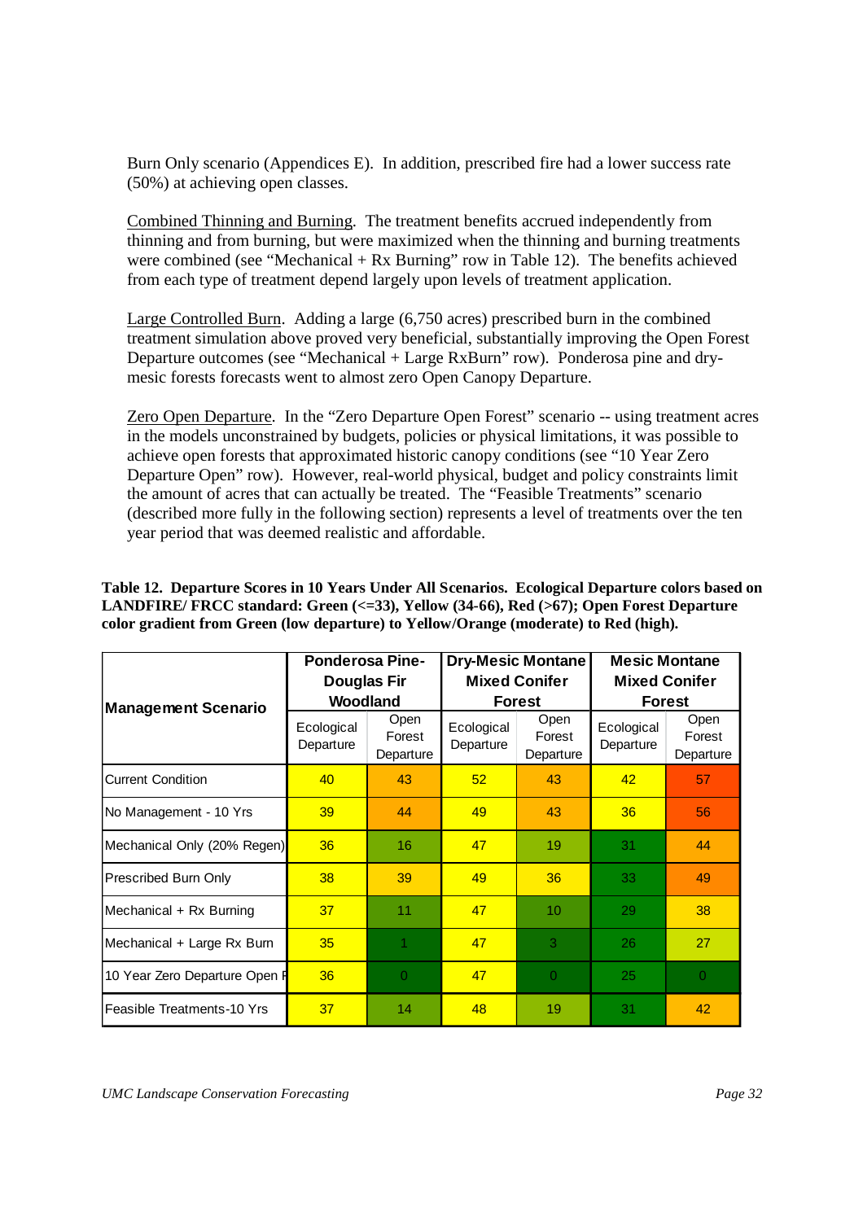Burn Only scenario (Appendices E). In addition, prescribed fire had a lower success rate (50%) at achieving open classes.

Combined Thinning and Burning. The treatment benefits accrued independently from thinning and from burning, but were maximized when the thinning and burning treatments were combined (see "Mechanical + Rx Burning" row in Table 12). The benefits achieved from each type of treatment depend largely upon levels of treatment application.

Large Controlled Burn. Adding a large (6,750 acres) prescribed burn in the combined treatment simulation above proved very beneficial, substantially improving the Open Forest Departure outcomes (see "Mechanical + Large RxBurn" row). Ponderosa pine and dry-mesic forests forecasts went to almost zero Open Canopy Departure.

Zero Open Departure. In the "Zero Departure Open Forest" scenario -- using treatment acres in the models unconstrained by budgets, policies or physical limitations, it was possible to achieve open forests that approximated historic canopy conditions (see "10 Year Zero Departure Open" row). However, real-world physical, budget and policy constraints limit the amount of acres that can actually be treated. The "Feasible Treatments" scenario (described more fully in the following section) represents a level of treatments over the ten year period that was deemed realistic and affordable.

**Table 12. Departure Scores in 10 Years Under All Scenarios. Ecological Departure colors based on LANDFIRE/ FRCC standard: Green (<=33), Yellow (34-66), Red (>67); Open Forest Departure color gradient from Green (low departure) to Yellow/Orange (moderate) to Red (high).**

| Management Scenario | Ponderosa Pine-Douglas Fir Woodland | | Dry-Mesic Montane Mixed Conifer Forest | | Mesic Montane Mixed Conifer Forest | |
|---|---|---|---|---|---|---|
| | Ecological Departure | Open Forest Departure | Ecological Departure | Open Forest Departure | Ecological Departure | Open Forest Departure |
| Current Condition | 40 | 43 | 52 | 43 | 42 | 57 |
| No Management - 10 Yrs | 39 | 44 | 49 | 43 | 36 | 56 |
| Mechanical Only (20% Regen) | 36 | 16 | 47 | 19 | 31 | 44 |
| Prescribed Burn Only | 38 | 39 | 49 | 36 | 33 | 49 |
| Mechanical + Rx Burning | 37 | 11 | 47 | 10 | 29 | 38 |
| Mechanical + Large Rx Burn | 35 | 1 | 47 | 3 | 26 | 27 |
| 10 Year Zero Departure Open F | 36 | 0 | 47 | 0 | 25 | 0 |
| Feasible Treatments-10 Yrs | 37 | 14 | 48 | 19 | 31 | 42 |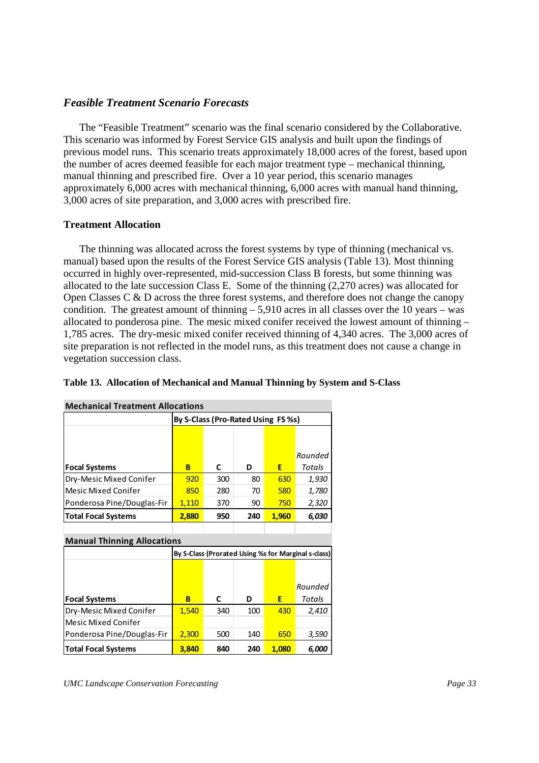### *Feasible Treatment Scenario Forecasts*

The "Feasible Treatment" scenario was the final scenario considered by the Collaborative. This scenario was informed by Forest Service GIS analysis and built upon the findings of previous model runs. This scenario treats approximately 18,000 acres of the forest, based upon the number of acres deemed feasible for each major treatment type – mechanical thinning, manual thinning and prescribed fire. Over a 10 year period, this scenario manages approximately 6,000 acres with mechanical thinning, 6,000 acres with manual hand thinning, 3,000 acres of site preparation, and 3,000 acres with prescribed fire.

#### Treatment Allocation

The thinning was allocated across the forest systems by type of thinning (mechanical vs. manual) based upon the results of the Forest Service GIS analysis (Table 13). Most thinning occurred in highly over-represented, mid-succession Class B forests, but some thinning was allocated to the late succession Class E. Some of the thinning (2,270 acres) was allocated for Open Classes C & D across the three forest systems, and therefore does not change the canopy condition. The greatest amount of thinning – 5,910 acres in all classes over the 10 years – was allocated to ponderosa pine. The mesic mixed conifer received the lowest amount of thinning – 1,785 acres. The dry-mesic mixed conifer received thinning of 4,340 acres. The 3,000 acres of site preparation is not reflected in the model runs, as this treatment does not cause a change in vegetation succession class.

**Table 13. Allocation of Mechanical and Manual Thinning by System and S-Class**

**Mechanical Treatment Allocations**

| | By S-Class (Pro-Rated Using FS %s) | | | | |
|---|---|---|---|---|---|
| **Focal Systems** | **B** | **C** | **D** | **E** | *Rounded Totals* |
| Dry-Mesic Mixed Conifer | 920 | 300 | 80 | 630 | *1,930* |
| Mesic Mixed Conifer | 850 | 280 | 70 | 580 | *1,780* |
| Ponderosa Pine/Douglas-Fir | 1,110 | 370 | 90 | 750 | *2,320* |
| **Total Focal Systems** | **2,880** | **950** | **240** | **1,960** | ***6,030*** |

**Manual Thinning Allocations**

| | By S-Class (Prorated Using %s for Marginal s-class) | | | | |
|---|---|---|---|---|---|
| **Focal Systems** | **B** | **C** | **D** | **E** | *Rounded Totals* |
| Dry-Mesic Mixed Conifer | 1,540 | 340 | 100 | 430 | *2,410* |
| Mesic Mixed Conifer | | | | | |
| Ponderosa Pine/Douglas-Fir | 2,300 | 500 | 140 | 650 | *3,590* |
| **Total Focal Systems** | **3,840** | **840** | **240** | **1,080** | ***6,000*** |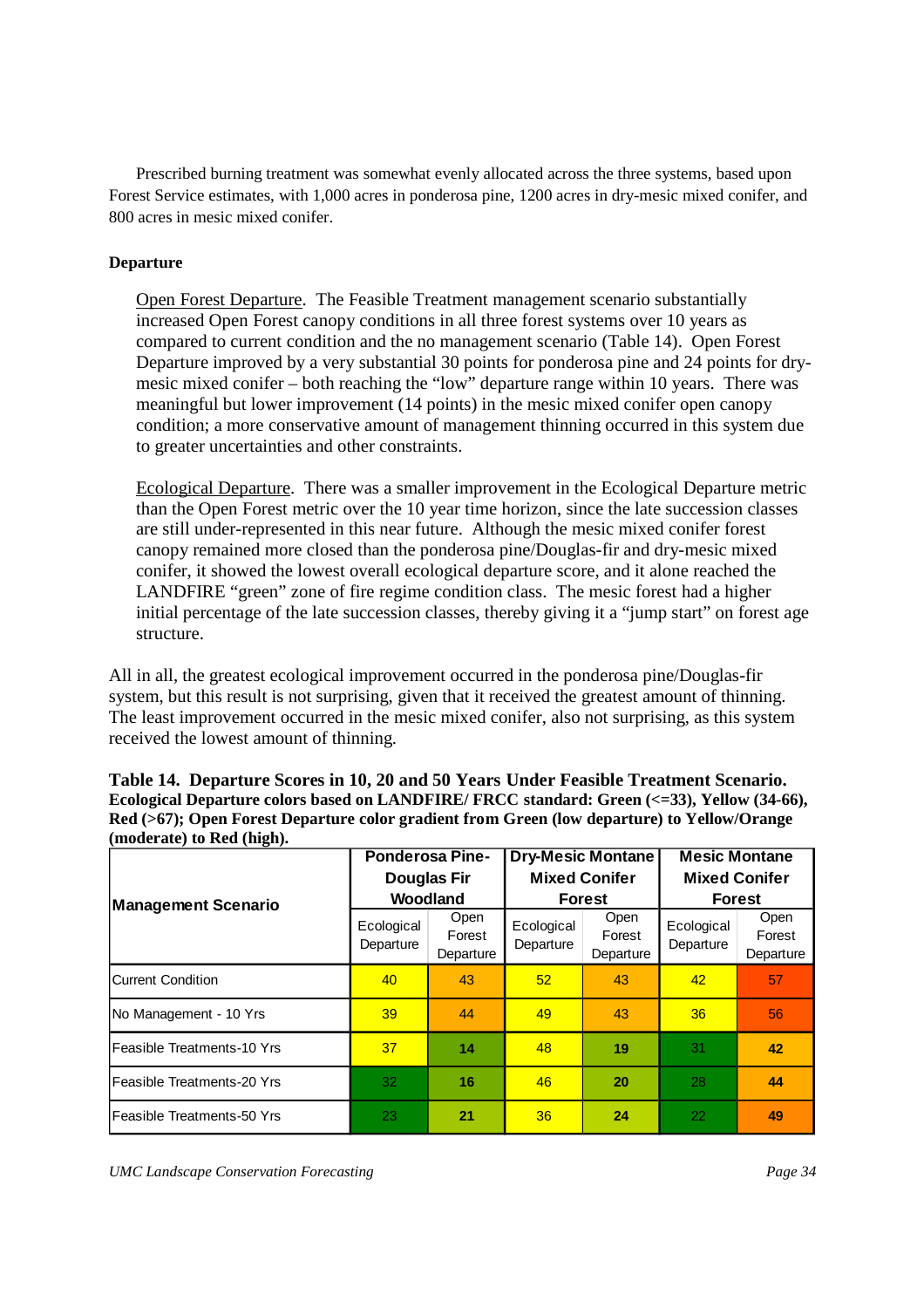Prescribed burning treatment was somewhat evenly allocated across the three systems, based upon Forest Service estimates, with 1,000 acres in ponderosa pine, 1200 acres in dry-mesic mixed conifer, and 800 acres in mesic mixed conifer.

**Departure**

Open Forest Departure. The Feasible Treatment management scenario substantially increased Open Forest canopy conditions in all three forest systems over 10 years as compared to current condition and the no management scenario (Table 14). Open Forest Departure improved by a very substantial 30 points for ponderosa pine and 24 points for dry-mesic mixed conifer – both reaching the "low" departure range within 10 years. There was meaningful but lower improvement (14 points) in the mesic mixed conifer open canopy condition; a more conservative amount of management thinning occurred in this system due to greater uncertainties and other constraints.

Ecological Departure. There was a smaller improvement in the Ecological Departure metric than the Open Forest metric over the 10 year time horizon, since the late succession classes are still under-represented in this near future. Although the mesic mixed conifer forest canopy remained more closed than the ponderosa pine/Douglas-fir and dry-mesic mixed conifer, it showed the lowest overall ecological departure score, and it alone reached the LANDFIRE "green" zone of fire regime condition class. The mesic forest had a higher initial percentage of the late succession classes, thereby giving it a "jump start" on forest age structure.

All in all, the greatest ecological improvement occurred in the ponderosa pine/Douglas-fir system, but this result is not surprising, given that it received the greatest amount of thinning. The least improvement occurred in the mesic mixed conifer, also not surprising, as this system received the lowest amount of thinning.

**Table 14. Departure Scores in 10, 20 and 50 Years Under Feasible Treatment Scenario. Ecological Departure colors based on LANDFIRE/ FRCC standard: Green (<=33), Yellow (34-66), Red (>67); Open Forest Departure color gradient from Green (low departure) to Yellow/Orange (moderate) to Red (high).**

| Management Scenario | Ponderosa Pine-Douglas Fir Woodland | | Dry-Mesic Montane Mixed Conifer Forest | | Mesic Montane Mixed Conifer Forest | |
|---|---|---|---|---|---|---|
| | Ecological Departure | Open Forest Departure | Ecological Departure | Open Forest Departure | Ecological Departure | Open Forest Departure |
| Current Condition | 40 | 43 | 52 | 43 | 42 | 57 |
| No Management - 10 Yrs | 39 | 44 | 49 | 43 | 36 | 56 |
| Feasible Treatments-10 Yrs | 37 | **14** | 48 | **19** | 31 | **42** |
| Feasible Treatments-20 Yrs | 32 | **16** | 46 | **20** | 28 | **44** |
| Feasible Treatments-50 Yrs | 23 | **21** | 36 | **24** | 22 | **49** |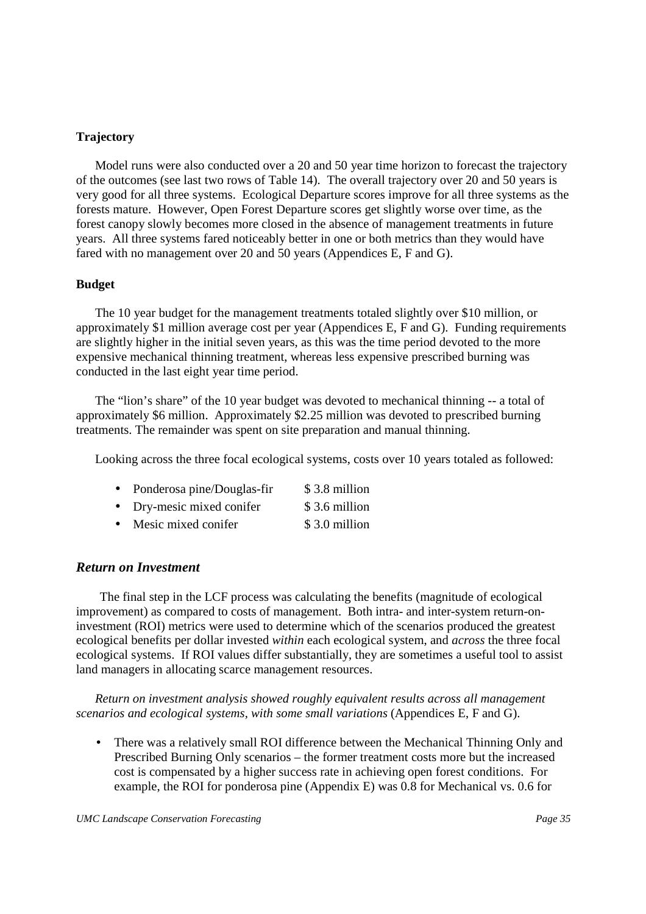**Trajectory**

Model runs were also conducted over a 20 and 50 year time horizon to forecast the trajectory of the outcomes (see last two rows of Table 14). The overall trajectory over 20 and 50 years is very good for all three systems. Ecological Departure scores improve for all three systems as the forests mature. However, Open Forest Departure scores get slightly worse over time, as the forest canopy slowly becomes more closed in the absence of management treatments in future years. All three systems fared noticeably better in one or both metrics than they would have fared with no management over 20 and 50 years (Appendices E, F and G).

**Budget**

The 10 year budget for the management treatments totaled slightly over $10 million, or approximately $1 million average cost per year (Appendices E, F and G). Funding requirements are slightly higher in the initial seven years, as this was the time period devoted to the more expensive mechanical thinning treatment, whereas less expensive prescribed burning was conducted in the last eight year time period.

The "lion's share" of the 10 year budget was devoted to mechanical thinning -- a total of approximately $6 million. Approximately $2.25 million was devoted to prescribed burning treatments. The remainder was spent on site preparation and manual thinning.

Looking across the three focal ecological systems, costs over 10 years totaled as followed:

- Ponderosa pine/Douglas-fir $ 3.8 million
- Dry-mesic mixed conifer $ 3.6 million
- Mesic mixed conifer $ 3.0 million

## *Return on Investment*

The final step in the LCF process was calculating the benefits (magnitude of ecological improvement) as compared to costs of management. Both intra- and inter-system return-on-investment (ROI) metrics were used to determine which of the scenarios produced the greatest ecological benefits per dollar invested *within* each ecological system, and *across* the three focal ecological systems. If ROI values differ substantially, they are sometimes a useful tool to assist land managers in allocating scarce management resources.

*Return on investment analysis showed roughly equivalent results across all management scenarios and ecological systems, with some small variations* (Appendices E, F and G).

- There was a relatively small ROI difference between the Mechanical Thinning Only and Prescribed Burning Only scenarios – the former treatment costs more but the increased cost is compensated by a higher success rate in achieving open forest conditions. For example, the ROI for ponderosa pine (Appendix E) was 0.8 for Mechanical vs. 0.6 for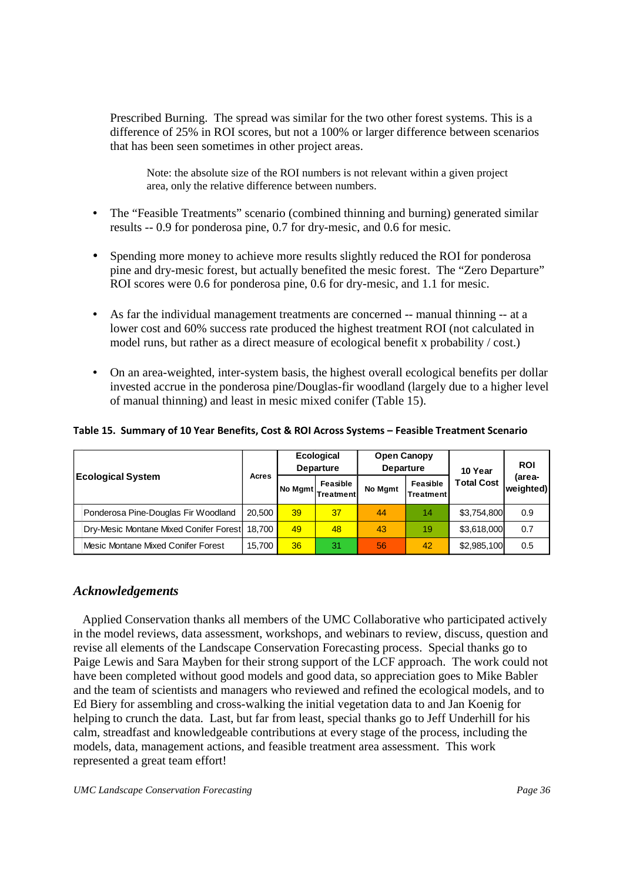Prescribed Burning. The spread was similar for the two other forest systems. This is a difference of 25% in ROI scores, but not a 100% or larger difference between scenarios that has been seen sometimes in other project areas.

> Note: the absolute size of the ROI numbers is not relevant within a given project area, only the relative difference between numbers.

- The "Feasible Treatments" scenario (combined thinning and burning) generated similar results -- 0.9 for ponderosa pine, 0.7 for dry-mesic, and 0.6 for mesic.

- Spending more money to achieve more results slightly reduced the ROI for ponderosa pine and dry-mesic forest, but actually benefited the mesic forest. The "Zero Departure" ROI scores were 0.6 for ponderosa pine, 0.6 for dry-mesic, and 1.1 for mesic.

- As far the individual management treatments are concerned -- manual thinning -- at a lower cost and 60% success rate produced the highest treatment ROI (not calculated in model runs, but rather as a direct measure of ecological benefit x probability / cost.)

- On an area-weighted, inter-system basis, the highest overall ecological benefits per dollar invested accrue in the ponderosa pine/Douglas-fir woodland (largely due to a higher level of manual thinning) and least in mesic mixed conifer (Table 15).

**Table 15. Summary of 10 Year Benefits, Cost & ROI Across Systems – Feasible Treatment Scenario**

| Ecological System | Acres | Ecological Departure | | Open Canopy Departure | | 10 Year Total Cost | ROI (area-weighted) |
|---|---|---|---|---|---|---|---|
| | | No Mgmt | Feasible Treatment | No Mgmt | Feasible Treatment | | |
| Ponderosa Pine-Douglas Fir Woodland | 20,500 | 39 | 37 | 44 | 14 | $3,754,800 | 0.9 |
| Dry-Mesic Montane Mixed Conifer Forest | 18,700 | 49 | 48 | 43 | 19 | $3,618,000 | 0.7 |
| Mesic Montane Mixed Conifer Forest | 15,700 | 36 | 31 | 56 | 42 | $2,985,100 | 0.5 |

## *Acknowledgements*

Applied Conservation thanks all members of the UMC Collaborative who participated actively in the model reviews, data assessment, workshops, and webinars to review, discuss, question and revise all elements of the Landscape Conservation Forecasting process. Special thanks go to Paige Lewis and Sara Mayben for their strong support of the LCF approach. The work could not have been completed without good models and good data, so appreciation goes to Mike Babler and the team of scientists and managers who reviewed and refined the ecological models, and to Ed Biery for assembling and cross-walking the initial vegetation data to and Jan Koenig for helping to crunch the data. Last, but far from least, special thanks go to Jeff Underhill for his calm, streadfast and knowledgeable contributions at every stage of the process, including the models, data, management actions, and feasible treatment area assessment. This work represented a great team effort!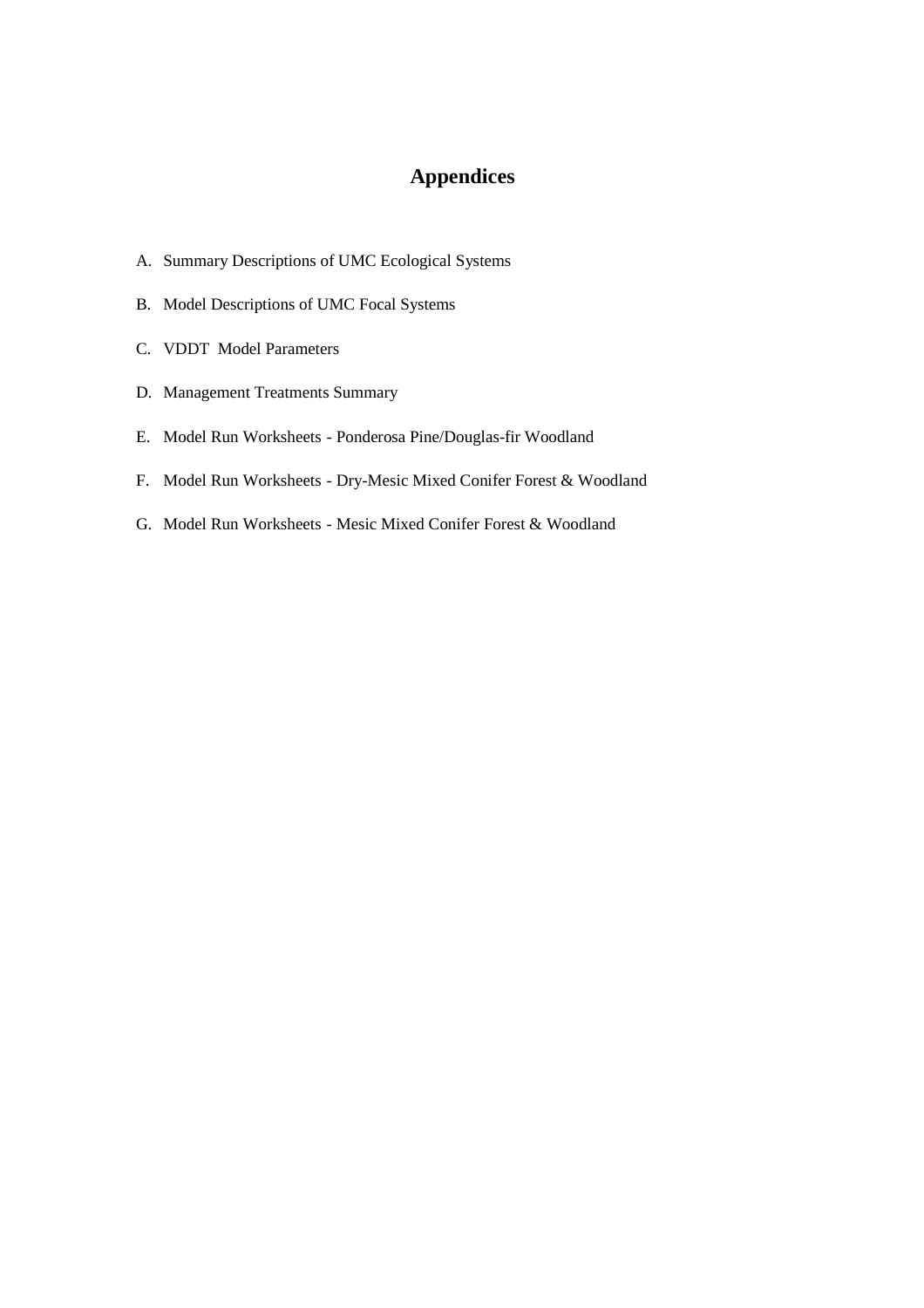# Appendices

A. Summary Descriptions of UMC Ecological Systems

B. Model Descriptions of UMC Focal Systems

C. VDDT Model Parameters

D. Management Treatments Summary

E. Model Run Worksheets - Ponderosa Pine/Douglas-fir Woodland

F. Model Run Worksheets - Dry-Mesic Mixed Conifer Forest & Woodland

G. Model Run Worksheets - Mesic Mixed Conifer Forest & Woodland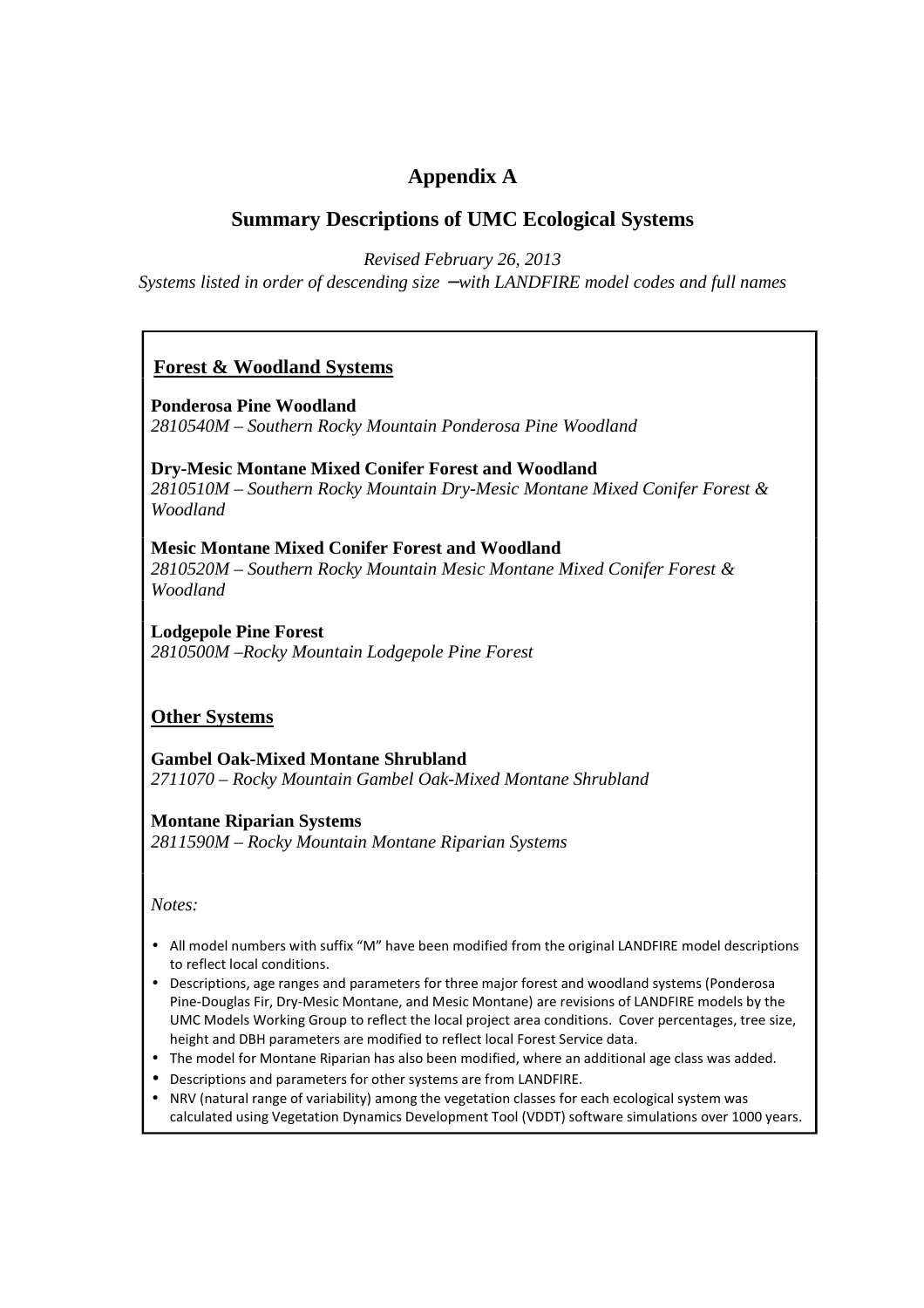# Appendix A

## Summary Descriptions of UMC Ecological Systems

*Revised February 26, 2013*

*Systems listed in order of descending size –with LANDFIRE model codes and full names*

### Forest & Woodland Systems

**Ponderosa Pine Woodland**
*2810540M – Southern Rocky Mountain Ponderosa Pine Woodland*

**Dry-Mesic Montane Mixed Conifer Forest and Woodland**
*2810510M – Southern Rocky Mountain Dry-Mesic Montane Mixed Conifer Forest & Woodland*

**Mesic Montane Mixed Conifer Forest and Woodland**
*2810520M – Southern Rocky Mountain Mesic Montane Mixed Conifer Forest & Woodland*

**Lodgepole Pine Forest**
*2810500M –Rocky Mountain Lodgepole Pine Forest*

### Other Systems

**Gambel Oak-Mixed Montane Shrubland**
*2711070 – Rocky Mountain Gambel Oak-Mixed Montane Shrubland*

**Montane Riparian Systems**
*2811590M – Rocky Mountain Montane Riparian Systems*

*Notes:*

- All model numbers with suffix "M" have been modified from the original LANDFIRE model descriptions to reflect local conditions.
- Descriptions, age ranges and parameters for three major forest and woodland systems (Ponderosa Pine-Douglas Fir, Dry-Mesic Montane, and Mesic Montane) are revisions of LANDFIRE models by the UMC Models Working Group to reflect the local project area conditions. Cover percentages, tree size, height and DBH parameters are modified to reflect local Forest Service data.
- The model for Montane Riparian has also been modified, where an additional age class was added.
- Descriptions and parameters for other systems are from LANDFIRE.
- NRV (natural range of variability) among the vegetation classes for each ecological system was calculated using Vegetation Dynamics Development Tool (VDDT) software simulations over 1000 years.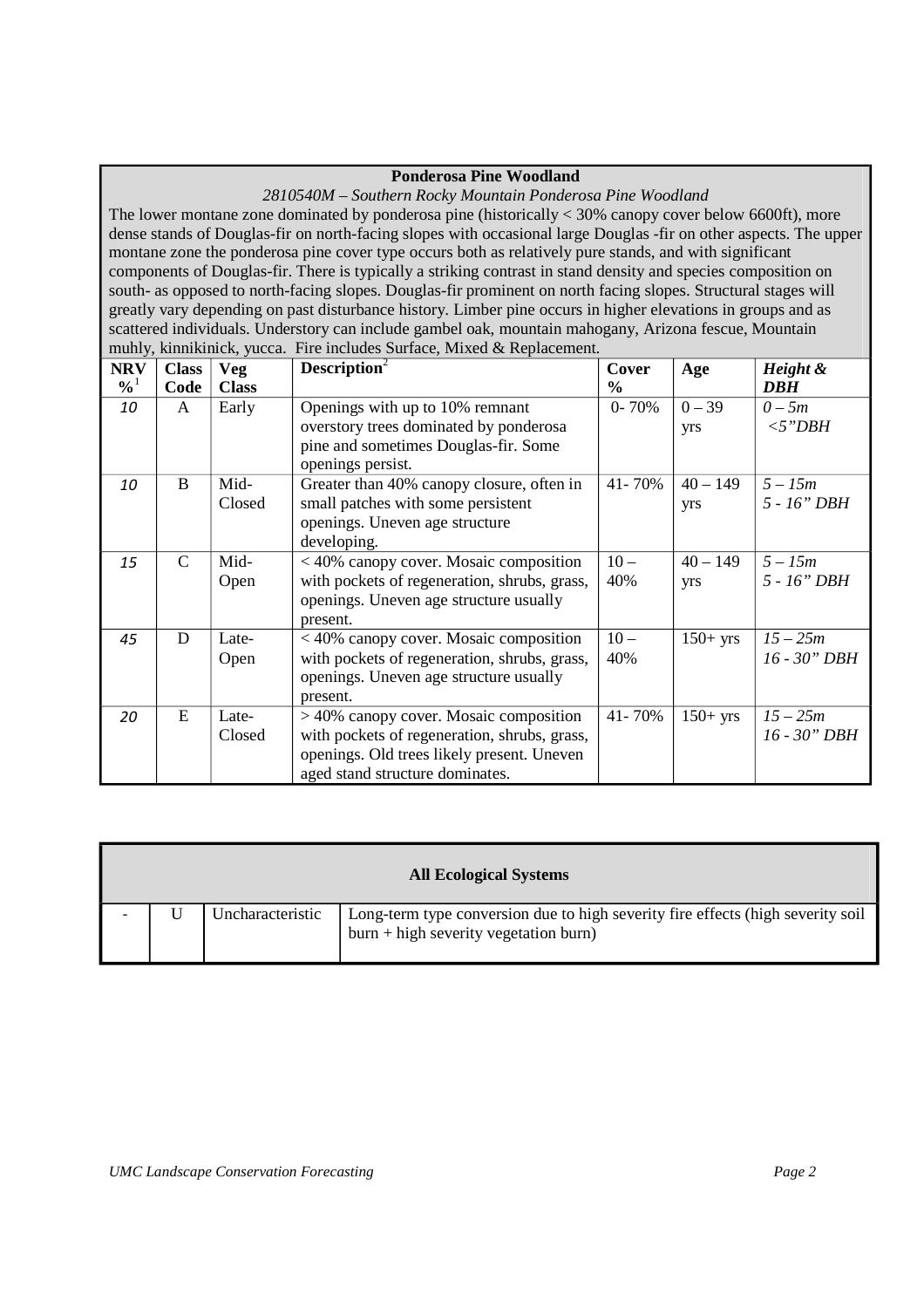**Ponderosa Pine Woodland**

*2810540M – Southern Rocky Mountain Ponderosa Pine Woodland*

The lower montane zone dominated by ponderosa pine (historically < 30% canopy cover below 6600ft), more dense stands of Douglas-fir on north-facing slopes with occasional large Douglas -fir on other aspects. The upper montane zone the ponderosa pine cover type occurs both as relatively pure stands, and with significant components of Douglas-fir. There is typically a striking contrast in stand density and species composition on south- as opposed to north-facing slopes. Douglas-fir prominent on north facing slopes. Structural stages will greatly vary depending on past disturbance history. Limber pine occurs in higher elevations in groups and as scattered individuals. Understory can include gambel oak, mountain mahogany, Arizona fescue, Mountain muhly, kinnikinick, yucca. Fire includes Surface, Mixed & Replacement.

| NRV %[1] | Class Code | Veg Class | Description[2] | Cover % | Age | *Height & DBH* |
|---|---|---|---|---|---|---|
| *10* | A | Early | Openings with up to 10% remnant overstory trees dominated by ponderosa pine and sometimes Douglas-fir. Some openings persist. | 0- 70% | 0 – 39 yrs | *0 – 5m <5"DBH* |
| *10* | B | Mid-Closed | Greater than 40% canopy closure, often in small patches with some persistent openings. Uneven age structure developing. | 41- 70% | 40 – 149 yrs | *5 – 15m 5 - 16" DBH* |
| *15* | C | Mid-Open | < 40% canopy cover. Mosaic composition with pockets of regeneration, shrubs, grass, openings. Uneven age structure usually present. | 10 – 40% | 40 – 149 yrs | *5 – 15m 5 - 16" DBH* |
| *45* | D | Late-Open | < 40% canopy cover. Mosaic composition with pockets of regeneration, shrubs, grass, openings. Uneven age structure usually present. | 10 – 40% | 150+ yrs | *15 – 25m 16 - 30" DBH* |
| *20* | E | Late-Closed | > 40% canopy cover. Mosaic composition with pockets of regeneration, shrubs, grass, openings. Old trees likely present. Uneven aged stand structure dominates. | 41- 70% | 150+ yrs | *15 – 25m 16 - 30" DBH* |

**All Ecological Systems**

| - | U | Uncharacteristic | Long-term type conversion due to high severity fire effects (high severity soil burn + high severity vegetation burn) |
|---|---|---|---|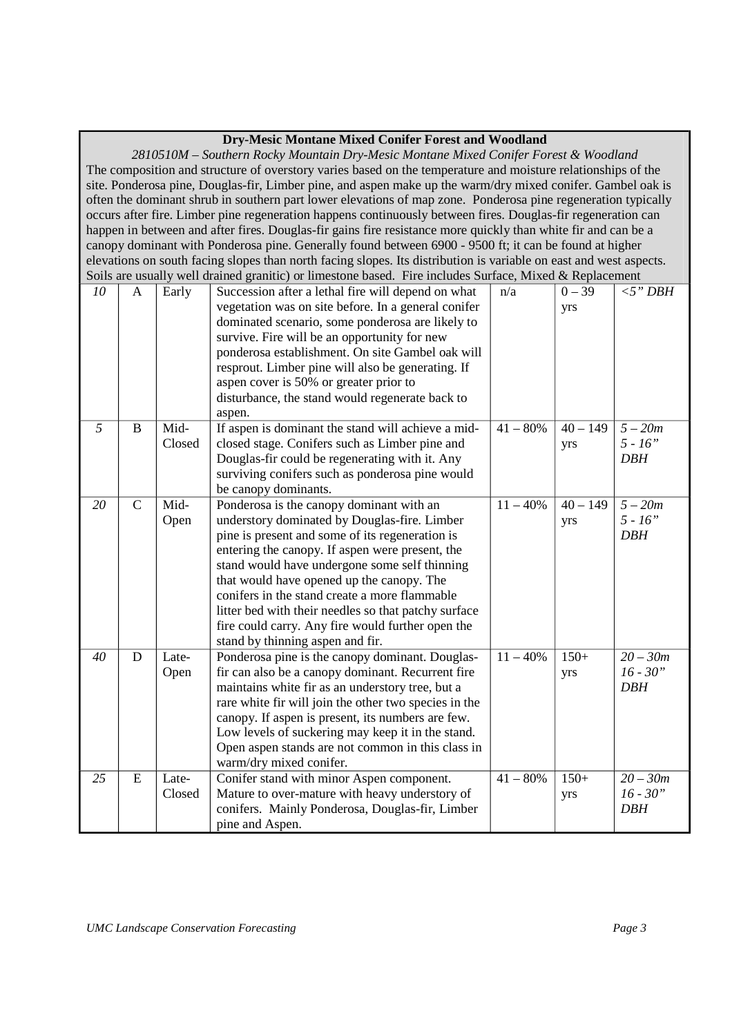**Dry-Mesic Montane Mixed Conifer Forest and Woodland**

*2810510M – Southern Rocky Mountain Dry-Mesic Montane Mixed Conifer Forest & Woodland*

The composition and structure of overstory varies based on the temperature and moisture relationships of the site. Ponderosa pine, Douglas-fir, Limber pine, and aspen make up the warm/dry mixed conifer. Gambel oak is often the dominant shrub in southern part lower elevations of map zone. Ponderosa pine regeneration typically occurs after fire. Limber pine regeneration happens continuously between fires. Douglas-fir regeneration can happen in between and after fires. Douglas-fir gains fire resistance more quickly than white fir and can be a canopy dominant with Ponderosa pine. Generally found between 6900 - 9500 ft; it can be found at higher elevations on south facing slopes than north facing slopes. Its distribution is variable on east and west aspects. Soils are usually well drained granitic) or limestone based. Fire includes Surface, Mixed & Replacement

| | | | | | | |
|---|---|---|---|---|---|---|
| *10* | A | Early | Succession after a lethal fire will depend on what vegetation was on site before. In a general conifer dominated scenario, some ponderosa are likely to survive. Fire will be an opportunity for new ponderosa establishment. On site Gambel oak will resprout. Limber pine will also be generating. If aspen cover is 50% or greater prior to disturbance, the stand would regenerate back to aspen. | n/a | 0 – 39 yrs | *<5" DBH* |
| *5* | B | Mid-Closed | If aspen is dominant the stand will achieve a mid-closed stage. Conifers such as Limber pine and Douglas-fir could be regenerating with it. Any surviving conifers such as ponderosa pine would be canopy dominants. | 41 – 80% | 40 – 149 yrs | *5 – 20m 5 - 16" DBH* |
| *20* | C | Mid-Open | Ponderosa is the canopy dominant with an understory dominated by Douglas-fire. Limber pine is present and some of its regeneration is entering the canopy. If aspen were present, the stand would have undergone some self thinning that would have opened up the canopy. The conifers in the stand create a more flammable litter bed with their needles so that patchy surface fire could carry. Any fire would further open the stand by thinning aspen and fir. | 11 – 40% | 40 – 149 yrs | *5 – 20m 5 - 16" DBH* |
| *40* | D | Late-Open | Ponderosa pine is the canopy dominant. Douglas-fir can also be a canopy dominant. Recurrent fire maintains white fir as an understory tree, but a rare white fir will join the other two species in the canopy. If aspen is present, its numbers are few. Low levels of suckering may keep it in the stand. Open aspen stands are not common in this class in warm/dry mixed conifer. | 11 – 40% | 150+ yrs | *20 – 30m 16 - 30" DBH* |
| *25* | E | Late-Closed | Conifer stand with minor Aspen component. Mature to over-mature with heavy understory of conifers. Mainly Ponderosa, Douglas-fir, Limber pine and Aspen. | 41 – 80% | 150+ yrs | *20 – 30m 16 - 30" DBH* |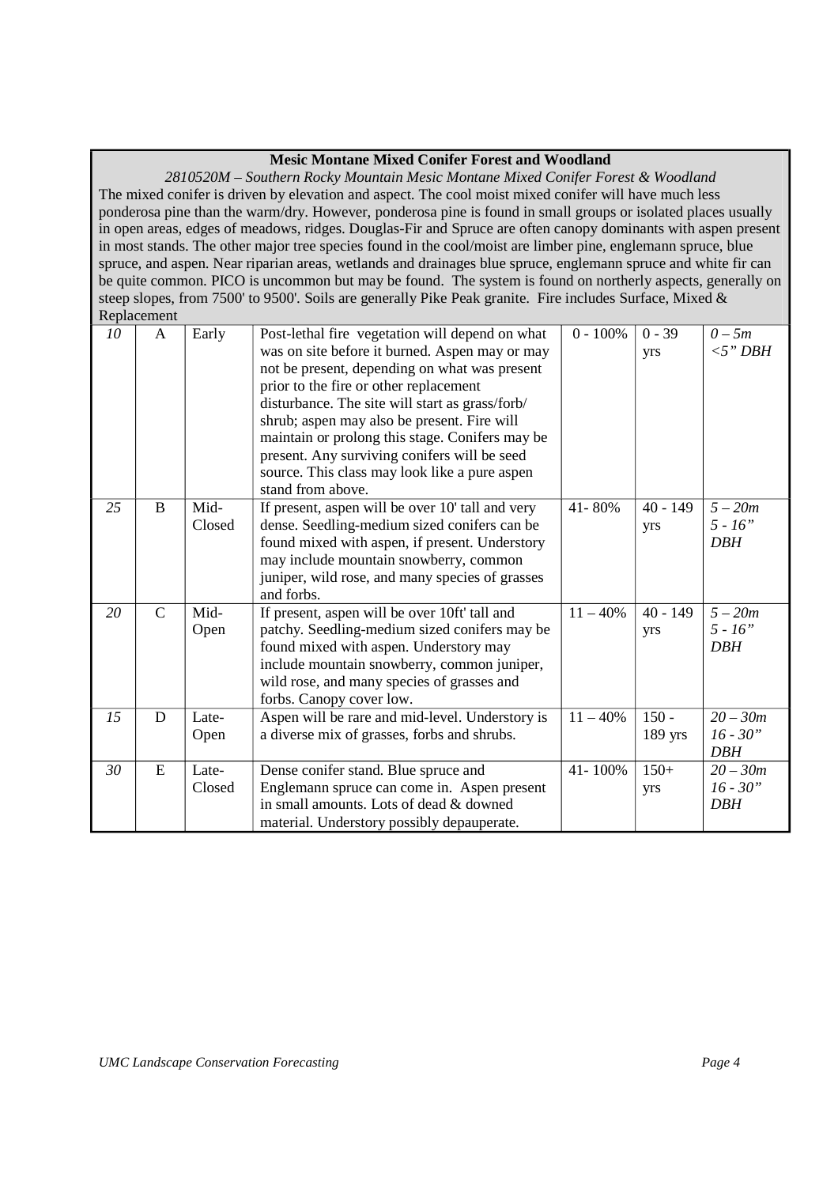**Mesic Montane Mixed Conifer Forest and Woodland**

*2810520M – Southern Rocky Mountain Mesic Montane Mixed Conifer Forest & Woodland*

The mixed conifer is driven by elevation and aspect. The cool moist mixed conifer will have much less ponderosa pine than the warm/dry. However, ponderosa pine is found in small groups or isolated places usually in open areas, edges of meadows, ridges. Douglas-Fir and Spruce are often canopy dominants with aspen present in most stands. The other major tree species found in the cool/moist are limber pine, englemann spruce, blue spruce, and aspen. Near riparian areas, wetlands and drainages blue spruce, englemann spruce and white fir can be quite common. PICO is uncommon but may be found. The system is found on northerly aspects, generally on steep slopes, from 7500' to 9500'. Soils are generally Pike Peak granite. Fire includes Surface, Mixed & Replacement

| | | | | | | |
|---|---|---|---|---|---|---|
| *10* | A | Early | Post-lethal fire vegetation will depend on what was on site before it burned. Aspen may or may not be present, depending on what was present prior to the fire or other replacement disturbance. The site will start as grass/forb/ shrub; aspen may also be present. Fire will maintain or prolong this stage. Conifers may be present. Any surviving conifers will be seed source. This class may look like a pure aspen stand from above. | 0 - 100% | 0 - 39 yrs | *0 – 5m <5" DBH* |
| *25* | B | Mid-Closed | If present, aspen will be over 10' tall and very dense. Seedling-medium sized conifers can be found mixed with aspen, if present. Understory may include mountain snowberry, common juniper, wild rose, and many species of grasses and forbs. | 41- 80% | 40 - 149 yrs | *5 – 20m 5 - 16" DBH* |
| *20* | C | Mid-Open | If present, aspen will be over 10ft' tall and patchy. Seedling-medium sized conifers may be found mixed with aspen. Understory may include mountain snowberry, common juniper, wild rose, and many species of grasses and forbs. Canopy cover low. | 11 – 40% | 40 - 149 yrs | *5 – 20m 5 - 16" DBH* |
| *15* | D | Late-Open | Aspen will be rare and mid-level. Understory is a diverse mix of grasses, forbs and shrubs. | 11 – 40% | 150 - 189 yrs | *20 – 30m 16 - 30" DBH* |
| *30* | E | Late-Closed | Dense conifer stand. Blue spruce and Englemann spruce can come in. Aspen present in small amounts. Lots of dead & downed material. Understory possibly depauperate. | 41- 100% | 150+ yrs | *20 – 30m 16 - 30" DBH* |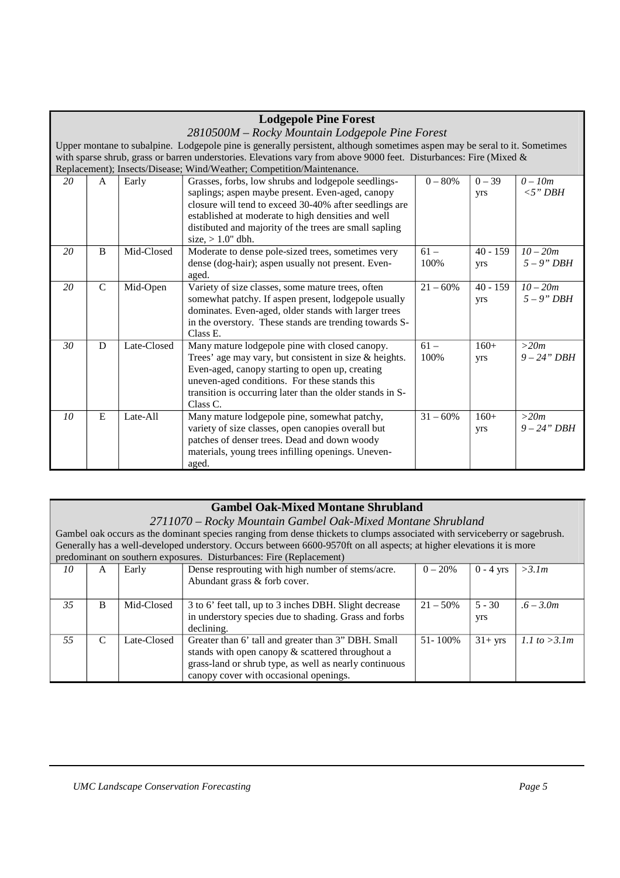**Lodgepole Pine Forest**

*2810500M – Rocky Mountain Lodgepole Pine Forest*

Upper montane to subalpine. Lodgepole pine is generally persistent, although sometimes aspen may be seral to it. Sometimes with sparse shrub, grass or barren understories. Elevations vary from above 9000 feet. Disturbances: Fire (Mixed & Replacement); Insects/Disease; Wind/Weather; Competition/Maintenance.

| | | | | | | |
|---|---|---|---|---|---|---|
| *20* | A | Early | Grasses, forbs, low shrubs and lodgepole seedlings-saplings; aspen maybe present. Even-aged, canopy closure will tend to exceed 30-40% after seedlings are established at moderate to high densities and well distibuted and majority of the trees are small sapling size, > 1.0" dbh. | 0 – 80% | 0 – 39 yrs | *0 – 10m <5" DBH* |
| *20* | B | Mid-Closed | Moderate to dense pole-sized trees, sometimes very dense (dog-hair); aspen usually not present. Even-aged. | 61 – 100% | 40 - 159 yrs | *10 – 20m 5 – 9" DBH* |
| *20* | C | Mid-Open | Variety of size classes, some mature trees, often somewhat patchy. If aspen present, lodgepole usually dominates. Even-aged, older stands with larger trees in the overstory. These stands are trending towards S-Class E. | 21 – 60% | 40 - 159 yrs | *10 – 20m 5 – 9" DBH* |
| *30* | D | Late-Closed | Many mature lodgepole pine with closed canopy. Trees' age may vary, but consistent in size & heights. Even-aged, canopy starting to open up, creating uneven-aged conditions. For these stands this transition is occurring later than the older stands in S-Class C. | 61 – 100% | 160+ yrs | *>20m 9 – 24" DBH* |
| *10* | E | Late-All | Many mature lodgepole pine, somewhat patchy, variety of size classes, open canopies overall but patches of denser trees. Dead and down woody materials, young trees infilling openings. Uneven-aged. | 31 – 60% | 160+ yrs | *>20m 9 – 24" DBH* |

**Gambel Oak-Mixed Montane Shrubland**

*2711070 – Rocky Mountain Gambel Oak-Mixed Montane Shrubland*

Gambel oak occurs as the dominant species ranging from dense thickets to clumps associated with serviceberry or sagebrush. Generally has a well-developed understory. Occurs between 6600-9570ft on all aspects; at higher elevations it is more predominant on southern exposures. Disturbances: Fire (Replacement)

| | | | | | | |
|---|---|---|---|---|---|---|
| *10* | A | Early | Dense resprouting with high number of stems/acre. Abundant grass & forb cover. | 0 – 20% | 0 - 4 yrs | *>3.1m* |
| *35* | B | Mid-Closed | 3 to 6' feet tall, up to 3 inches DBH. Slight decrease in understory species due to shading. Grass and forbs declining. | 21 – 50% | 5 - 30 yrs | *.6 – 3.0m* |
| *55* | C | Late-Closed | Greater than 6' tall and greater than 3" DBH. Small stands with open canopy & scattered throughout a grass-land or shrub type, as well as nearly continuous canopy cover with occasional openings. | 51- 100% | 31+ yrs | *1.1 to >3.1m* |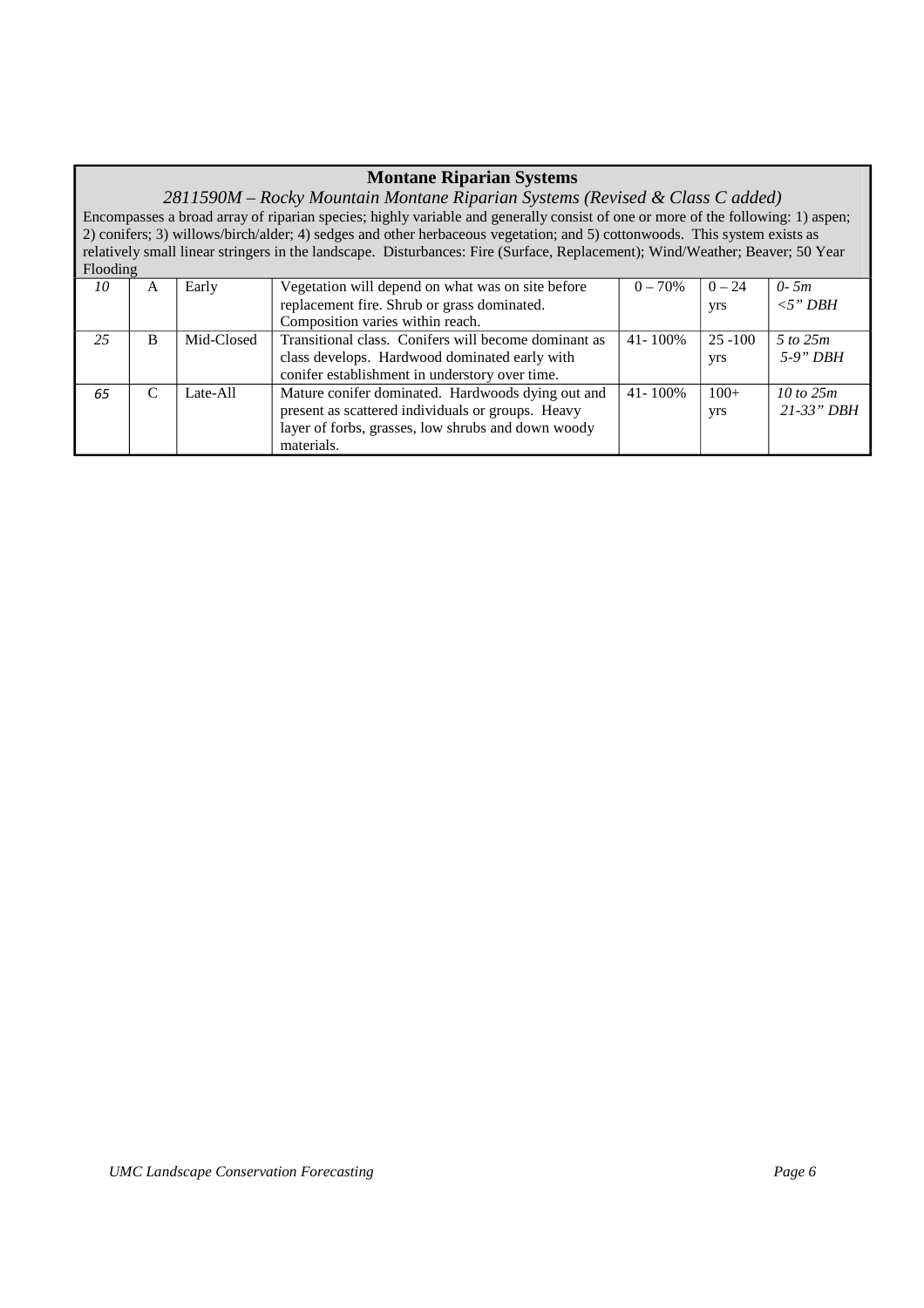| **Montane Riparian Systems** | | | | | | |
|---|---|---|---|---|---|---|
| *2811590M – Rocky Mountain Montane Riparian Systems (Revised & Class C added)* | | | | | | |
| Encompasses a broad array of riparian species; highly variable and generally consist of one or more of the following: 1) aspen; 2) conifers; 3) willows/birch/alder; 4) sedges and other herbaceous vegetation; and 5) cottonwoods. This system exists as relatively small linear stringers in the landscape. Disturbances: Fire (Surface, Replacement); Wind/Weather; Beaver; 50 Year Flooding | | | | | | |
| *10* | A | Early | Vegetation will depend on what was on site before replacement fire. Shrub or grass dominated. Composition varies within reach. | 0 – 70% | 0 – 24 yrs | *0- 5m <5" DBH* |
| *25* | B | Mid-Closed | Transitional class. Conifers will become dominant as class develops. Hardwood dominated early with conifer establishment in understory over time. | 41- 100% | 25 -100 yrs | *5 to 25m 5-9" DBH* |
| *65* | C | Late-All | Mature conifer dominated. Hardwoods dying out and present as scattered individuals or groups. Heavy layer of forbs, grasses, low shrubs and down woody materials. | 41- 100% | 100+ yrs | *10 to 25m 21-33" DBH* |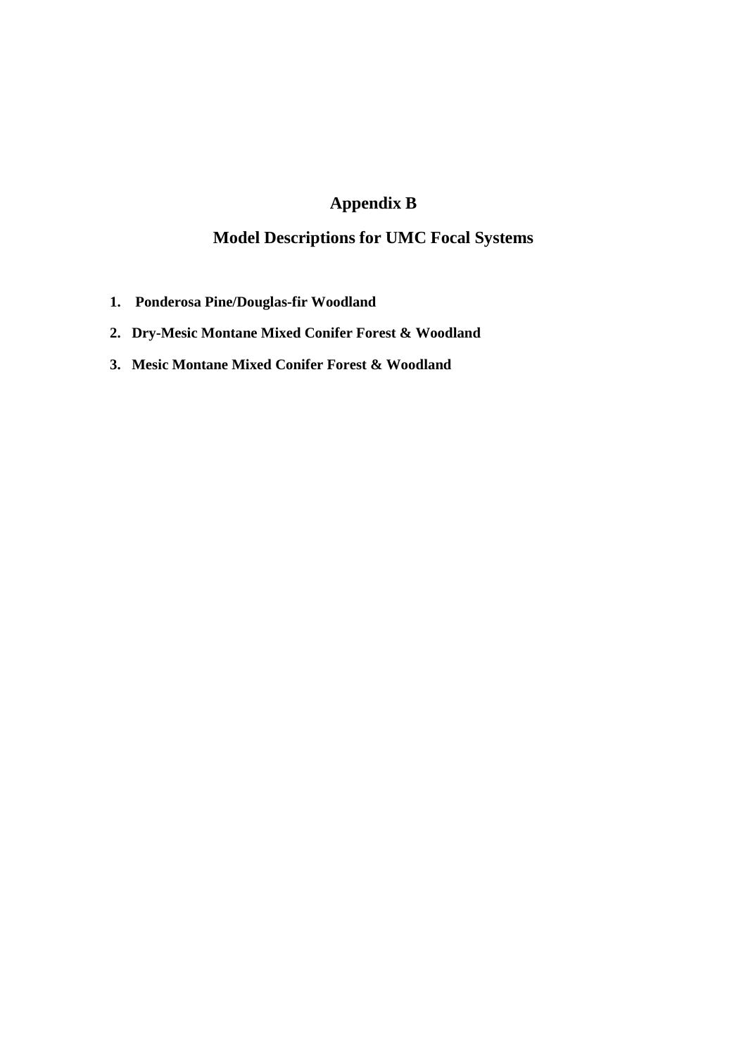# Appendix B

## Model Descriptions for UMC Focal Systems

1. **Ponderosa Pine/Douglas-fir Woodland**
2. **Dry-Mesic Montane Mixed Conifer Forest & Woodland**
3. **Mesic Montane Mixed Conifer Forest & Woodland**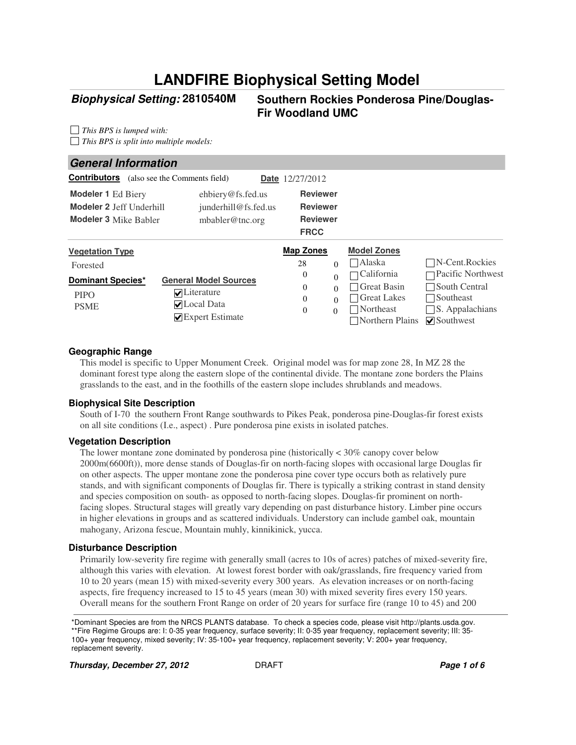# LANDFIRE Biophysical Setting Model

**Biophysical Setting: 2810540M** **Southern Rockies Ponderosa Pine/Douglas-Fir Woodland UMC**

☐ *This BPS is lumped with:*
☐ *This BPS is split into multiple models:*

## General Information

**Contributors** (also see the Comments field) **Date** 12/27/2012

| | | | |
|---|---|---|---|
| **Modeler 1** Ed Biery | ehbiery@fs.fed.us | **Reviewer** | |
| **Modeler 2** Jeff Underhill | junderhill@fs.fed.us | **Reviewer** | |
| **Modeler 3** Mike Babler | mbabler@tnc.org | **Reviewer** | |
| | | **FRCC** | |

**Vegetation Type**
Forested

**Dominant Species***
PIPO
PSME

**General Model Sources**
☑ Literature
☑ Local Data
☑ Expert Estimate

**Map Zones**

| | |
|---|---|
| 28 | 0 |
| 0 | 0 |
| 0 | 0 |
| 0 | 0 |
| 0 | 0 |

**Model Zones**

| | |
|---|---|
| ☐ Alaska | ☐ N-Cent.Rockies |
| ☐ California | ☐ Pacific Northwest |
| ☐ Great Basin | ☐ South Central |
| ☐ Great Lakes | ☐ Southeast |
| ☐ Northeast | ☐ S. Appalachians |
| ☐ Northern Plains | ☑ Southwest |

### Geographic Range

This model is specific to Upper Monument Creek. Original model was for map zone 28, In MZ 28 the dominant forest type along the eastern slope of the continental divide. The montane zone borders the Plains grasslands to the east, and in the foothills of the eastern slope includes shrublands and meadows.

### Biophysical Site Description

South of I-70 the southern Front Range southwards to Pikes Peak, ponderosa pine-Douglas-fir forest exists on all site conditions (I.e., aspect) . Pure ponderosa pine exists in isolated patches.

### Vegetation Description

The lower montane zone dominated by ponderosa pine (historically < 30% canopy cover below 2000m(6600ft)), more dense stands of Douglas-fir on north-facing slopes with occasional large Douglas fir on other aspects. The upper montane zone the ponderosa pine cover type occurs both as relatively pure stands, and with significant components of Douglas fir. There is typically a striking contrast in stand density and species composition on south- as opposed to north-facing slopes. Douglas-fir prominent on north-facing slopes. Structural stages will greatly vary depending on past disturbance history. Limber pine occurs in higher elevations in groups and as scattered individuals. Understory can include gambel oak, mountain mahogany, Arizona fescue, Mountain muhly, kinnikinick, yucca.

### Disturbance Description

Primarily low-severity fire regime with generally small (acres to 10s of acres) patches of mixed-severity fire, although this varies with elevation. At lowest forest border with oak/grasslands, fire frequency varied from 10 to 20 years (mean 15) with mixed-severity every 300 years. As elevation increases or on north-facing aspects, fire frequency increased to 15 to 45 years (mean 30) with mixed severity fires every 150 years. Overall means for the southern Front Range on order of 20 years for surface fire (range 10 to 45) and 200

---

*Dominant Species are from the NRCS PLANTS database. To check a species code, please visit http://plants.usda.gov.
**Fire Regime Groups are: I: 0-35 year frequency, surface severity; II: 0-35 year frequency, replacement severity; III: 35-100+ year frequency, mixed severity; IV: 35-100+ year frequency, replacement severity; V: 200+ year frequency, replacement severity.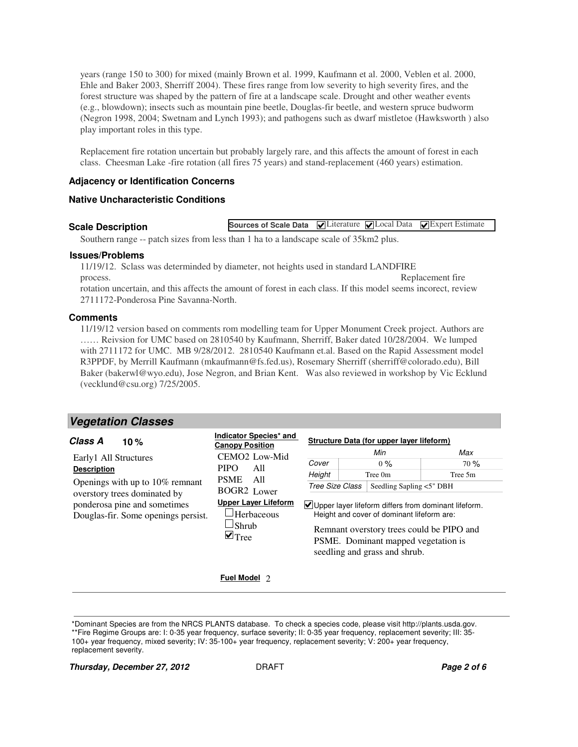years (range 150 to 300) for mixed (mainly Brown et al. 1999, Kaufmann et al. 2000, Veblen et al. 2000, Ehle and Baker 2003, Sherriff 2004). These fires range from low severity to high severity fires, and the forest structure was shaped by the pattern of fire at a landscape scale. Drought and other weather events (e.g., blowdown); insects such as mountain pine beetle, Douglas-fir beetle, and western spruce budworm (Negron 1998, 2004; Swetnam and Lynch 1993); and pathogens such as dwarf mistletoe (Hawksworth ) also play important roles in this type.

Replacement fire rotation uncertain but probably largely rare, and this affects the amount of forest in each class. Cheesman Lake -fire rotation (all fires 75 years) and stand-replacement (460 years) estimation.

### Adjacency or Identification Concerns

### Native Uncharacteristic Conditions

### Scale Description

**Sources of Scale Data** ☑ Literature ☑ Local Data ☑ Expert Estimate

Southern range -- patch sizes from less than 1 ha to a landscape scale of 35km2 plus.

### Issues/Problems

11/19/12. Sclass was determinded by diameter, not heights used in standard LANDFIRE process. Replacement fire rotation uncertain, and this affects the amount of forest in each class. If this model seems incorect, review 2711172-Ponderosa Pine Savanna-North.

### Comments

11/19/12 version based on comments rom modelling team for Upper Monument Creek project. Authors are …… Reivsion for UMC based on 2810540 by Kaufmann, Sherriff, Baker dated 10/28/2004. We lumped with 2711172 for UMC. MB 9/28/2012. 2810540 Kaufmann et.al. Based on the Rapid Assessment model R3PPDF, by Merrill Kaufmann (mkaufmann@fs.fed.us), Rosemary Sherriff (sherriff@colorado.edu), Bill Baker (bakerwl@wyo.edu), Jose Negron, and Brian Kent. Was also reviewed in workshop by Vic Ecklund (vecklund@csu.org) 7/25/2005.

## *Vegetation Classes*

### *Class A* 10 %

Early1 All Structures

**Description**

Openings with up to 10% remnant overstory trees dominated by ponderosa pine and sometimes Douglas-fir. Some openings persist.

**Indicator Species* and Canopy Position**

- CEMO2 Low-Mid
- PIPO All
- PSME All
- BOGR2 Lower

**Upper Layer Lifeform**

- ☐ Herbaceous
- ☐ Shrub
- ☑ Tree

**Fuel Model** 2

**Structure Data (for upper layer lifeform)**

| | Min | Max |
|---|---|---|
| Cover | 0 % | 70 % |
| Height | Tree 0m | Tree 5m |
| Tree Size Class | Seedling Sapling <5" DBH | |

☑ Upper layer lifeform differs from dominant lifeform. Height and cover of dominant lifeform are:

Remnant overstory trees could be PIPO and PSME. Dominant mapped vegetation is seedling and grass and shrub.

---

*Dominant Species are from the NRCS PLANTS database. To check a species code, please visit http://plants.usda.gov.
**Fire Regime Groups are: I: 0-35 year frequency, surface severity; II: 0-35 year frequency, replacement severity; III: 35-100+ year frequency, mixed severity; IV: 35-100+ year frequency, replacement severity; V: 200+ year frequency, replacement severity.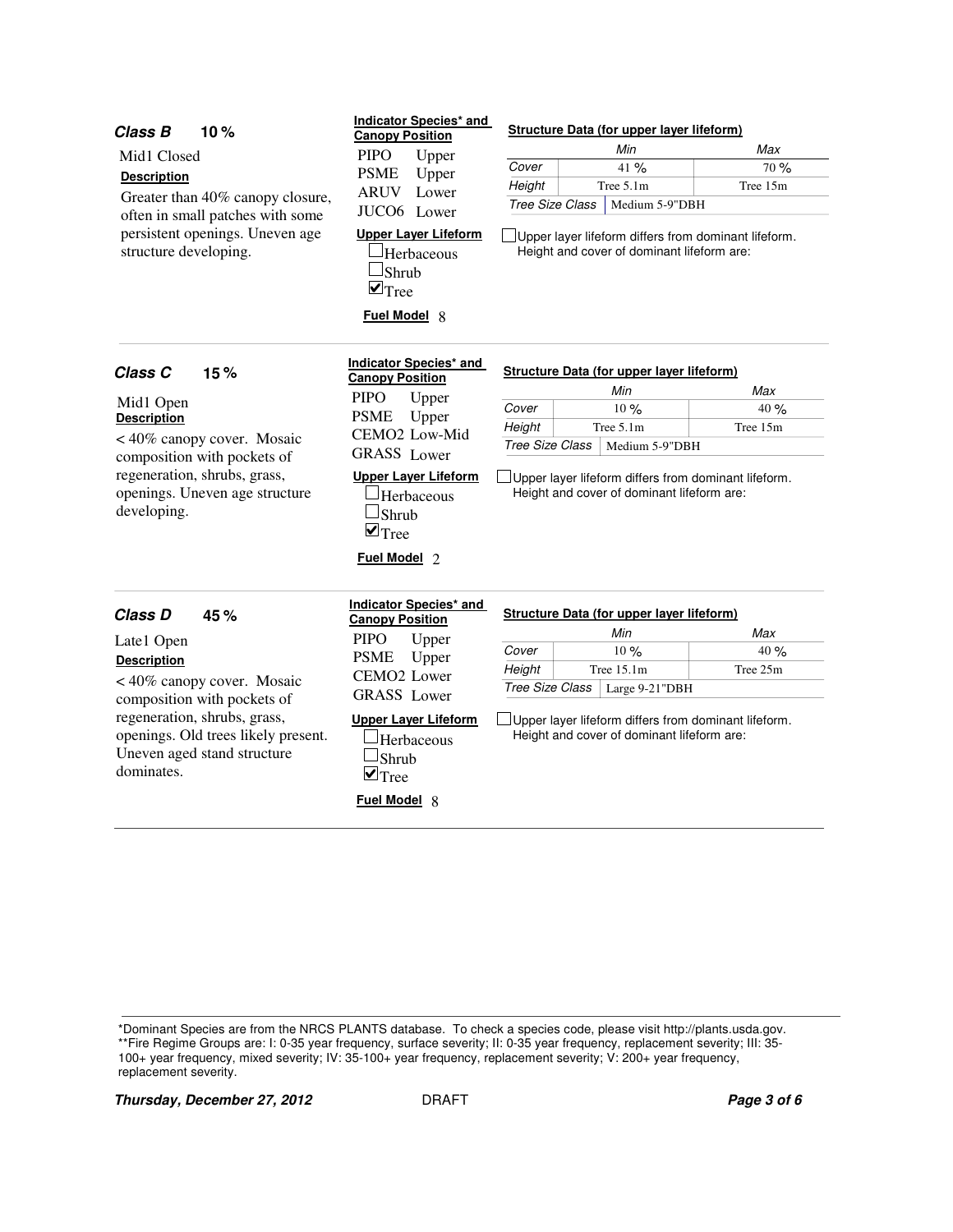### Class B 10 %

Mid1 Closed

**Description**

Greater than 40% canopy closure, often in small patches with some persistent openings. Uneven age structure developing.

**Indicator Species* and Canopy Position**

PIPO Upper
PSME Upper
ARUV Lower
JUCO6 Lower

**Upper Layer Lifeform**

- [ ] Herbaceous
- [ ] Shrub
- [x] Tree

**Fuel Model** 8

**Structure Data (for upper layer lifeform)**

| | Min | Max |
|---|---|---|
| Cover | 41 % | 70 % |
| Height | Tree 5.1m | Tree 15m |
| Tree Size Class | Medium 5-9"DBH | |

- [ ] Upper layer lifeform differs from dominant lifeform. Height and cover of dominant lifeform are:

### Class C 15 %

Mid1 Open

**Description**

< 40% canopy cover. Mosaic composition with pockets of regeneration, shrubs, grass, openings. Uneven age structure developing.

**Indicator Species* and Canopy Position**

PIPO Upper
PSME Upper
CEMO2 Low-Mid
GRASS Lower

**Upper Layer Lifeform**

- [ ] Herbaceous
- [ ] Shrub
- [x] Tree

**Fuel Model** 2

**Structure Data (for upper layer lifeform)**

| | Min | Max |
|---|---|---|
| Cover | 10 % | 40 % |
| Height | Tree 5.1m | Tree 15m |
| Tree Size Class | Medium 5-9"DBH | |

- [ ] Upper layer lifeform differs from dominant lifeform. Height and cover of dominant lifeform are:

### Class D 45 %

Late1 Open

**Description**

< 40% canopy cover. Mosaic composition with pockets of regeneration, shrubs, grass, openings. Old trees likely present. Uneven aged stand structure dominates.

**Indicator Species* and Canopy Position**

PIPO Upper
PSME Upper
CEMO2 Lower
GRASS Lower

**Upper Layer Lifeform**

- [ ] Herbaceous
- [ ] Shrub
- [x] Tree

**Fuel Model** 8

**Structure Data (for upper layer lifeform)**

| | Min | Max |
|---|---|---|
| Cover | 10 % | 40 % |
| Height | Tree 15.1m | Tree 25m |
| Tree Size Class | Large 9-21"DBH | |

- [ ] Upper layer lifeform differs from dominant lifeform. Height and cover of dominant lifeform are:

---

*Dominant Species are from the NRCS PLANTS database. To check a species code, please visit http://plants.usda.gov.
**Fire Regime Groups are: I: 0-35 year frequency, surface severity; II: 0-35 year frequency, replacement severity; III: 35-100+ year frequency, mixed severity; IV: 35-100+ year frequency, replacement severity; V: 200+ year frequency, replacement severity.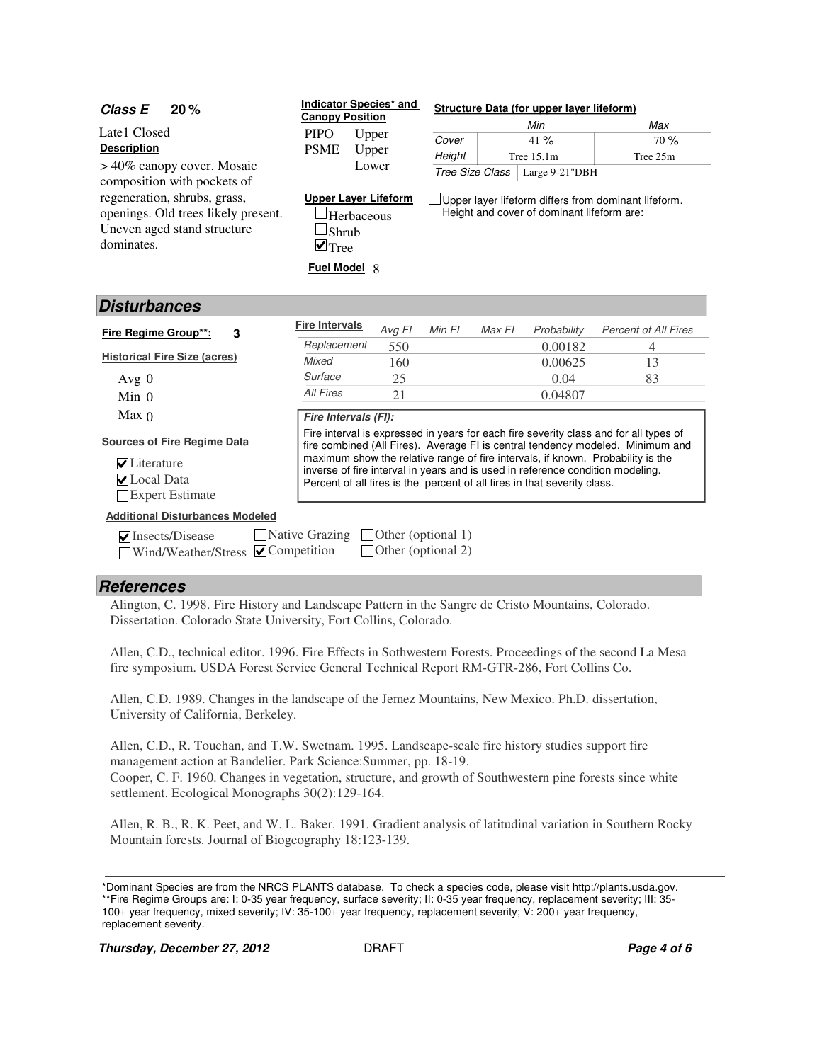**Class E 20 %**

Late1 Closed

**Description**

> 40% canopy cover. Mosaic composition with pockets of regeneration, shrubs, grass, openings. Old trees likely present. Uneven aged stand structure dominates.

**Indicator Species* and Canopy Position**

| | |
|---|---|
| PIPO | Upper |
| PSME | Upper |
| | Lower |

**Upper Layer Lifeform**

- ☐ Herbaceous
- ☐ Shrub
- ☑ Tree

**Fuel Model** 8

**Structure Data (for upper layer lifeform)**

| | Min | Max |
|---|---|---|
| Cover | 41 % | 70 % |
| Height | Tree 15.1m | Tree 25m |
| Tree Size Class | Large 9-21"DBH | |

☐ Upper layer lifeform differs from dominant lifeform. Height and cover of dominant lifeform are:

## Disturbances

**Fire Regime Group**:** 3

**Historical Fire Size (acres)**

Avg 0
Min 0
Max 0

**Sources of Fire Regime Data**

- ☑ Literature
- ☑ Local Data
- ☐ Expert Estimate

**Fire Intervals**

| | Avg FI | Min FI | Max FI | Probability | Percent of All Fires |
|---|---|---|---|---|---|
| Replacement | 550 | | | 0.00182 | 4 |
| Mixed | 160 | | | 0.00625 | 13 |
| Surface | 25 | | | 0.04 | 83 |
| All Fires | 21 | | | 0.04807 | |

**Fire Intervals (FI):**

Fire interval is expressed in years for each fire severity class and for all types of fire combined (All Fires). Average FI is central tendency modeled. Minimum and maximum show the relative range of fire intervals, if known. Probability is the inverse of fire interval in years and is used in reference condition modeling. Percent of all fires is the percent of all fires in that severity class.

**Additional Disturbances Modeled**

- ☑ Insects/Disease
- ☐ Wind/Weather/Stress
- ☐ Native Grazing
- ☑ Competition
- ☐ Other (optional 1)
- ☐ Other (optional 2)

## References

Alington, C. 1998. Fire History and Landscape Pattern in the Sangre de Cristo Mountains, Colorado. Dissertation. Colorado State University, Fort Collins, Colorado.

Allen, C.D., technical editor. 1996. Fire Effects in Sothwestern Forests. Proceedings of the second La Mesa fire symposium. USDA Forest Service General Technical Report RM-GTR-286, Fort Collins Co.

Allen, C.D. 1989. Changes in the landscape of the Jemez Mountains, New Mexico. Ph.D. dissertation, University of California, Berkeley.

Allen, C.D., R. Touchan, and T.W. Swetnam. 1995. Landscape-scale fire history studies support fire management action at Bandelier. Park Science:Summer, pp. 18-19.

Cooper, C. F. 1960. Changes in vegetation, structure, and growth of Southwestern pine forests since white settlement. Ecological Monographs 30(2):129-164.

Allen, R. B., R. K. Peet, and W. L. Baker. 1991. Gradient analysis of latitudinal variation in Southern Rocky Mountain forests. Journal of Biogeography 18:123-139.

*Dominant Species are from the NRCS PLANTS database. To check a species code, please visit http://plants.usda.gov.
**Fire Regime Groups are: I: 0-35 year frequency, surface severity; II: 0-35 year frequency, replacement severity; III: 35-100+ year frequency, mixed severity; IV: 35-100+ year frequency, replacement severity; V: 200+ year frequency, replacement severity.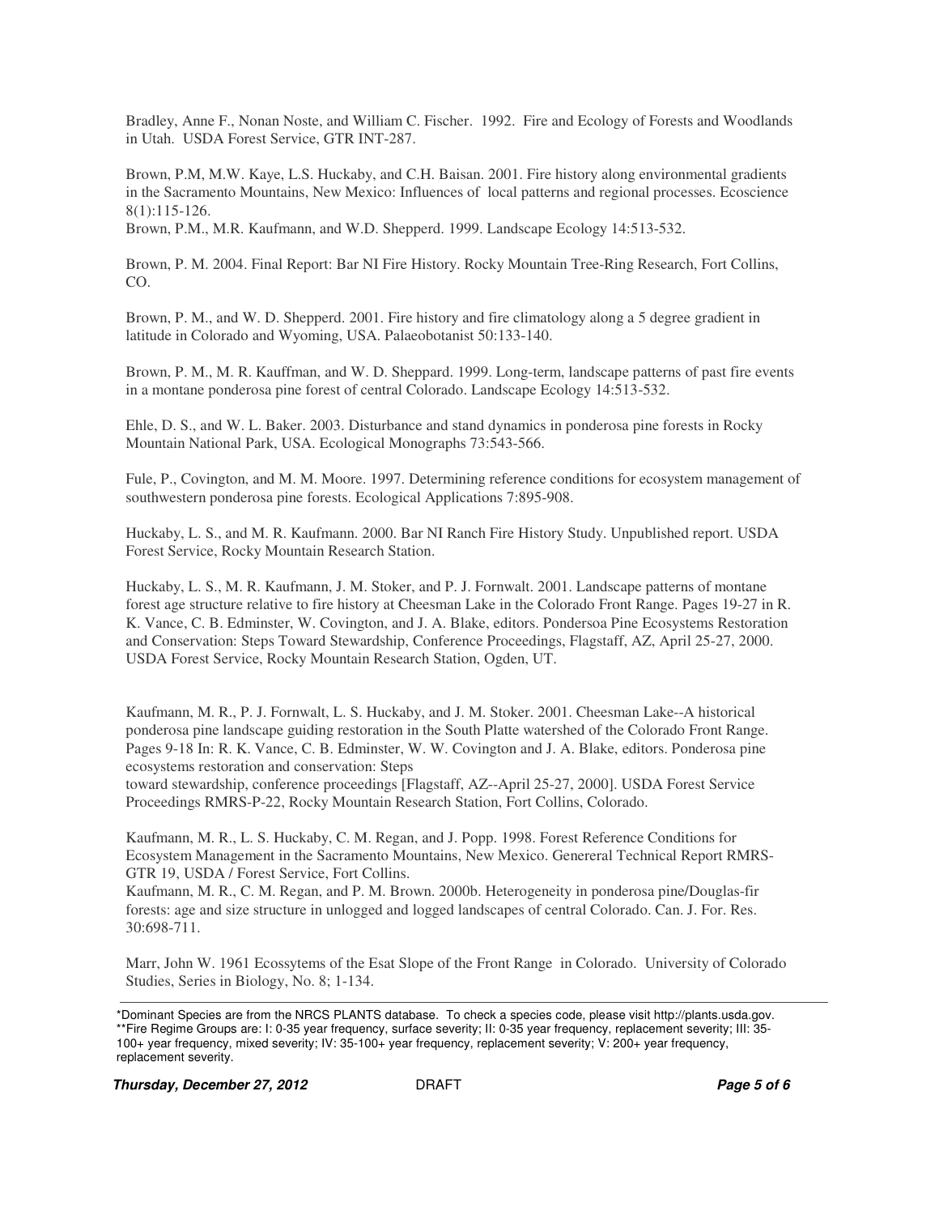Bradley, Anne F., Nonan Noste, and William C. Fischer. 1992. Fire and Ecology of Forests and Woodlands in Utah. USDA Forest Service, GTR INT-287.

Brown, P.M, M.W. Kaye, L.S. Huckaby, and C.H. Baisan. 2001. Fire history along environmental gradients in the Sacramento Mountains, New Mexico: Influences of local patterns and regional processes. Ecoscience 8(1):115-126.
Brown, P.M., M.R. Kaufmann, and W.D. Shepperd. 1999. Landscape Ecology 14:513-532.

Brown, P. M. 2004. Final Report: Bar NI Fire History. Rocky Mountain Tree-Ring Research, Fort Collins, CO.

Brown, P. M., and W. D. Shepperd. 2001. Fire history and fire climatology along a 5 degree gradient in latitude in Colorado and Wyoming, USA. Palaeobotanist 50:133-140.

Brown, P. M., M. R. Kauffman, and W. D. Sheppard. 1999. Long-term, landscape patterns of past fire events in a montane ponderosa pine forest of central Colorado. Landscape Ecology 14:513-532.

Ehle, D. S., and W. L. Baker. 2003. Disturbance and stand dynamics in ponderosa pine forests in Rocky Mountain National Park, USA. Ecological Monographs 73:543-566.

Fule, P., Covington, and M. M. Moore. 1997. Determining reference conditions for ecosystem management of southwestern ponderosa pine forests. Ecological Applications 7:895-908.

Huckaby, L. S., and M. R. Kaufmann. 2000. Bar NI Ranch Fire History Study. Unpublished report. USDA Forest Service, Rocky Mountain Research Station.

Huckaby, L. S., M. R. Kaufmann, J. M. Stoker, and P. J. Fornwalt. 2001. Landscape patterns of montane forest age structure relative to fire history at Cheesman Lake in the Colorado Front Range. Pages 19-27 in R. K. Vance, C. B. Edminster, W. Covington, and J. A. Blake, editors. Pondersoa Pine Ecosystems Restoration and Conservation: Steps Toward Stewardship, Conference Proceedings, Flagstaff, AZ, April 25-27, 2000. USDA Forest Service, Rocky Mountain Research Station, Ogden, UT.

Kaufmann, M. R., P. J. Fornwalt, L. S. Huckaby, and J. M. Stoker. 2001. Cheesman Lake--A historical ponderosa pine landscape guiding restoration in the South Platte watershed of the Colorado Front Range. Pages 9-18 In: R. K. Vance, C. B. Edminster, W. W. Covington and J. A. Blake, editors. Ponderosa pine ecosystems restoration and conservation: Steps
toward stewardship, conference proceedings [Flagstaff, AZ--April 25-27, 2000]. USDA Forest Service Proceedings RMRS-P-22, Rocky Mountain Research Station, Fort Collins, Colorado.

Kaufmann, M. R., L. S. Huckaby, C. M. Regan, and J. Popp. 1998. Forest Reference Conditions for Ecosystem Management in the Sacramento Mountains, New Mexico. Genereral Technical Report RMRS-GTR 19, USDA / Forest Service, Fort Collins.
Kaufmann, M. R., C. M. Regan, and P. M. Brown. 2000b. Heterogeneity in ponderosa pine/Douglas-fir forests: age and size structure in unlogged and logged landscapes of central Colorado. Can. J. For. Res. 30:698-711.

Marr, John W. 1961 Ecossytems of the Esat Slope of the Front Range in Colorado. University of Colorado Studies, Series in Biology, No. 8; 1-134.

---

*Dominant Species are from the NRCS PLANTS database. To check a species code, please visit http://plants.usda.gov.
**Fire Regime Groups are: I: 0-35 year frequency, surface severity; II: 0-35 year frequency, replacement severity; III: 35-100+ year frequency, mixed severity; IV: 35-100+ year frequency, replacement severity; V: 200+ year frequency, replacement severity.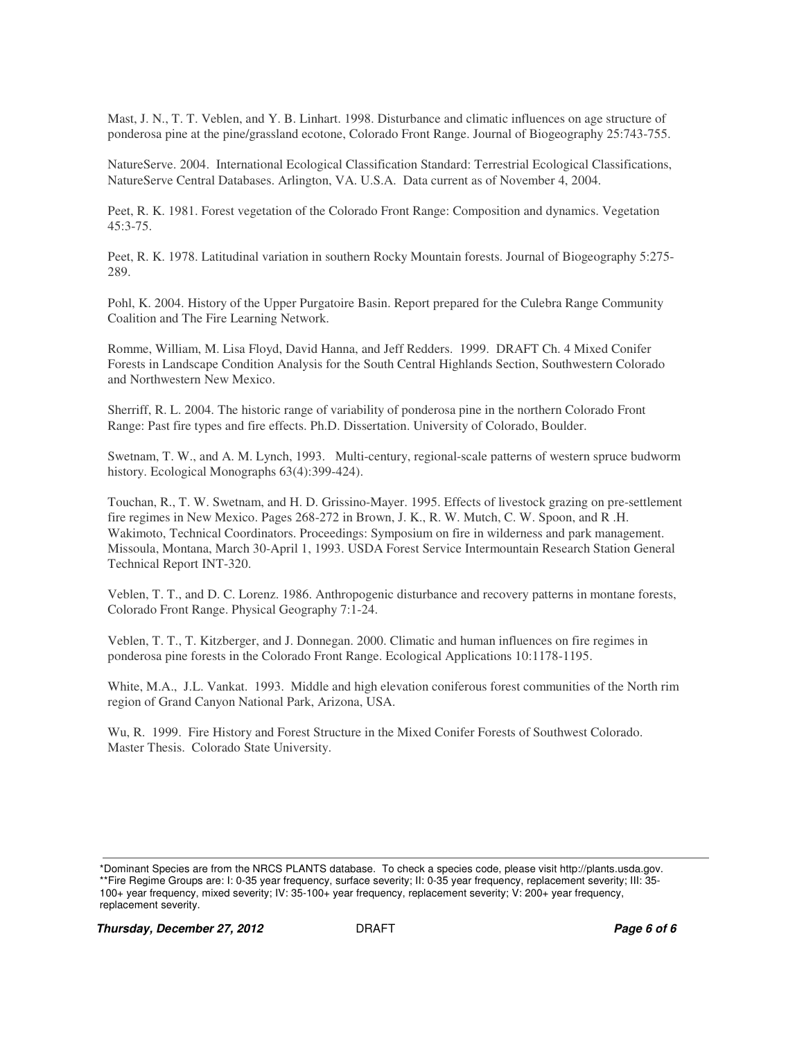Mast, J. N., T. T. Veblen, and Y. B. Linhart. 1998. Disturbance and climatic influences on age structure of ponderosa pine at the pine/grassland ecotone, Colorado Front Range. Journal of Biogeography 25:743-755.

NatureServe. 2004. International Ecological Classification Standard: Terrestrial Ecological Classifications, NatureServe Central Databases. Arlington, VA. U.S.A. Data current as of November 4, 2004.

Peet, R. K. 1981. Forest vegetation of the Colorado Front Range: Composition and dynamics. Vegetation 45:3-75.

Peet, R. K. 1978. Latitudinal variation in southern Rocky Mountain forests. Journal of Biogeography 5:275-289.

Pohl, K. 2004. History of the Upper Purgatoire Basin. Report prepared for the Culebra Range Community Coalition and The Fire Learning Network.

Romme, William, M. Lisa Floyd, David Hanna, and Jeff Redders. 1999. DRAFT Ch. 4 Mixed Conifer Forests in Landscape Condition Analysis for the South Central Highlands Section, Southwestern Colorado and Northwestern New Mexico.

Sherriff, R. L. 2004. The historic range of variability of ponderosa pine in the northern Colorado Front Range: Past fire types and fire effects. Ph.D. Dissertation. University of Colorado, Boulder.

Swetnam, T. W., and A. M. Lynch, 1993. Multi-century, regional-scale patterns of western spruce budworm history. Ecological Monographs 63(4):399-424).

Touchan, R., T. W. Swetnam, and H. D. Grissino-Mayer. 1995. Effects of livestock grazing on pre-settlement fire regimes in New Mexico. Pages 268-272 in Brown, J. K., R. W. Mutch, C. W. Spoon, and R .H. Wakimoto, Technical Coordinators. Proceedings: Symposium on fire in wilderness and park management. Missoula, Montana, March 30-April 1, 1993. USDA Forest Service Intermountain Research Station General Technical Report INT-320.

Veblen, T. T., and D. C. Lorenz. 1986. Anthropogenic disturbance and recovery patterns in montane forests, Colorado Front Range. Physical Geography 7:1-24.

Veblen, T. T., T. Kitzberger, and J. Donnegan. 2000. Climatic and human influences on fire regimes in ponderosa pine forests in the Colorado Front Range. Ecological Applications 10:1178-1195.

White, M.A., J.L. Vankat. 1993. Middle and high elevation coniferous forest communities of the North rim region of Grand Canyon National Park, Arizona, USA.

Wu, R. 1999. Fire History and Forest Structure in the Mixed Conifer Forests of Southwest Colorado. Master Thesis. Colorado State University.

---

*Dominant Species are from the NRCS PLANTS database. To check a species code, please visit http://plants.usda.gov.
**Fire Regime Groups are: I: 0-35 year frequency, surface severity; II: 0-35 year frequency, replacement severity; III: 35-100+ year frequency, mixed severity; IV: 35-100+ year frequency, replacement severity; V: 200+ year frequency, replacement severity.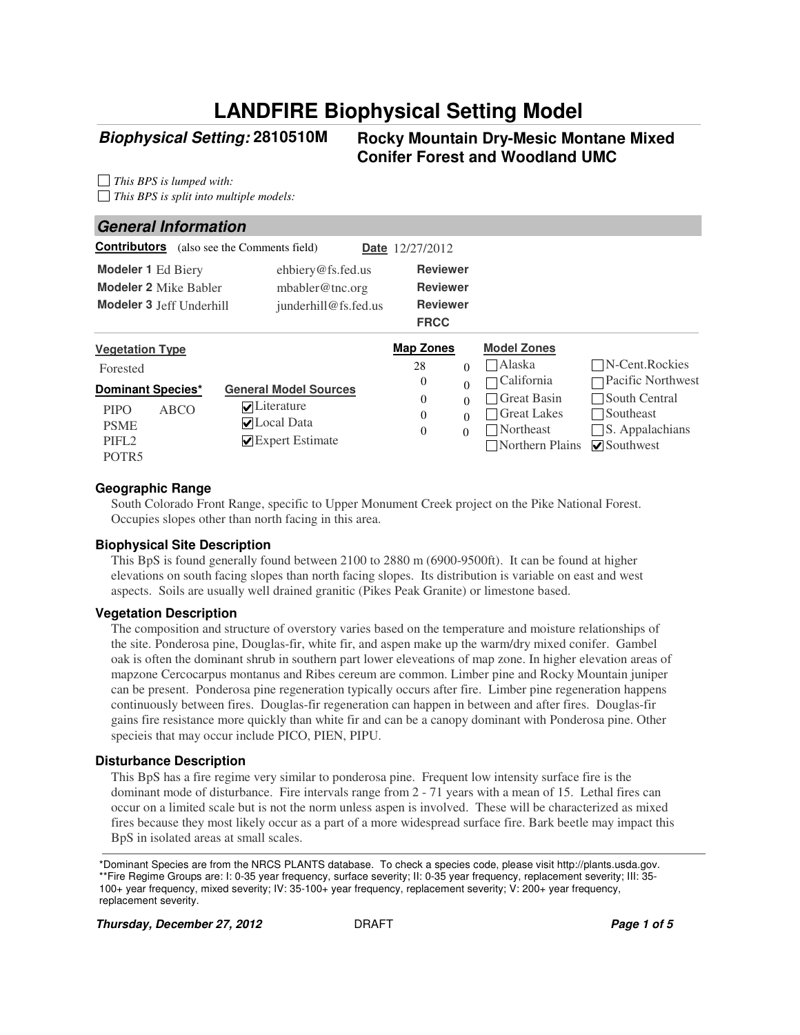# LANDFIRE Biophysical Setting Model

## Biophysical Setting: 2810510M — Rocky Mountain Dry-Mesic Montane Mixed Conifer Forest and Woodland UMC

☐ *This BPS is lumped with:*
☐ *This BPS is split into multiple models:*

## General Information

**Contributors** (also see the Comments field) **Date** 12/27/2012

| | | | |
|---|---|---|---|
| **Modeler 1** Ed Biery | ehbiery@fs.fed.us | **Reviewer** | |
| **Modeler 2** Mike Babler | mbabler@tnc.org | **Reviewer** | |
| **Modeler 3** Jeff Underhill | junderhill@fs.fed.us | **Reviewer** | |
| | | **FRCC** | |

**Vegetation Type**

Forested

**Dominant Species***

PIPO, ABCO, PSME, PIFL2, POTR5

**General Model Sources**

☑ Literature
☑ Local Data
☑ Expert Estimate

**Map Zones**

| | |
|---|---|
| 28 | 0 |
| 0 | 0 |
| 0 | 0 |
| 0 | 0 |
| 0 | 0 |

**Model Zones**

☐ Alaska
☐ California
☐ Great Basin
☐ Great Lakes
☐ Northeast
☐ Northern Plains
☐ N-Cent.Rockies
☐ Pacific Northwest
☐ South Central
☐ Southeast
☐ S. Appalachians
☑ Southwest

### Geographic Range

South Colorado Front Range, specific to Upper Monument Creek project on the Pike National Forest. Occupies slopes other than north facing in this area.

### Biophysical Site Description

This BpS is found generally found between 2100 to 2880 m (6900-9500ft). It can be found at higher elevations on south facing slopes than north facing slopes. Its distribution is variable on east and west aspects. Soils are usually well drained granitic (Pikes Peak Granite) or limestone based.

### Vegetation Description

The composition and structure of overstory varies based on the temperature and moisture relationships of the site. Ponderosa pine, Douglas-fir, white fir, and aspen make up the warm/dry mixed conifer. Gambel oak is often the dominant shrub in southern part lower eleveations of map zone. In higher elevation areas of mapzone Cercocarpus montanus and Ribes cereum are common. Limber pine and Rocky Mountain juniper can be present. Ponderosa pine regeneration typically occurs after fire. Limber pine regeneration happens continuously between fires. Douglas-fir regeneration can happen in between and after fires. Douglas-fir gains fire resistance more quickly than white fir and can be a canopy dominant with Ponderosa pine. Other specieis that may occur include PICO, PIEN, PIPU.

### Disturbance Description

This BpS has a fire regime very similar to ponderosa pine. Frequent low intensity surface fire is the dominant mode of disturbance. Fire intervals range from 2 - 71 years with a mean of 15. Lethal fires can occur on a limited scale but is not the norm unless aspen is involved. These will be characterized as mixed fires because they most likely occur as a part of a more widespread surface fire. Bark beetle may impact this BpS in isolated areas at small scales.

---

*Dominant Species are from the NRCS PLANTS database. To check a species code, please visit http://plants.usda.gov.
**Fire Regime Groups are: I: 0-35 year frequency, surface severity; II: 0-35 year frequency, replacement severity; III: 35-100+ year frequency, mixed severity; IV: 35-100+ year frequency, replacement severity; V: 200+ year frequency, replacement severity.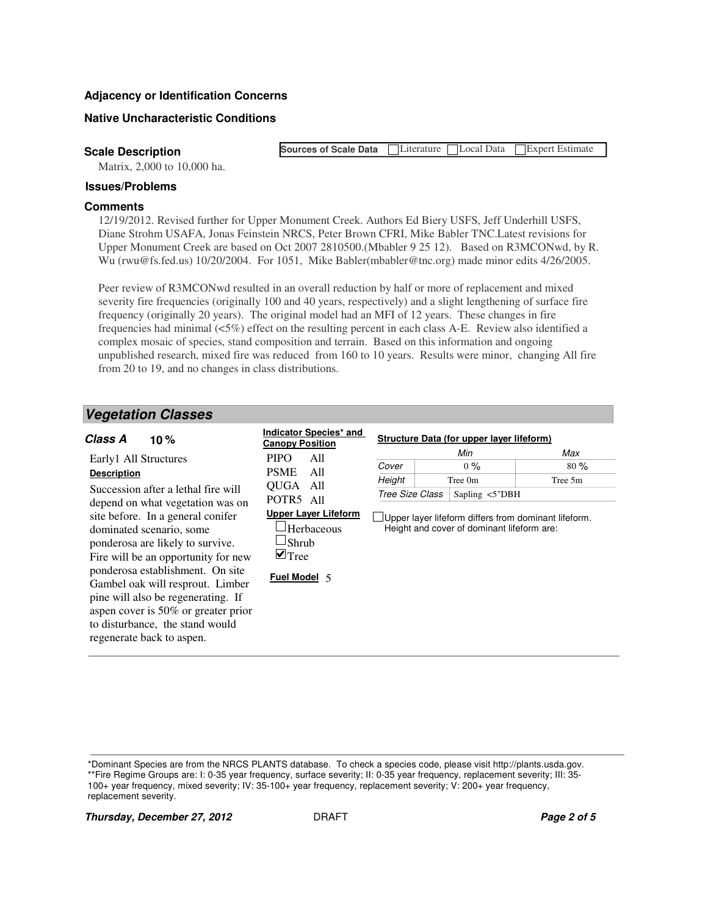### Adjacency or Identification Concerns

### Native Uncharacteristic Conditions

### Scale Description

| Sources of Scale Data | ☐ Literature | ☐ Local Data | ☐ Expert Estimate |
|---|---|---|---|

Matrix, 2,000 to 10,000 ha.

### Issues/Problems

### Comments

12/19/2012. Revised further for Upper Monument Creek. Authors Ed Biery USFS, Jeff Underhill USFS, Diane Strohm USAFA, Jonas Feinstein NRCS, Peter Brown CFRI, Mike Babler TNC.Latest revisions for Upper Monument Creek are based on Oct 2007 2810500.(Mbabler 9 25 12). Based on R3MCONwd, by R. Wu (rwu@fs.fed.us) 10/20/2004. For 1051, Mike Babler(mbabler@tnc.org) made minor edits 4/26/2005.

Peer review of R3MCONwd resulted in an overall reduction by half or more of replacement and mixed severity fire frequencies (originally 100 and 40 years, respectively) and a slight lengthening of surface fire frequency (originally 20 years). The original model had an MFI of 12 years. These changes in fire frequencies had minimal (<5%) effect on the resulting percent in each class A-E. Review also identified a complex mosaic of species, stand composition and terrain. Based on this information and ongoing unpublished research, mixed fire was reduced from 160 to 10 years. Results were minor, changing All fire from 20 to 19, and no changes in class distributions.

## Vegetation Classes

### Class A 10 %

Early1 All Structures

**Description**

Succession after a lethal fire will depend on what vegetation was on site before. In a general conifer dominated scenario, some ponderosa are likely to survive. Fire will be an opportunity for new ponderosa establishment. On site Gambel oak will resprout. Limber pine will also be regenerating. If aspen cover is 50% or greater prior to disturbance, the stand would regenerate back to aspen.

**Indicator Species* and Canopy Position**

| Species | Position |
|---|---|
| PIPO | All |
| PSME | All |
| QUGA | All |
| POTR5 | All |

**Upper Layer Lifeform**

- ☐ Herbaceous
- ☐ Shrub
- ☑ Tree

**Fuel Model** 5

**Structure Data (for upper layer lifeform)**

| | Min | Max |
|---|---|---|
| Cover | 0 % | 80 % |
| Height | Tree 0m | Tree 5m |
| Tree Size Class | Sapling <5"DBH | |

☐ Upper layer lifeform differs from dominant lifeform. Height and cover of dominant lifeform are:

*Dominant Species are from the NRCS PLANTS database. To check a species code, please visit http://plants.usda.gov.
**Fire Regime Groups are: I: 0-35 year frequency, surface severity; II: 0-35 year frequency, replacement severity; III: 35-100+ year frequency, mixed severity; IV: 35-100+ year frequency, replacement severity; V: 200+ year frequency, replacement severity.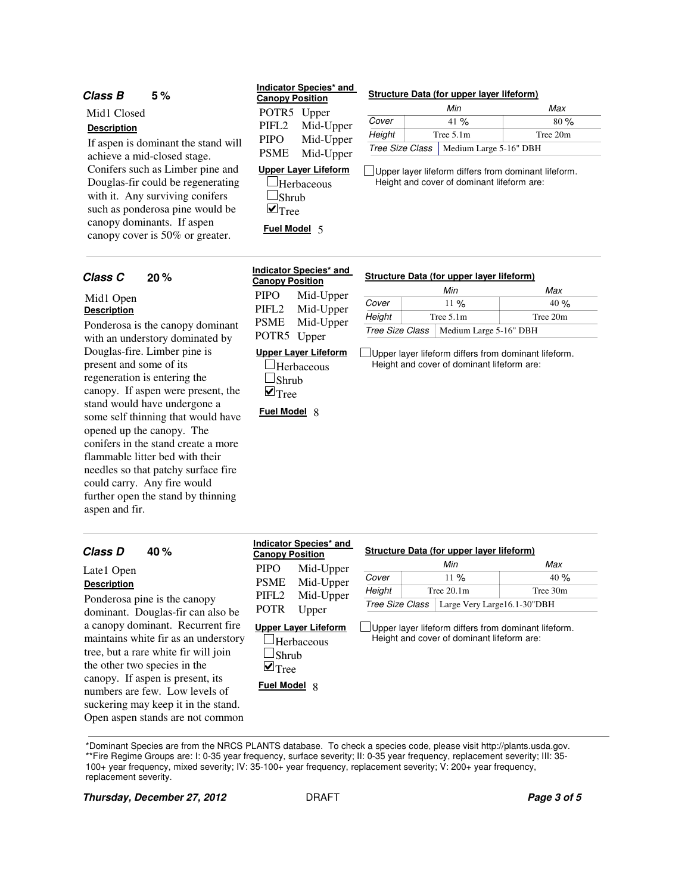### Class B 5 %

Mid1 Closed

**Description**

If aspen is dominant the stand will achieve a mid-closed stage. Conifers such as Limber pine and Douglas-fir could be regenerating with it. Any surviving conifers such as ponderosa pine would be canopy dominants. If aspen canopy cover is 50% or greater.

**Indicator Species* and Canopy Position**

POTR5 Upper
PIFL2 Mid-Upper
PIPO Mid-Upper
PSME Mid-Upper

**Upper Layer Lifeform**

- [ ] Herbaceous
- [ ] Shrub
- [x] Tree

**Fuel Model** 5

**Structure Data (for upper layer lifeform)**

| | Min | Max |
|---|---|---|
| Cover | 41 % | 80 % |
| Height | Tree 5.1m | Tree 20m |
| Tree Size Class | Medium Large 5-16" DBH | |

- [ ] Upper layer lifeform differs from dominant lifeform. Height and cover of dominant lifeform are:

---

### Class C 20 %

Mid1 Open

**Description**

Ponderosa is the canopy dominant with an understory dominated by Douglas-fire. Limber pine is present and some of its regeneration is entering the canopy. If aspen were present, the stand would have undergone a some self thinning that would have opened up the canopy. The conifers in the stand create a more flammable litter bed with their needles so that patchy surface fire could carry. Any fire would further open the stand by thinning aspen and fir.

**Indicator Species* and Canopy Position**

PIPO Mid-Upper
PIFL2 Mid-Upper
PSME Mid-Upper
POTR5 Upper

**Upper Layer Lifeform**

- [ ] Herbaceous
- [ ] Shrub
- [x] Tree

**Fuel Model** 8

**Structure Data (for upper layer lifeform)**

| | Min | Max |
|---|---|---|
| Cover | 11 % | 40 % |
| Height | Tree 5.1m | Tree 20m |
| Tree Size Class | Medium Large 5-16" DBH | |

- [ ] Upper layer lifeform differs from dominant lifeform. Height and cover of dominant lifeform are:

---

### Class D 40 %

Late1 Open

**Description**

Ponderosa pine is the canopy dominant. Douglas-fir can also be a canopy dominant. Recurrent fire maintains white fir as an understory tree, but a rare white fir will join the other two species in the canopy. If aspen is present, its numbers are few. Low levels of suckering may keep it in the stand. Open aspen stands are not common

**Indicator Species* and Canopy Position**

PIPO Mid-Upper
PSME Mid-Upper
PIFL2 Mid-Upper
POTR Upper

**Upper Layer Lifeform**

- [ ] Herbaceous
- [ ] Shrub
- [x] Tree

**Fuel Model** 8

**Structure Data (for upper layer lifeform)**

| | Min | Max |
|---|---|---|
| Cover | 11 % | 40 % |
| Height | Tree 20.1m | Tree 30m |
| Tree Size Class | Large Very Large16.1-30"DBH | |

- [ ] Upper layer lifeform differs from dominant lifeform. Height and cover of dominant lifeform are:

---

*Dominant Species are from the NRCS PLANTS database. To check a species code, please visit http://plants.usda.gov.
**Fire Regime Groups are: I: 0-35 year frequency, surface severity; II: 0-35 year frequency, replacement severity; III: 35-100+ year frequency, mixed severity; IV: 35-100+ year frequency, replacement severity; V: 200+ year frequency, replacement severity.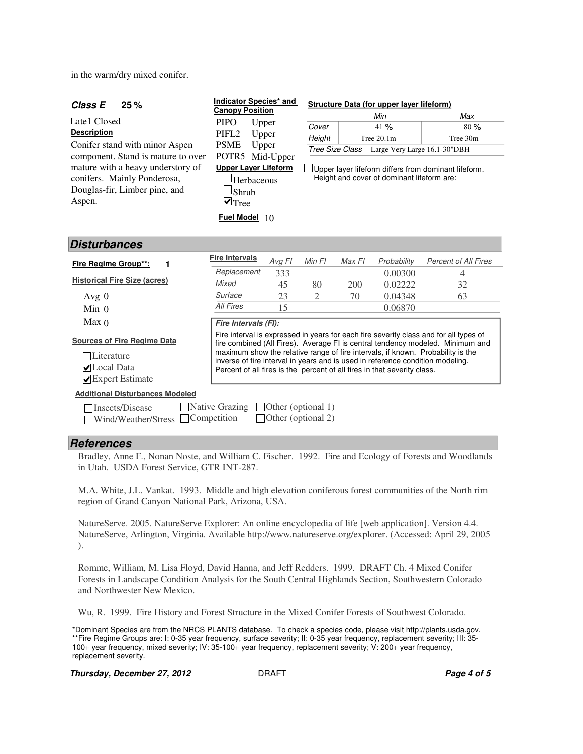in the warm/dry mixed conifer.

**Class E** **25 %**

Late1 Closed

**Description**

Conifer stand with minor Aspen component. Stand is mature to over mature with a heavy understory of conifers. Mainly Ponderosa, Douglas-fir, Limber pine, and Aspen.

**Indicator Species* and Canopy Position**

| Species | Position |
|---|---|
| PIPO | Upper |
| PIFL2 | Upper |
| PSME | Upper |
| POTR5 | Mid-Upper |

**Upper Layer Lifeform**

- ☐ Herbaceous
- ☐ Shrub
- ☑ Tree

**Fuel Model** 10

**Structure Data (for upper layer lifeform)**

| | Min | Max |
|---|---|---|
| Cover | 41 % | 80 % |
| Height | Tree 20.1m | Tree 30m |
| Tree Size Class | Large Very Large 16.1-30"DBH | |

☐ Upper layer lifeform differs from dominant lifeform. Height and cover of dominant lifeform are:

## Disturbances

**Fire Regime Group**:** 1

**Historical Fire Size (acres)**

Avg 0
Min 0
Max 0

**Sources of Fire Regime Data**

- ☐ Literature
- ☑ Local Data
- ☑ Expert Estimate

| Fire Intervals | Avg FI | Min FI | Max FI | Probability | Percent of All Fires |
|---|---|---|---|---|---|
| Replacement | 333 | | | 0.00300 | 4 |
| Mixed | 45 | 80 | 200 | 0.02222 | 32 |
| Surface | 23 | 2 | 70 | 0.04348 | 63 |
| All Fires | 15 | | | 0.06870 | |

***Fire Intervals (FI):***

Fire interval is expressed in years for each fire severity class and for all types of fire combined (All Fires). Average FI is central tendency modeled. Minimum and maximum show the relative range of fire intervals, if known. Probability is the inverse of fire interval in years and is used in reference condition modeling. Percent of all fires is the percent of all fires in that severity class.

**Additional Disturbances Modeled**

- ☐ Insects/Disease
- ☐ Wind/Weather/Stress
- ☐ Native Grazing
- ☐ Competition
- ☐ Other (optional 1)
- ☐ Other (optional 2)

## References

Bradley, Anne F., Nonan Noste, and William C. Fischer. 1992. Fire and Ecology of Forests and Woodlands in Utah. USDA Forest Service, GTR INT-287.

M.A. White, J.L. Vankat. 1993. Middle and high elevation coniferous forest communities of the North rim region of Grand Canyon National Park, Arizona, USA.

NatureServe. 2005. NatureServe Explorer: An online encyclopedia of life [web application]. Version 4.4. NatureServe, Arlington, Virginia. Available http://www.natureserve.org/explorer. (Accessed: April 29, 2005 ).

Romme, William, M. Lisa Floyd, David Hanna, and Jeff Redders. 1999. DRAFT Ch. 4 Mixed Conifer Forests in Landscape Condition Analysis for the South Central Highlands Section, Southwestern Colorado and Northwester New Mexico.

Wu, R. 1999. Fire History and Forest Structure in the Mixed Conifer Forests of Southwest Colorado.

*Dominant Species are from the NRCS PLANTS database. To check a species code, please visit http://plants.usda.gov.
**Fire Regime Groups are: I: 0-35 year frequency, surface severity; II: 0-35 year frequency, replacement severity; III: 35-100+ year frequency, mixed severity; IV: 35-100+ year frequency, replacement severity; V: 200+ year frequency, replacement severity.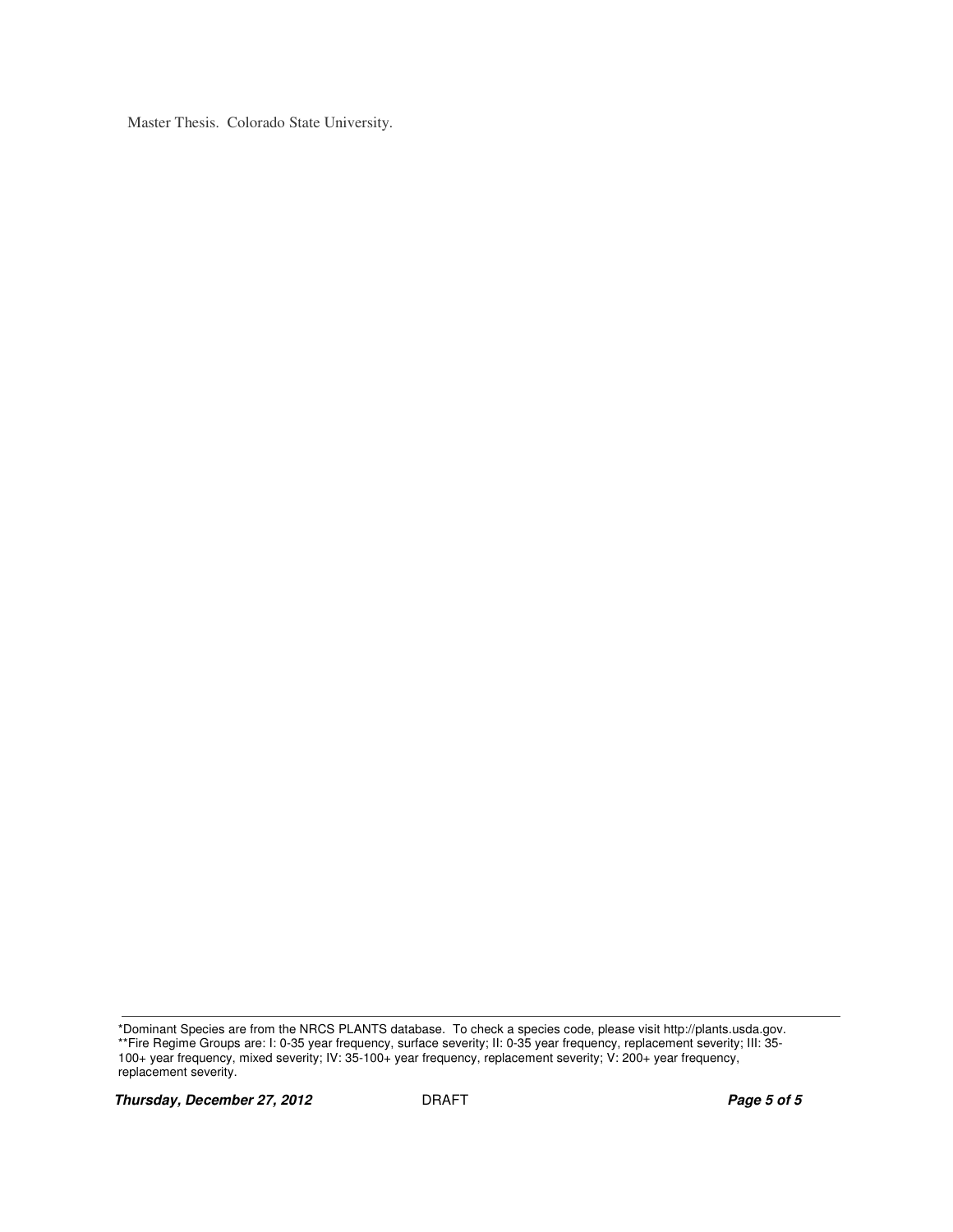Master Thesis. Colorado State University.

---

*Dominant Species are from the NRCS PLANTS database. To check a species code, please visit http://plants.usda.gov.
**Fire Regime Groups are: I: 0-35 year frequency, surface severity; II: 0-35 year frequency, replacement severity; III: 35-100+ year frequency, mixed severity; IV: 35-100+ year frequency, replacement severity; V: 200+ year frequency, replacement severity.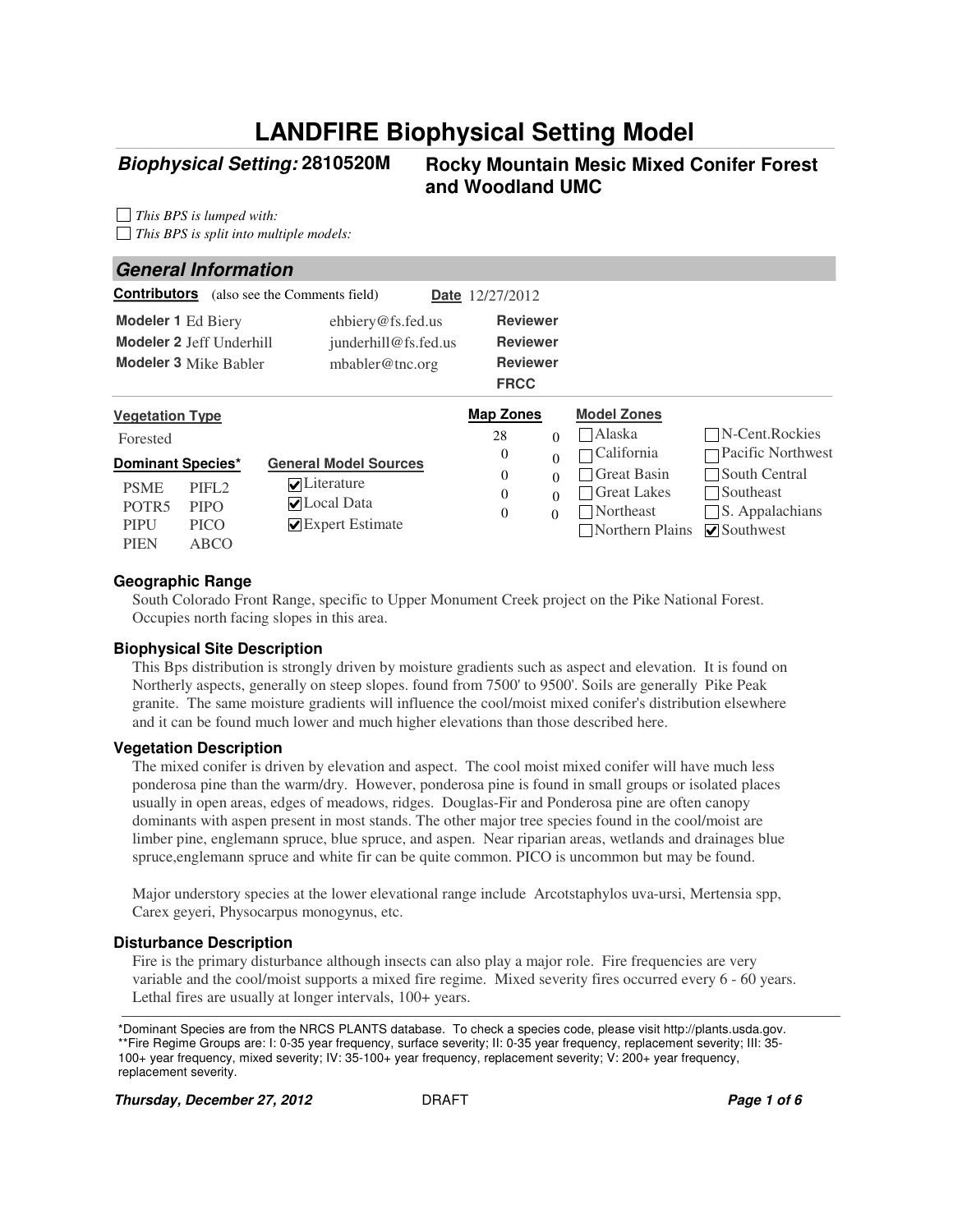# LANDFIRE Biophysical Setting Model

**Biophysical Setting: 2810520M** — **Rocky Mountain Mesic Mixed Conifer Forest and Woodland UMC**

☐ *This BPS is lumped with:*
☐ *This BPS is split into multiple models:*

## General Information

**Contributors** (also see the Comments field) **Date** 12/27/2012

| | | | |
|---|---|---|---|
| **Modeler 1** Ed Biery | ehbiery@fs.fed.us | **Reviewer** | |
| **Modeler 2** Jeff Underhill | junderhill@fs.fed.us | **Reviewer** | |
| **Modeler 3** Mike Babler | mbabler@tnc.org | **Reviewer** | |
| | | **FRCC** | |

**Vegetation Type**

Forested

**Dominant Species***

| | |
|---|---|
| PSME | PIFL2 |
| POTR5 | PIPO |
| PIPU | PICO |
| PIEN | ABCO |

**General Model Sources**

- ☑ Literature
- ☑ Local Data
- ☑ Expert Estimate

**Map Zones**

| | |
|---|---|
| 28 | 0 |
| 0 | 0 |
| 0 | 0 |
| 0 | 0 |
| 0 | 0 |

**Model Zones**

| | |
|---|---|
| ☐ Alaska | ☐ N-Cent.Rockies |
| ☐ California | ☐ Pacific Northwest |
| ☐ Great Basin | ☐ South Central |
| ☐ Great Lakes | ☐ Southeast |
| ☐ Northeast | ☐ S. Appalachians |
| ☐ Northern Plains | ☑ Southwest |

### Geographic Range

South Colorado Front Range, specific to Upper Monument Creek project on the Pike National Forest. Occupies north facing slopes in this area.

### Biophysical Site Description

This Bps distribution is strongly driven by moisture gradients such as aspect and elevation. It is found on Northerly aspects, generally on steep slopes. found from 7500' to 9500'. Soils are generally Pike Peak granite. The same moisture gradients will influence the cool/moist mixed conifer's distribution elsewhere and it can be found much lower and much higher elevations than those described here.

### Vegetation Description

The mixed conifer is driven by elevation and aspect. The cool moist mixed conifer will have much less ponderosa pine than the warm/dry. However, ponderosa pine is found in small groups or isolated places usually in open areas, edges of meadows, ridges. Douglas-Fir and Ponderosa pine are often canopy dominants with aspen present in most stands. The other major tree species found in the cool/moist are limber pine, englemann spruce, blue spruce, and aspen. Near riparian areas, wetlands and drainages blue spruce,englemann spruce and white fir can be quite common. PICO is uncommon but may be found.

Major understory species at the lower elevational range include Arcotstaphylos uva-ursi, Mertensia spp, Carex geyeri, Physocarpus monogynus, etc.

### Disturbance Description

Fire is the primary disturbance although insects can also play a major role. Fire frequencies are very variable and the cool/moist supports a mixed fire regime. Mixed severity fires occurred every 6 - 60 years. Lethal fires are usually at longer intervals, 100+ years.

---

*Dominant Species are from the NRCS PLANTS database. To check a species code, please visit http://plants.usda.gov.
**Fire Regime Groups are: I: 0-35 year frequency, surface severity; II: 0-35 year frequency, replacement severity; III: 35-100+ year frequency, mixed severity; IV: 35-100+ year frequency, replacement severity; V: 200+ year frequency, replacement severity.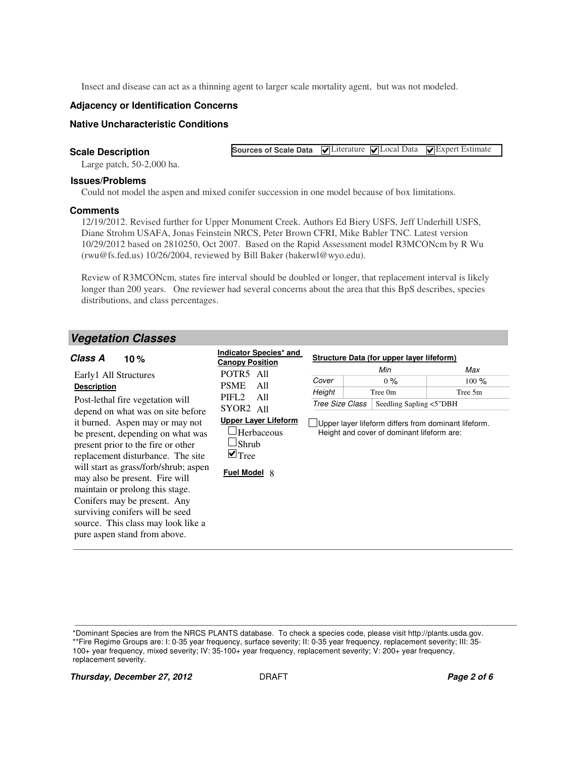Insect and disease can act as a thinning agent to larger scale mortality agent, but was not modeled.

### Adjacency or Identification Concerns

### Native Uncharacteristic Conditions

### Scale Description

**Sources of Scale Data** ☑ Literature ☑ Local Data ☑ Expert Estimate

Large patch, 50-2,000 ha.

### Issues/Problems

Could not model the aspen and mixed conifer succession in one model because of box limitations.

### Comments

12/19/2012. Revised further for Upper Monument Creek. Authors Ed Biery USFS, Jeff Underhill USFS, Diane Strohm USAFA, Jonas Feinstein NRCS, Peter Brown CFRI, Mike Babler TNC. Latest version 10/29/2012 based on 2810250, Oct 2007. Based on the Rapid Assessment model R3MCONcm by R Wu (rwu@fs.fed.us) 10/26/2004, reviewed by Bill Baker (bakerwl@wyo.edu).

Review of R3MCONcm, states fire interval should be doubled or longer, that replacement interval is likely longer than 200 years. One reviewer had several concerns about the area that this BpS describes, species distributions, and class percentages.

## Vegetation Classes

### Class A 10 %

Early1 All Structures

**Description**

Post-lethal fire vegetation will depend on what was on site before it burned. Aspen may or may not be present, depending on what was present prior to the fire or other replacement disturbance. The site will start as grass/forb/shrub; aspen may also be present. Fire will maintain or prolong this stage. Conifers may be present. Any surviving conifers will be seed source. This class may look like a pure aspen stand from above.

**Indicator Species* and Canopy Position**

POTR5 All
PSME All
PIFL2 All
SYOR2 All

**Upper Layer Lifeform**

☐ Herbaceous
☐ Shrub
☑ Tree

**Fuel Model** 8

**Structure Data (for upper layer lifeform)**

| | Min | Max |
|---|---|---|
| Cover | 0 % | 100 % |
| Height | Tree 0m | Tree 5m |
| Tree Size Class | Seedling Sapling <5"DBH | |

☐ Upper layer lifeform differs from dominant lifeform. Height and cover of dominant lifeform are:

---

*Dominant Species are from the NRCS PLANTS database. To check a species code, please visit http://plants.usda.gov.
**Fire Regime Groups are: I: 0-35 year frequency, surface severity; II: 0-35 year frequency, replacement severity; III: 35-100+ year frequency, mixed severity; IV: 35-100+ year frequency, replacement severity; V: 200+ year frequency, replacement severity.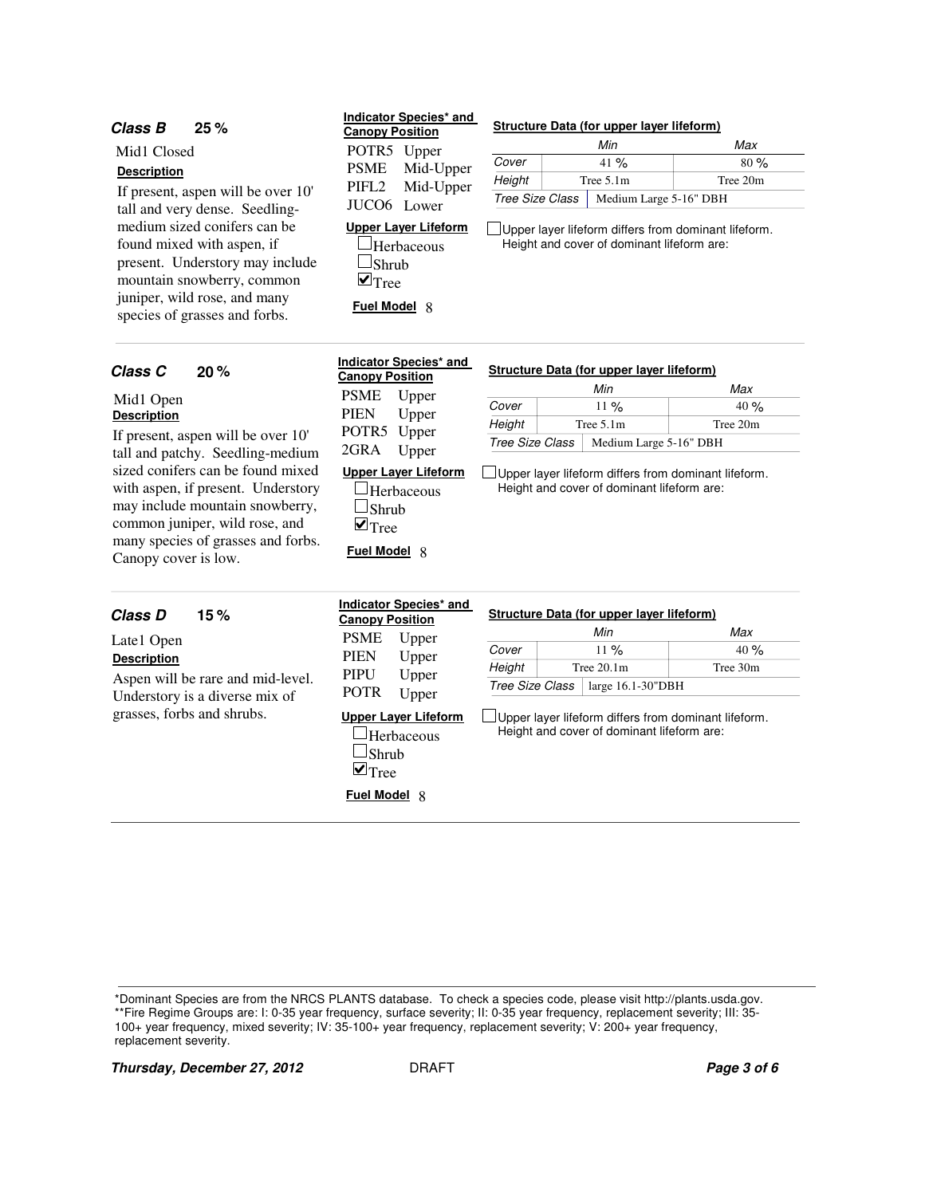### Class B 25 %

Mid1 Closed

**Description**

If present, aspen will be over 10' tall and very dense. Seedling-medium sized conifers can be found mixed with aspen, if present. Understory may include mountain snowberry, common juniper, wild rose, and many species of grasses and forbs.

**Indicator Species* and Canopy Position**

POTR5 Upper
PSME Mid-Upper
PIFL2 Mid-Upper
JUCO6 Lower

**Upper Layer Lifeform**

- [ ] Herbaceous
- [ ] Shrub
- [x] Tree

**Fuel Model** 8

**Structure Data (for upper layer lifeform)**

| | Min | Max |
|---|---|---|
| Cover | 41 % | 80 % |
| Height | Tree 5.1m | Tree 20m |
| Tree Size Class | Medium Large 5-16" DBH | |

- [ ] Upper layer lifeform differs from dominant lifeform. Height and cover of dominant lifeform are:

---

### Class C 20 %

Mid1 Open

**Description**

If present, aspen will be over 10' tall and patchy. Seedling-medium sized conifers can be found mixed with aspen, if present. Understory may include mountain snowberry, common juniper, wild rose, and many species of grasses and forbs. Canopy cover is low.

**Indicator Species* and Canopy Position**

PSME Upper
PIEN Upper
POTR5 Upper
2GRA Upper

**Upper Layer Lifeform**

- [ ] Herbaceous
- [ ] Shrub
- [x] Tree

**Fuel Model** 8

**Structure Data (for upper layer lifeform)**

| | Min | Max |
|---|---|---|
| Cover | 11 % | 40 % |
| Height | Tree 5.1m | Tree 20m |
| Tree Size Class | Medium Large 5-16" DBH | |

- [ ] Upper layer lifeform differs from dominant lifeform. Height and cover of dominant lifeform are:

---

### Class D 15 %

Late1 Open

**Description**

Aspen will be rare and mid-level. Understory is a diverse mix of grasses, forbs and shrubs.

**Indicator Species* and Canopy Position**

PSME Upper
PIEN Upper
PIPU Upper
POTR Upper

**Upper Layer Lifeform**

- [ ] Herbaceous
- [ ] Shrub
- [x] Tree

**Fuel Model** 8

**Structure Data (for upper layer lifeform)**

| | Min | Max |
|---|---|---|
| Cover | 11 % | 40 % |
| Height | Tree 20.1m | Tree 30m |
| Tree Size Class | large 16.1-30"DBH | |

- [ ] Upper layer lifeform differs from dominant lifeform. Height and cover of dominant lifeform are:

---

*Dominant Species are from the NRCS PLANTS database. To check a species code, please visit http://plants.usda.gov.
**Fire Regime Groups are: I: 0-35 year frequency, surface severity; II: 0-35 year frequency, replacement severity; III: 35-100+ year frequency, mixed severity; IV: 35-100+ year frequency, replacement severity; V: 200+ year frequency, replacement severity.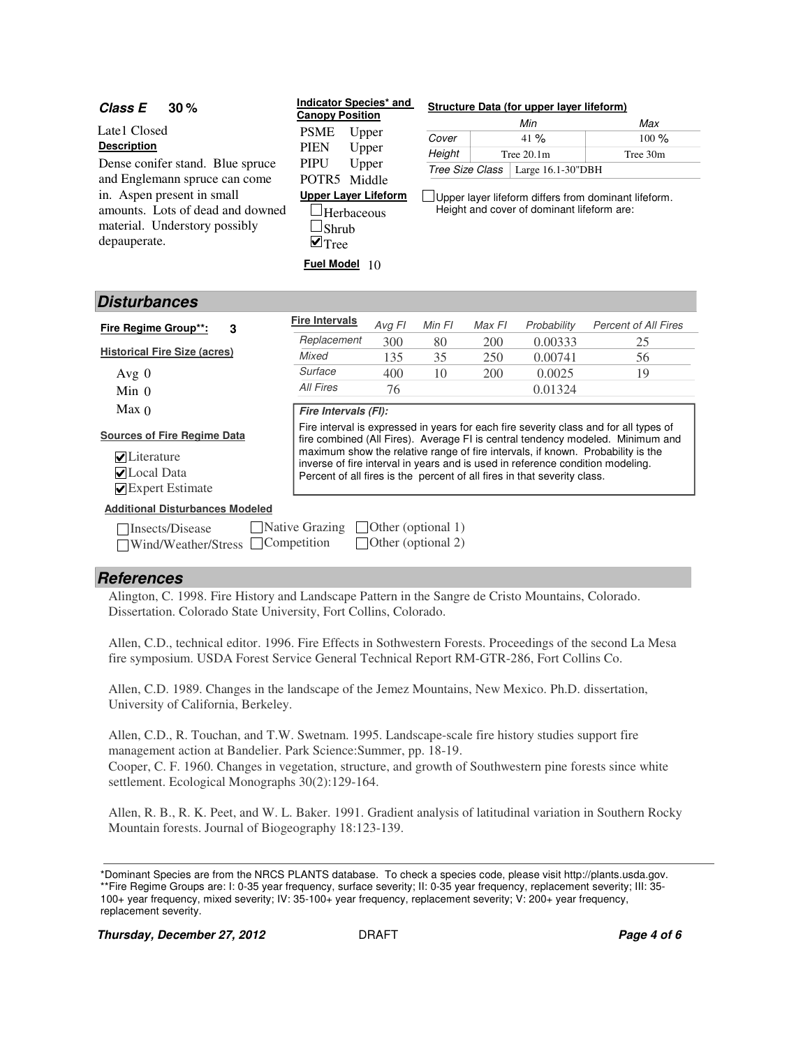**Class E 30 %**

Late1 Closed

**Description**

Dense conifer stand. Blue spruce and Englemann spruce can come in. Aspen present in small amounts. Lots of dead and downed material. Understory possibly depauperate.

**Indicator Species* and Canopy Position**

PSME Upper
PIEN Upper
PIPU Upper
POTR5 Middle

**Upper Layer Lifeform**

- [ ] Herbaceous
- [ ] Shrub
- [x] Tree

**Fuel Model** 10

**Structure Data (for upper layer lifeform)**

| | Min | Max |
|---|---|---|
| Cover | 41 % | 100 % |
| Height | Tree 20.1m | Tree 30m |
| Tree Size Class | Large 16.1-30"DBH | |

- [ ] Upper layer lifeform differs from dominant lifeform. Height and cover of dominant lifeform are:

## Disturbances

**Fire Regime Group**:** 3

**Historical Fire Size (acres)**

Avg 0
Min 0
Max 0

**Sources of Fire Regime Data**

- [x] Literature
- [x] Local Data
- [x] Expert Estimate

| Fire Intervals | Avg FI | Min FI | Max FI | Probability | Percent of All Fires |
|---|---|---|---|---|---|
| Replacement | 300 | 80 | 200 | 0.00333 | 25 |
| Mixed | 135 | 35 | 250 | 0.00741 | 56 |
| Surface | 400 | 10 | 200 | 0.0025 | 19 |
| All Fires | 76 | | | 0.01324 | |

***Fire Intervals (FI):***

Fire interval is expressed in years for each fire severity class and for all types of fire combined (All Fires). Average FI is central tendency modeled. Minimum and maximum show the relative range of fire intervals, if known. Probability is the inverse of fire interval in years and is used in reference condition modeling. Percent of all fires is the percent of all fires in that severity class.

**Additional Disturbances Modeled**

- [ ] Insects/Disease
- [ ] Wind/Weather/Stress
- [ ] Native Grazing
- [ ] Competition
- [ ] Other (optional 1)
- [ ] Other (optional 2)

## References

Alington, C. 1998. Fire History and Landscape Pattern in the Sangre de Cristo Mountains, Colorado. Dissertation. Colorado State University, Fort Collins, Colorado.

Allen, C.D., technical editor. 1996. Fire Effects in Sothwestern Forests. Proceedings of the second La Mesa fire symposium. USDA Forest Service General Technical Report RM-GTR-286, Fort Collins Co.

Allen, C.D. 1989. Changes in the landscape of the Jemez Mountains, New Mexico. Ph.D. dissertation, University of California, Berkeley.

Allen, C.D., R. Touchan, and T.W. Swetnam. 1995. Landscape-scale fire history studies support fire management action at Bandelier. Park Science:Summer, pp. 18-19.

Cooper, C. F. 1960. Changes in vegetation, structure, and growth of Southwestern pine forests since white settlement. Ecological Monographs 30(2):129-164.

Allen, R. B., R. K. Peet, and W. L. Baker. 1991. Gradient analysis of latitudinal variation in Southern Rocky Mountain forests. Journal of Biogeography 18:123-139.

*Dominant Species are from the NRCS PLANTS database. To check a species code, please visit http://plants.usda.gov.
**Fire Regime Groups are: I: 0-35 year frequency, surface severity; II: 0-35 year frequency, replacement severity; III: 35-100+ year frequency, mixed severity; IV: 35-100+ year frequency, replacement severity; V: 200+ year frequency, replacement severity.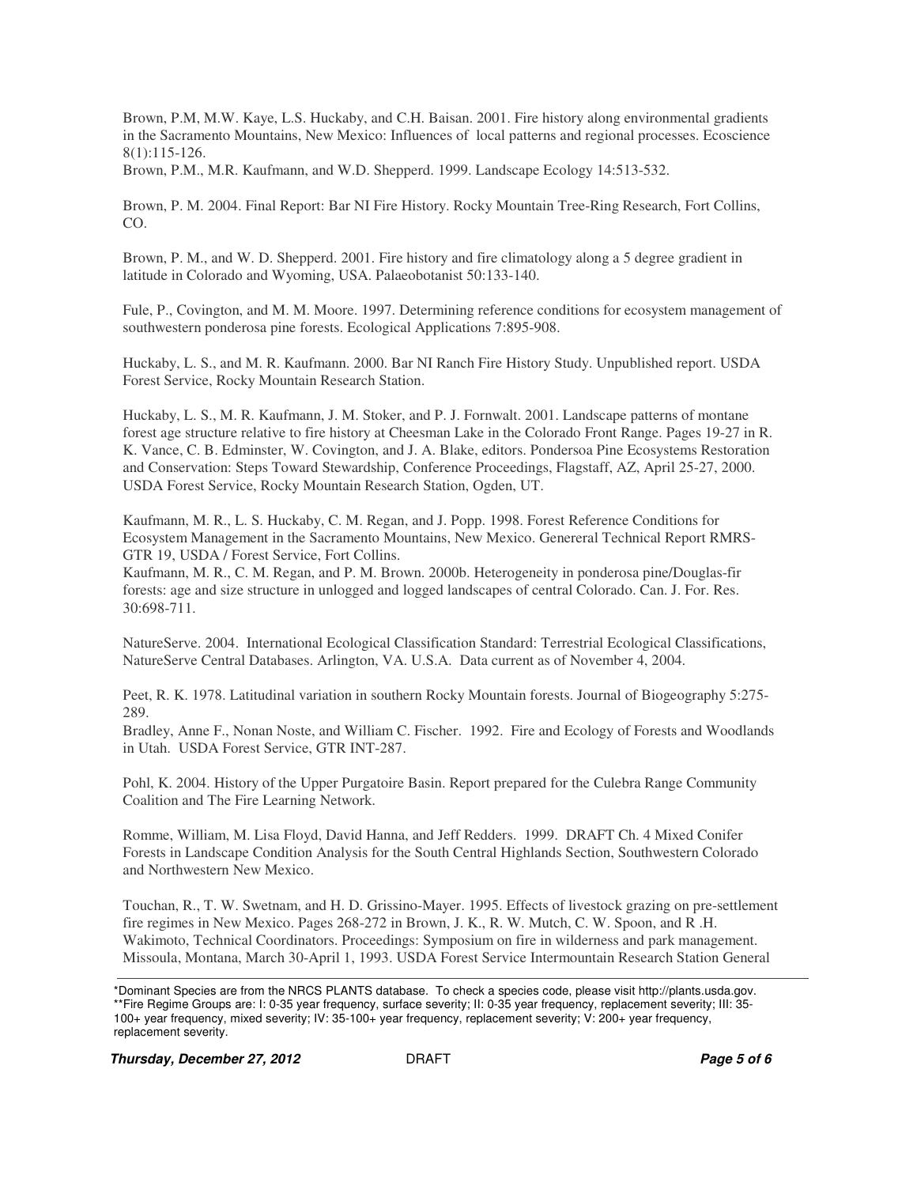Brown, P.M, M.W. Kaye, L.S. Huckaby, and C.H. Baisan. 2001. Fire history along environmental gradients in the Sacramento Mountains, New Mexico: Influences of local patterns and regional processes. Ecoscience 8(1):115-126.
Brown, P.M., M.R. Kaufmann, and W.D. Shepperd. 1999. Landscape Ecology 14:513-532.

Brown, P. M. 2004. Final Report: Bar NI Fire History. Rocky Mountain Tree-Ring Research, Fort Collins, CO.

Brown, P. M., and W. D. Shepperd. 2001. Fire history and fire climatology along a 5 degree gradient in latitude in Colorado and Wyoming, USA. Palaeobotanist 50:133-140.

Fule, P., Covington, and M. M. Moore. 1997. Determining reference conditions for ecosystem management of southwestern ponderosa pine forests. Ecological Applications 7:895-908.

Huckaby, L. S., and M. R. Kaufmann. 2000. Bar NI Ranch Fire History Study. Unpublished report. USDA Forest Service, Rocky Mountain Research Station.

Huckaby, L. S., M. R. Kaufmann, J. M. Stoker, and P. J. Fornwalt. 2001. Landscape patterns of montane forest age structure relative to fire history at Cheesman Lake in the Colorado Front Range. Pages 19-27 in R. K. Vance, C. B. Edminster, W. Covington, and J. A. Blake, editors. Pondersoa Pine Ecosystems Restoration and Conservation: Steps Toward Stewardship, Conference Proceedings, Flagstaff, AZ, April 25-27, 2000. USDA Forest Service, Rocky Mountain Research Station, Ogden, UT.

Kaufmann, M. R., L. S. Huckaby, C. M. Regan, and J. Popp. 1998. Forest Reference Conditions for Ecosystem Management in the Sacramento Mountains, New Mexico. Genereral Technical Report RMRS-GTR 19, USDA / Forest Service, Fort Collins.
Kaufmann, M. R., C. M. Regan, and P. M. Brown. 2000b. Heterogeneity in ponderosa pine/Douglas-fir forests: age and size structure in unlogged and logged landscapes of central Colorado. Can. J. For. Res. 30:698-711.

NatureServe. 2004. International Ecological Classification Standard: Terrestrial Ecological Classifications, NatureServe Central Databases. Arlington, VA. U.S.A. Data current as of November 4, 2004.

Peet, R. K. 1978. Latitudinal variation in southern Rocky Mountain forests. Journal of Biogeography 5:275-289.
Bradley, Anne F., Nonan Noste, and William C. Fischer. 1992. Fire and Ecology of Forests and Woodlands in Utah. USDA Forest Service, GTR INT-287.

Pohl, K. 2004. History of the Upper Purgatoire Basin. Report prepared for the Culebra Range Community Coalition and The Fire Learning Network.

Romme, William, M. Lisa Floyd, David Hanna, and Jeff Redders. 1999. DRAFT Ch. 4 Mixed Conifer Forests in Landscape Condition Analysis for the South Central Highlands Section, Southwestern Colorado and Northwestern New Mexico.

Touchan, R., T. W. Swetnam, and H. D. Grissino-Mayer. 1995. Effects of livestock grazing on pre-settlement fire regimes in New Mexico. Pages 268-272 in Brown, J. K., R. W. Mutch, C. W. Spoon, and R .H. Wakimoto, Technical Coordinators. Proceedings: Symposium on fire in wilderness and park management. Missoula, Montana, March 30-April 1, 1993. USDA Forest Service Intermountain Research Station General

---

*Dominant Species are from the NRCS PLANTS database. To check a species code, please visit http://plants.usda.gov.
**Fire Regime Groups are: I: 0-35 year frequency, surface severity; II: 0-35 year frequency, replacement severity; III: 35-100+ year frequency, mixed severity; IV: 35-100+ year frequency, replacement severity; V: 200+ year frequency, replacement severity.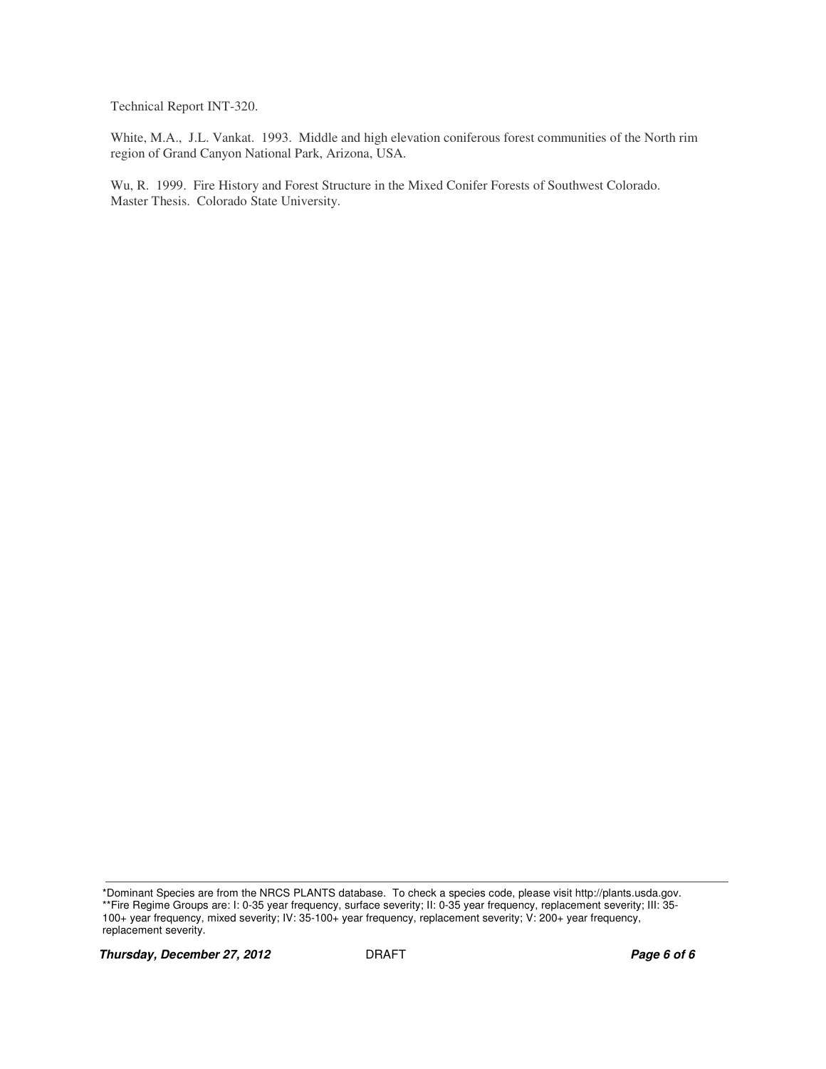Technical Report INT-320.

White, M.A., J.L. Vankat. 1993. Middle and high elevation coniferous forest communities of the North rim region of Grand Canyon National Park, Arizona, USA.

Wu, R. 1999. Fire History and Forest Structure in the Mixed Conifer Forests of Southwest Colorado. Master Thesis. Colorado State University.

---

*Dominant Species are from the NRCS PLANTS database. To check a species code, please visit http://plants.usda.gov.
**Fire Regime Groups are: I: 0-35 year frequency, surface severity; II: 0-35 year frequency, replacement severity; III: 35-100+ year frequency, mixed severity; IV: 35-100+ year frequency, replacement severity; V: 200+ year frequency, replacement severity.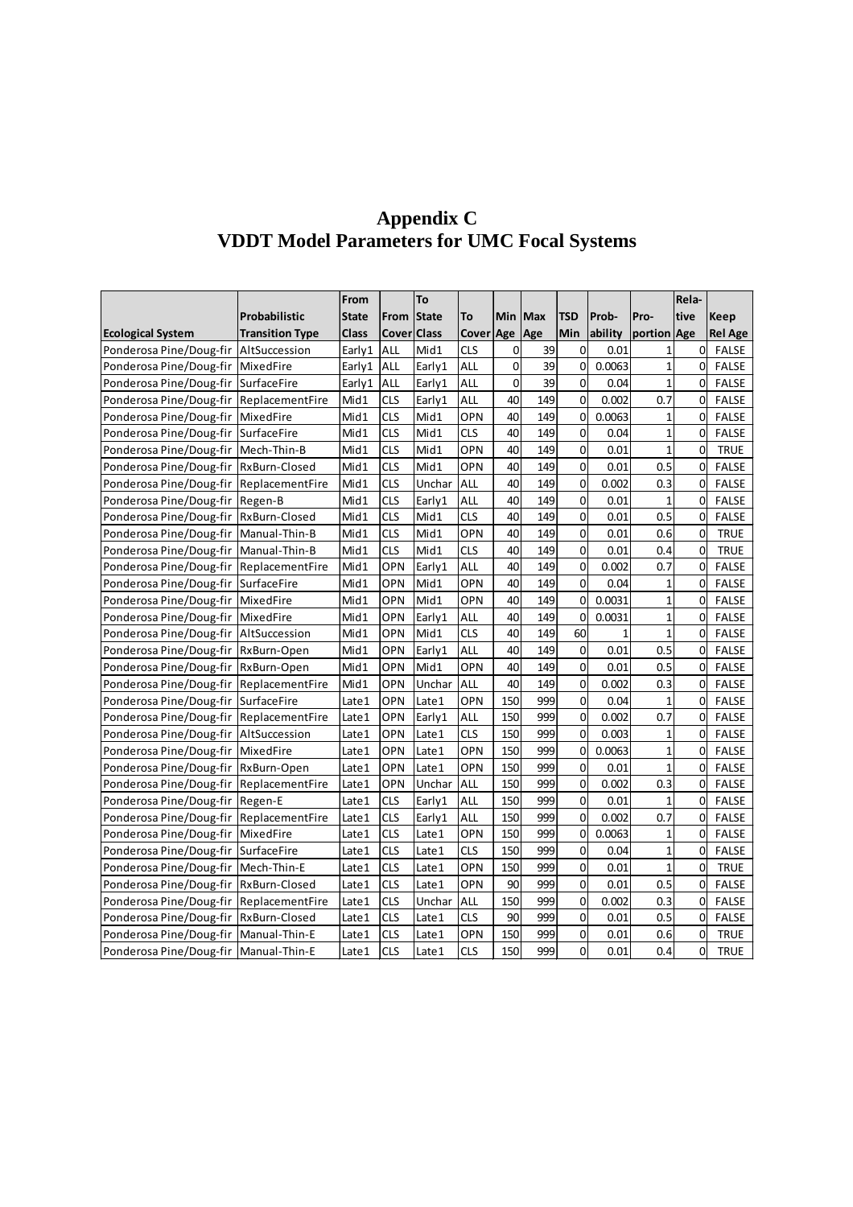# Appendix C
# VDDT Model Parameters for UMC Focal Systems

| Ecological System | Probabilistic Transition Type | From State Class | From Cover | To State Class | To Cover | Min Age | Max Age | TSD Min | Prob-ability | Pro-portion | Rela-tive Age | Keep Rel Age |
|---|---|---|---|---|---|---|---|---|---|---|---|---|
| Ponderosa Pine/Doug-fir | AltSuccession | Early1 | ALL | Mid1 | CLS | 0 | 39 | 0 | 0.01 | 1 | 0 | FALSE |
| Ponderosa Pine/Doug-fir | MixedFire | Early1 | ALL | Early1 | ALL | 0 | 39 | 0 | 0.0063 | 1 | 0 | FALSE |
| Ponderosa Pine/Doug-fir | SurfaceFire | Early1 | ALL | Early1 | ALL | 0 | 39 | 0 | 0.04 | 1 | 0 | FALSE |
| Ponderosa Pine/Doug-fir | ReplacementFire | Mid1 | CLS | Early1 | ALL | 40 | 149 | 0 | 0.002 | 0.7 | 0 | FALSE |
| Ponderosa Pine/Doug-fir | MixedFire | Mid1 | CLS | Mid1 | OPN | 40 | 149 | 0 | 0.0063 | 1 | 0 | FALSE |
| Ponderosa Pine/Doug-fir | SurfaceFire | Mid1 | CLS | Mid1 | CLS | 40 | 149 | 0 | 0.04 | 1 | 0 | FALSE |
| Ponderosa Pine/Doug-fir | Mech-Thin-B | Mid1 | CLS | Mid1 | OPN | 40 | 149 | 0 | 0.01 | 1 | 0 | TRUE |
| Ponderosa Pine/Doug-fir | RxBurn-Closed | Mid1 | CLS | Mid1 | OPN | 40 | 149 | 0 | 0.01 | 0.5 | 0 | FALSE |
| Ponderosa Pine/Doug-fir | ReplacementFire | Mid1 | CLS | Unchar | ALL | 40 | 149 | 0 | 0.002 | 0.3 | 0 | FALSE |
| Ponderosa Pine/Doug-fir | Regen-B | Mid1 | CLS | Early1 | ALL | 40 | 149 | 0 | 0.01 | 1 | 0 | FALSE |
| Ponderosa Pine/Doug-fir | RxBurn-Closed | Mid1 | CLS | Mid1 | CLS | 40 | 149 | 0 | 0.01 | 0.5 | 0 | FALSE |
| Ponderosa Pine/Doug-fir | Manual-Thin-B | Mid1 | CLS | Mid1 | OPN | 40 | 149 | 0 | 0.01 | 0.6 | 0 | TRUE |
| Ponderosa Pine/Doug-fir | Manual-Thin-B | Mid1 | CLS | Mid1 | CLS | 40 | 149 | 0 | 0.01 | 0.4 | 0 | TRUE |
| Ponderosa Pine/Doug-fir | ReplacementFire | Mid1 | OPN | Early1 | ALL | 40 | 149 | 0 | 0.002 | 0.7 | 0 | FALSE |
| Ponderosa Pine/Doug-fir | SurfaceFire | Mid1 | OPN | Mid1 | OPN | 40 | 149 | 0 | 0.04 | 1 | 0 | FALSE |
| Ponderosa Pine/Doug-fir | MixedFire | Mid1 | OPN | Mid1 | OPN | 40 | 149 | 0 | 0.0031 | 1 | 0 | FALSE |
| Ponderosa Pine/Doug-fir | MixedFire | Mid1 | OPN | Early1 | ALL | 40 | 149 | 0 | 0.0031 | 1 | 0 | FALSE |
| Ponderosa Pine/Doug-fir | AltSuccession | Mid1 | OPN | Mid1 | CLS | 40 | 149 | 60 | 1 | 1 | 0 | FALSE |
| Ponderosa Pine/Doug-fir | RxBurn-Open | Mid1 | OPN | Early1 | ALL | 40 | 149 | 0 | 0.01 | 0.5 | 0 | FALSE |
| Ponderosa Pine/Doug-fir | RxBurn-Open | Mid1 | OPN | Mid1 | OPN | 40 | 149 | 0 | 0.01 | 0.5 | 0 | FALSE |
| Ponderosa Pine/Doug-fir | ReplacementFire | Mid1 | OPN | Unchar | ALL | 40 | 149 | 0 | 0.002 | 0.3 | 0 | FALSE |
| Ponderosa Pine/Doug-fir | SurfaceFire | Late1 | OPN | Late1 | OPN | 150 | 999 | 0 | 0.04 | 1 | 0 | FALSE |
| Ponderosa Pine/Doug-fir | ReplacementFire | Late1 | OPN | Early1 | ALL | 150 | 999 | 0 | 0.002 | 0.7 | 0 | FALSE |
| Ponderosa Pine/Doug-fir | AltSuccession | Late1 | OPN | Late1 | CLS | 150 | 999 | 0 | 0.003 | 1 | 0 | FALSE |
| Ponderosa Pine/Doug-fir | MixedFire | Late1 | OPN | Late1 | OPN | 150 | 999 | 0 | 0.0063 | 1 | 0 | FALSE |
| Ponderosa Pine/Doug-fir | RxBurn-Open | Late1 | OPN | Late1 | OPN | 150 | 999 | 0 | 0.01 | 1 | 0 | FALSE |
| Ponderosa Pine/Doug-fir | ReplacementFire | Late1 | OPN | Unchar | ALL | 150 | 999 | 0 | 0.002 | 0.3 | 0 | FALSE |
| Ponderosa Pine/Doug-fir | Regen-E | Late1 | CLS | Early1 | ALL | 150 | 999 | 0 | 0.01 | 1 | 0 | FALSE |
| Ponderosa Pine/Doug-fir | ReplacementFire | Late1 | CLS | Early1 | ALL | 150 | 999 | 0 | 0.002 | 0.7 | 0 | FALSE |
| Ponderosa Pine/Doug-fir | MixedFire | Late1 | CLS | Late1 | OPN | 150 | 999 | 0 | 0.0063 | 1 | 0 | FALSE |
| Ponderosa Pine/Doug-fir | SurfaceFire | Late1 | CLS | Late1 | CLS | 150 | 999 | 0 | 0.04 | 1 | 0 | FALSE |
| Ponderosa Pine/Doug-fir | Mech-Thin-E | Late1 | CLS | Late1 | OPN | 150 | 999 | 0 | 0.01 | 1 | 0 | TRUE |
| Ponderosa Pine/Doug-fir | RxBurn-Closed | Late1 | CLS | Late1 | OPN | 90 | 999 | 0 | 0.01 | 0.5 | 0 | FALSE |
| Ponderosa Pine/Doug-fir | ReplacementFire | Late1 | CLS | Unchar | ALL | 150 | 999 | 0 | 0.002 | 0.3 | 0 | FALSE |
| Ponderosa Pine/Doug-fir | RxBurn-Closed | Late1 | CLS | Late1 | CLS | 90 | 999 | 0 | 0.01 | 0.5 | 0 | FALSE |
| Ponderosa Pine/Doug-fir | Manual-Thin-E | Late1 | CLS | Late1 | OPN | 150 | 999 | 0 | 0.01 | 0.6 | 0 | TRUE |
| Ponderosa Pine/Doug-fir | Manual-Thin-E | Late1 | CLS | Late1 | CLS | 150 | 999 | 0 | 0.01 | 0.4 | 0 | TRUE |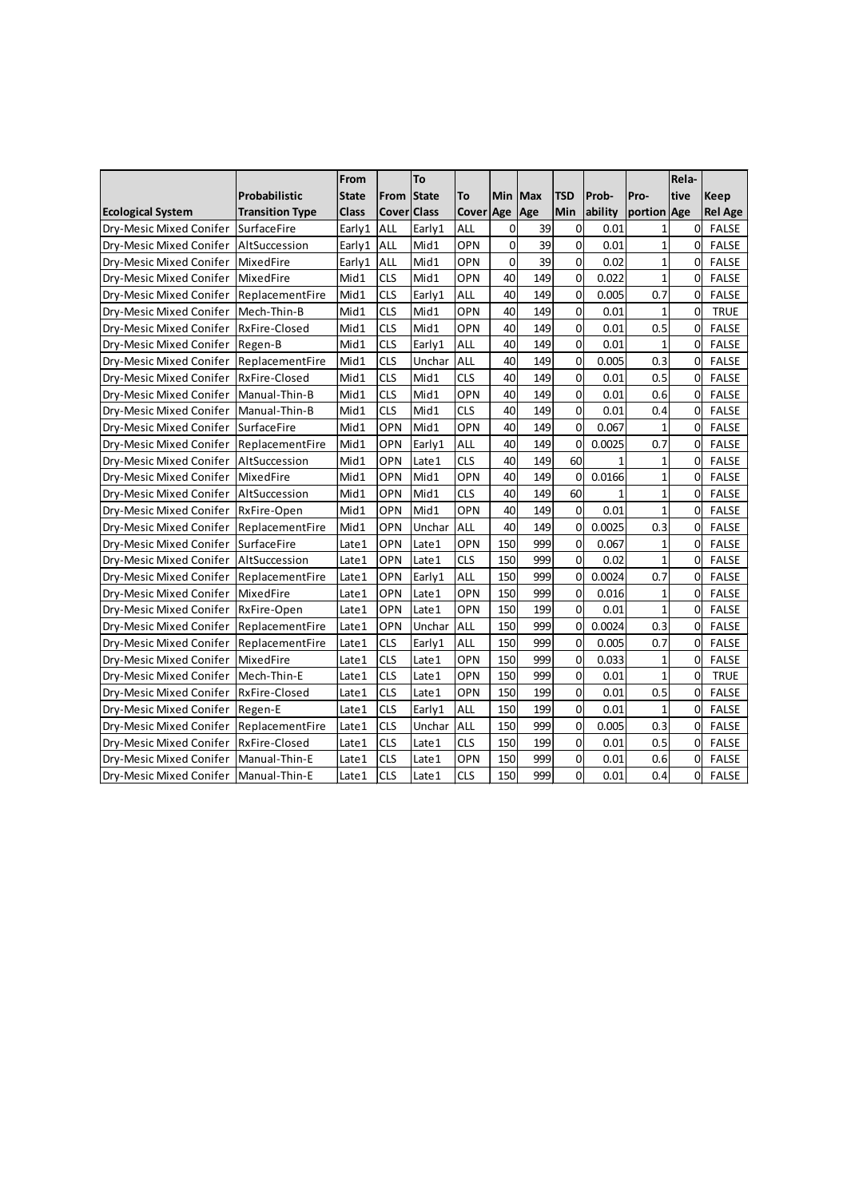| Ecological System | Probabilistic Transition Type | From State Class | From Cover | To State Class | To Cover | Min Age | Max Age | TSD Min | Prob-ability | Pro-portion | Rela-tive Age | Keep Rel Age |
|---|---|---|---|---|---|---|---|---|---|---|---|---|
| Dry-Mesic Mixed Conifer | SurfaceFire | Early1 | ALL | Early1 | ALL | 0 | 39 | 0 | 0.01 | 1 | 0 | FALSE |
| Dry-Mesic Mixed Conifer | AltSuccession | Early1 | ALL | Mid1 | OPN | 0 | 39 | 0 | 0.01 | 1 | 0 | FALSE |
| Dry-Mesic Mixed Conifer | MixedFire | Early1 | ALL | Mid1 | OPN | 0 | 39 | 0 | 0.02 | 1 | 0 | FALSE |
| Dry-Mesic Mixed Conifer | MixedFire | Mid1 | CLS | Mid1 | OPN | 40 | 149 | 0 | 0.022 | 1 | 0 | FALSE |
| Dry-Mesic Mixed Conifer | ReplacementFire | Mid1 | CLS | Early1 | ALL | 40 | 149 | 0 | 0.005 | 0.7 | 0 | FALSE |
| Dry-Mesic Mixed Conifer | Mech-Thin-B | Mid1 | CLS | Mid1 | OPN | 40 | 149 | 0 | 0.01 | 1 | 0 | TRUE |
| Dry-Mesic Mixed Conifer | RxFire-Closed | Mid1 | CLS | Mid1 | OPN | 40 | 149 | 0 | 0.01 | 0.5 | 0 | FALSE |
| Dry-Mesic Mixed Conifer | Regen-B | Mid1 | CLS | Early1 | ALL | 40 | 149 | 0 | 0.01 | 1 | 0 | FALSE |
| Dry-Mesic Mixed Conifer | ReplacementFire | Mid1 | CLS | Unchar | ALL | 40 | 149 | 0 | 0.005 | 0.3 | 0 | FALSE |
| Dry-Mesic Mixed Conifer | RxFire-Closed | Mid1 | CLS | Mid1 | CLS | 40 | 149 | 0 | 0.01 | 0.5 | 0 | FALSE |
| Dry-Mesic Mixed Conifer | Manual-Thin-B | Mid1 | CLS | Mid1 | OPN | 40 | 149 | 0 | 0.01 | 0.6 | 0 | FALSE |
| Dry-Mesic Mixed Conifer | Manual-Thin-B | Mid1 | CLS | Mid1 | CLS | 40 | 149 | 0 | 0.01 | 0.4 | 0 | FALSE |
| Dry-Mesic Mixed Conifer | SurfaceFire | Mid1 | OPN | Mid1 | OPN | 40 | 149 | 0 | 0.067 | 1 | 0 | FALSE |
| Dry-Mesic Mixed Conifer | ReplacementFire | Mid1 | OPN | Early1 | ALL | 40 | 149 | 0 | 0.0025 | 0.7 | 0 | FALSE |
| Dry-Mesic Mixed Conifer | AltSuccession | Mid1 | OPN | Late1 | CLS | 40 | 149 | 60 | 1 | 1 | 0 | FALSE |
| Dry-Mesic Mixed Conifer | MixedFire | Mid1 | OPN | Mid1 | OPN | 40 | 149 | 0 | 0.0166 | 1 | 0 | FALSE |
| Dry-Mesic Mixed Conifer | AltSuccession | Mid1 | OPN | Mid1 | CLS | 40 | 149 | 60 | 1 | 1 | 0 | FALSE |
| Dry-Mesic Mixed Conifer | RxFire-Open | Mid1 | OPN | Mid1 | OPN | 40 | 149 | 0 | 0.01 | 1 | 0 | FALSE |
| Dry-Mesic Mixed Conifer | ReplacementFire | Mid1 | OPN | Unchar | ALL | 40 | 149 | 0 | 0.0025 | 0.3 | 0 | FALSE |
| Dry-Mesic Mixed Conifer | SurfaceFire | Late1 | OPN | Late1 | OPN | 150 | 999 | 0 | 0.067 | 1 | 0 | FALSE |
| Dry-Mesic Mixed Conifer | AltSuccession | Late1 | OPN | Late1 | CLS | 150 | 999 | 0 | 0.02 | 1 | 0 | FALSE |
| Dry-Mesic Mixed Conifer | ReplacementFire | Late1 | OPN | Early1 | ALL | 150 | 999 | 0 | 0.0024 | 0.7 | 0 | FALSE |
| Dry-Mesic Mixed Conifer | MixedFire | Late1 | OPN | Late1 | OPN | 150 | 999 | 0 | 0.016 | 1 | 0 | FALSE |
| Dry-Mesic Mixed Conifer | RxFire-Open | Late1 | OPN | Late1 | OPN | 150 | 199 | 0 | 0.01 | 1 | 0 | FALSE |
| Dry-Mesic Mixed Conifer | ReplacementFire | Late1 | OPN | Unchar | ALL | 150 | 999 | 0 | 0.0024 | 0.3 | 0 | FALSE |
| Dry-Mesic Mixed Conifer | ReplacementFire | Late1 | CLS | Early1 | ALL | 150 | 999 | 0 | 0.005 | 0.7 | 0 | FALSE |
| Dry-Mesic Mixed Conifer | MixedFire | Late1 | CLS | Late1 | OPN | 150 | 999 | 0 | 0.033 | 1 | 0 | FALSE |
| Dry-Mesic Mixed Conifer | Mech-Thin-E | Late1 | CLS | Late1 | OPN | 150 | 999 | 0 | 0.01 | 1 | 0 | TRUE |
| Dry-Mesic Mixed Conifer | RxFire-Closed | Late1 | CLS | Late1 | OPN | 150 | 199 | 0 | 0.01 | 0.5 | 0 | FALSE |
| Dry-Mesic Mixed Conifer | Regen-E | Late1 | CLS | Early1 | ALL | 150 | 199 | 0 | 0.01 | 1 | 0 | FALSE |
| Dry-Mesic Mixed Conifer | ReplacementFire | Late1 | CLS | Unchar | ALL | 150 | 999 | 0 | 0.005 | 0.3 | 0 | FALSE |
| Dry-Mesic Mixed Conifer | RxFire-Closed | Late1 | CLS | Late1 | CLS | 150 | 199 | 0 | 0.01 | 0.5 | 0 | FALSE |
| Dry-Mesic Mixed Conifer | Manual-Thin-E | Late1 | CLS | Late1 | OPN | 150 | 999 | 0 | 0.01 | 0.6 | 0 | FALSE |
| Dry-Mesic Mixed Conifer | Manual-Thin-E | Late1 | CLS | Late1 | CLS | 150 | 999 | 0 | 0.01 | 0.4 | 0 | FALSE |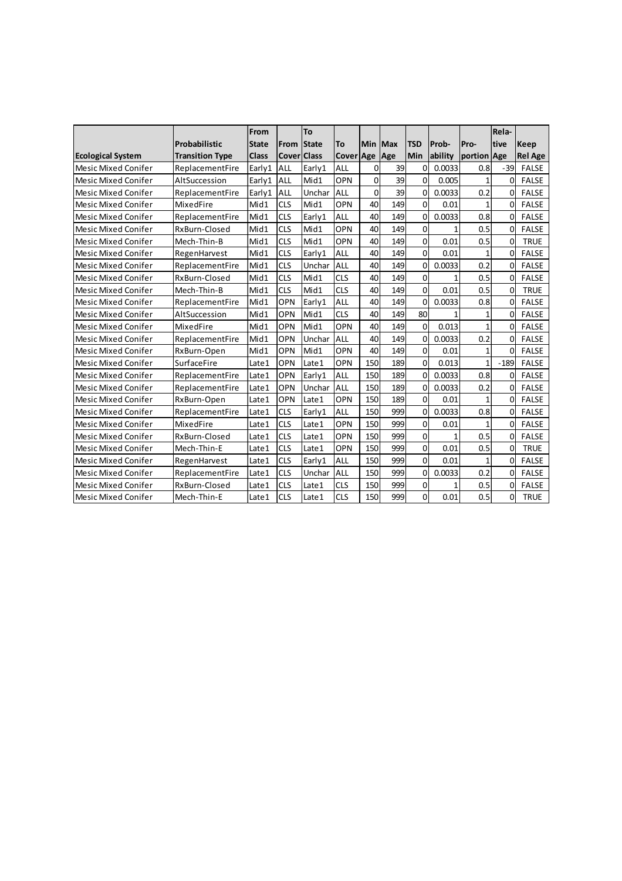| Ecological System | Probabilistic Transition Type | From State Class | From Cover | To State Class | To Cover | Min Age | Max Age | TSD Min | Prob-ability | Pro-portion | Rela-tive Age | Keep Rel Age |
|---|---|---|---|---|---|---|---|---|---|---|---|---|
| Mesic Mixed Conifer | ReplacementFire | Early1 | ALL | Early1 | ALL | 0 | 39 | 0 | 0.0033 | 0.8 | -39 | FALSE |
| Mesic Mixed Conifer | AltSuccession | Early1 | ALL | Mid1 | OPN | 0 | 39 | 0 | 0.005 | 1 | 0 | FALSE |
| Mesic Mixed Conifer | ReplacementFire | Early1 | ALL | Unchar | ALL | 0 | 39 | 0 | 0.0033 | 0.2 | 0 | FALSE |
| Mesic Mixed Conifer | MixedFire | Mid1 | CLS | Mid1 | OPN | 40 | 149 | 0 | 0.01 | 1 | 0 | FALSE |
| Mesic Mixed Conifer | ReplacementFire | Mid1 | CLS | Early1 | ALL | 40 | 149 | 0 | 0.0033 | 0.8 | 0 | FALSE |
| Mesic Mixed Conifer | RxBurn-Closed | Mid1 | CLS | Mid1 | OPN | 40 | 149 | 0 | 1 | 0.5 | 0 | FALSE |
| Mesic Mixed Conifer | Mech-Thin-B | Mid1 | CLS | Mid1 | OPN | 40 | 149 | 0 | 0.01 | 0.5 | 0 | TRUE |
| Mesic Mixed Conifer | RegenHarvest | Mid1 | CLS | Early1 | ALL | 40 | 149 | 0 | 0.01 | 1 | 0 | FALSE |
| Mesic Mixed Conifer | ReplacementFire | Mid1 | CLS | Unchar | ALL | 40 | 149 | 0 | 0.0033 | 0.2 | 0 | FALSE |
| Mesic Mixed Conifer | RxBurn-Closed | Mid1 | CLS | Mid1 | CLS | 40 | 149 | 0 | 1 | 0.5 | 0 | FALSE |
| Mesic Mixed Conifer | Mech-Thin-B | Mid1 | CLS | Mid1 | CLS | 40 | 149 | 0 | 0.01 | 0.5 | 0 | TRUE |
| Mesic Mixed Conifer | ReplacementFire | Mid1 | OPN | Early1 | ALL | 40 | 149 | 0 | 0.0033 | 0.8 | 0 | FALSE |
| Mesic Mixed Conifer | AltSuccession | Mid1 | OPN | Mid1 | CLS | 40 | 149 | 80 | 1 | 1 | 0 | FALSE |
| Mesic Mixed Conifer | MixedFire | Mid1 | OPN | Mid1 | OPN | 40 | 149 | 0 | 0.013 | 1 | 0 | FALSE |
| Mesic Mixed Conifer | ReplacementFire | Mid1 | OPN | Unchar | ALL | 40 | 149 | 0 | 0.0033 | 0.2 | 0 | FALSE |
| Mesic Mixed Conifer | RxBurn-Open | Mid1 | OPN | Mid1 | OPN | 40 | 149 | 0 | 0.01 | 1 | 0 | FALSE |
| Mesic Mixed Conifer | SurfaceFire | Late1 | OPN | Late1 | OPN | 150 | 189 | 0 | 0.013 | 1 | -189 | FALSE |
| Mesic Mixed Conifer | ReplacementFire | Late1 | OPN | Early1 | ALL | 150 | 189 | 0 | 0.0033 | 0.8 | 0 | FALSE |
| Mesic Mixed Conifer | ReplacementFire | Late1 | OPN | Unchar | ALL | 150 | 189 | 0 | 0.0033 | 0.2 | 0 | FALSE |
| Mesic Mixed Conifer | RxBurn-Open | Late1 | OPN | Late1 | OPN | 150 | 189 | 0 | 0.01 | 1 | 0 | FALSE |
| Mesic Mixed Conifer | ReplacementFire | Late1 | CLS | Early1 | ALL | 150 | 999 | 0 | 0.0033 | 0.8 | 0 | FALSE |
| Mesic Mixed Conifer | MixedFire | Late1 | CLS | Late1 | OPN | 150 | 999 | 0 | 0.01 | 1 | 0 | FALSE |
| Mesic Mixed Conifer | RxBurn-Closed | Late1 | CLS | Late1 | OPN | 150 | 999 | 0 | 1 | 0.5 | 0 | FALSE |
| Mesic Mixed Conifer | Mech-Thin-E | Late1 | CLS | Late1 | OPN | 150 | 999 | 0 | 0.01 | 0.5 | 0 | TRUE |
| Mesic Mixed Conifer | RegenHarvest | Late1 | CLS | Early1 | ALL | 150 | 999 | 0 | 0.01 | 1 | 0 | FALSE |
| Mesic Mixed Conifer | ReplacementFire | Late1 | CLS | Unchar | ALL | 150 | 999 | 0 | 0.0033 | 0.2 | 0 | FALSE |
| Mesic Mixed Conifer | RxBurn-Closed | Late1 | CLS | Late1 | CLS | 150 | 999 | 0 | 1 | 0.5 | 0 | FALSE |
| Mesic Mixed Conifer | Mech-Thin-E | Late1 | CLS | Late1 | CLS | 150 | 999 | 0 | 0.01 | 0.5 | 0 | TRUE |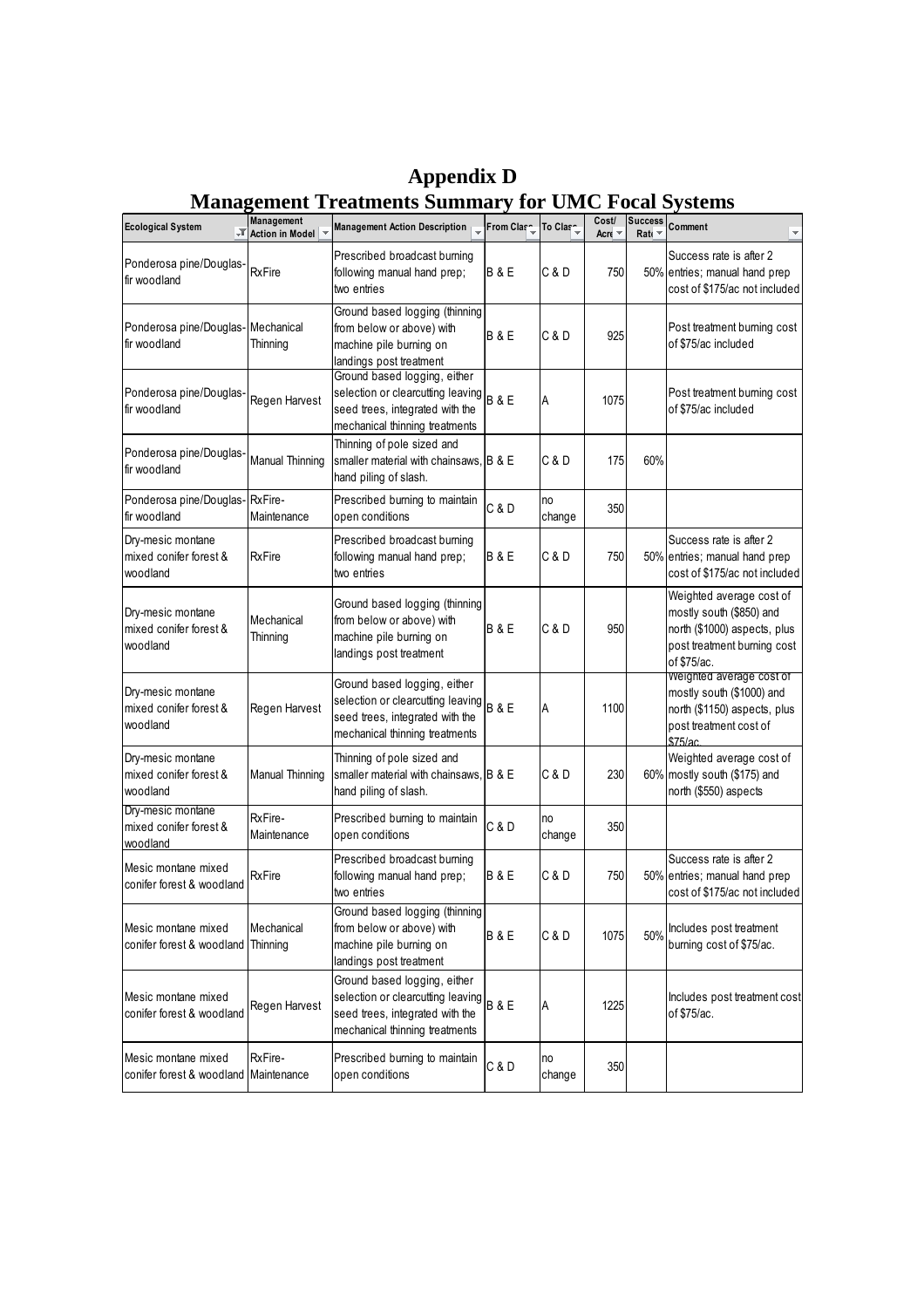# Appendix D
# Management Treatments Summary for UMC Focal Systems

| Ecological System | Management Action in Model | Management Action Description | From Class | To Class | Cost/Acre | Success Rate | Comment |
|---|---|---|---|---|---|---|---|
| Ponderosa pine/Douglas-fir woodland | RxFire | Prescribed broadcast burning following manual hand prep; two entries | B & E | C & D | 750 | 50% | Success rate is after 2 entries; manual hand prep cost of $175/ac not included |
| Ponderosa pine/Douglas-fir woodland | Mechanical Thinning | Ground based logging (thinning from below or above) with machine pile burning on landings post treatment | B & E | C & D | 925 | | Post treatment burning cost of $75/ac included |
| Ponderosa pine/Douglas-fir woodland | Regen Harvest | Ground based logging, either selection or clearcutting leaving seed trees, integrated with the mechanical thinning treatments | B & E | A | 1075 | | Post treatment burning cost of $75/ac included |
| Ponderosa pine/Douglas-fir woodland | Manual Thinning | Thinning of pole sized and smaller material with chainsaws, hand piling of slash. | B & E | C & D | 175 | 60% | |
| Ponderosa pine/Douglas-fir woodland | RxFire-Maintenance | Prescribed burning to maintain open conditions | C & D | no change | 350 | | |
| Dry-mesic montane mixed conifer forest & woodland | RxFire | Prescribed broadcast burning following manual hand prep; two entries | B & E | C & D | 750 | 50% | Success rate is after 2 entries; manual hand prep cost of $175/ac not included |
| Dry-mesic montane mixed conifer forest & woodland | Mechanical Thinning | Ground based logging (thinning from below or above) with machine pile burning on landings post treatment | B & E | C & D | 950 | | Weighted average cost of mostly south ($850) and north ($1000) aspects, plus post treatment burning cost of $75/ac. |
| Dry-mesic montane mixed conifer forest & woodland | Regen Harvest | Ground based logging, either selection or clearcutting leaving seed trees, integrated with the mechanical thinning treatments | B & E | A | 1100 | | Weighted average cost of mostly south ($1000) and north ($1150) aspects, plus post treatment cost of $75/ac. |
| Dry-mesic montane mixed conifer forest & woodland | Manual Thinning | Thinning of pole sized and smaller material with chainsaws, hand piling of slash. | B & E | C & D | 230 | 60% | Weighted average cost of mostly south ($175) and north ($550) aspects |
| Dry-mesic montane mixed conifer forest & woodland | RxFire-Maintenance | Prescribed burning to maintain open conditions | C & D | no change | 350 | | |
| Mesic montane mixed conifer forest & woodland | RxFire | Prescribed broadcast burning following manual hand prep; two entries | B & E | C & D | 750 | 50% | Success rate is after 2 entries; manual hand prep cost of $175/ac not included |
| Mesic montane mixed conifer forest & woodland | Mechanical Thinning | Ground based logging (thinning from below or above) with machine pile burning on landings post treatment | B & E | C & D | 1075 | 50% | Includes post treatment burning cost of $75/ac. |
| Mesic montane mixed conifer forest & woodland | Regen Harvest | Ground based logging, either selection or clearcutting leaving seed trees, integrated with the mechanical thinning treatments | B & E | A | 1225 | | Includes post treatment cost of $75/ac. |
| Mesic montane mixed conifer forest & woodland | RxFire-Maintenance | Prescribed burning to maintain open conditions | C & D | no change | 350 | | |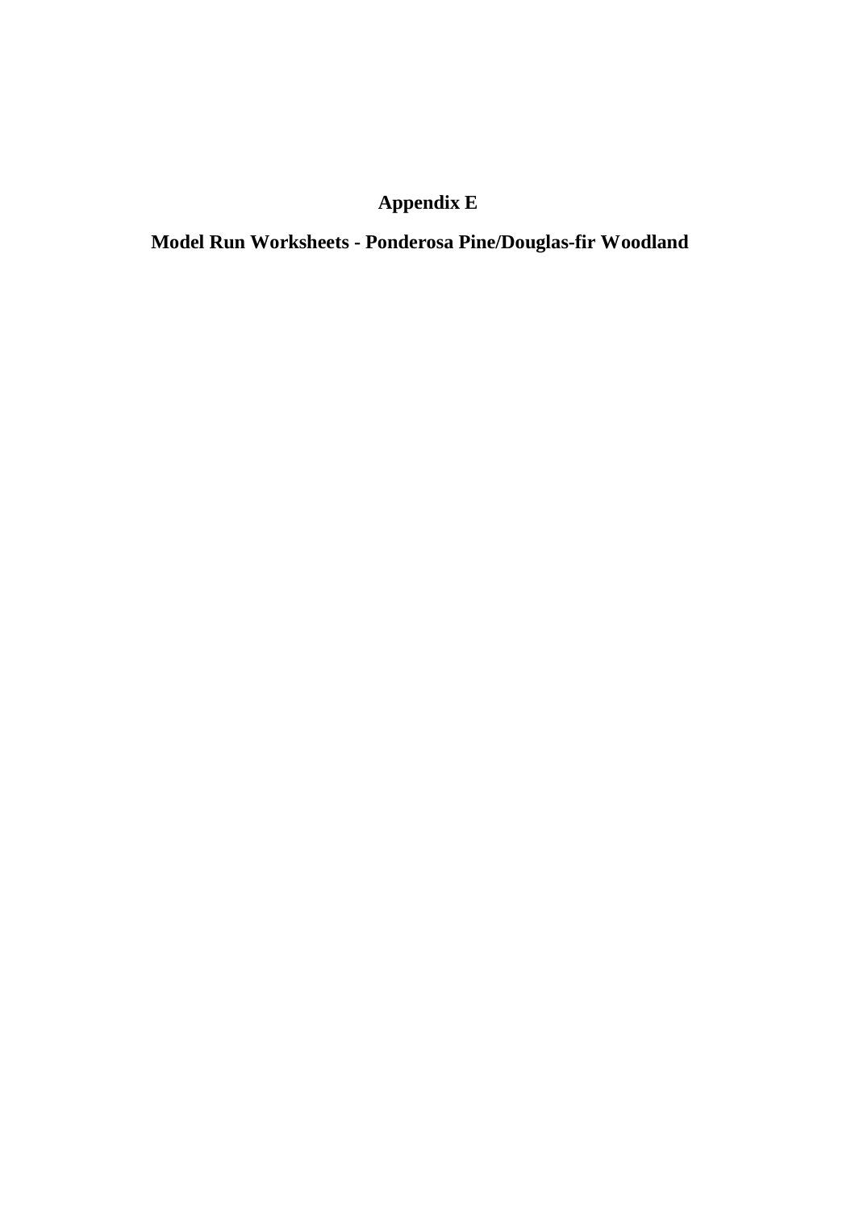# Appendix E

## Model Run Worksheets - Ponderosa Pine/Douglas-fir Woodland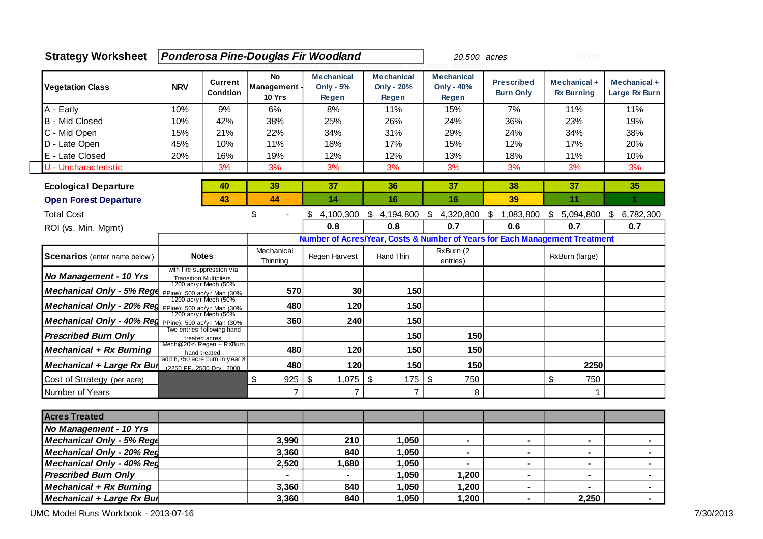**Strategy Worksheet** | ***Ponderosa Pine-Douglas Fir Woodland*** | *20,500 acres*

| Vegetation Class | NRV | Current Condtion | No Management - 10 Yrs | Mechanical Only - 5% Regen | Mechanical Only - 20% Regen | Mechanical Only - 40% Regen | Prescribed Burn Only | Mechanical + Rx Burning | Mechanical + Large Rx Burn |
|---|---|---|---|---|---|---|---|---|---|
| A - Early | 10% | 9% | 6% | 8% | 11% | 15% | 7% | 11% | 11% |
| B - Mid Closed | 10% | 42% | 38% | 25% | 26% | 24% | 36% | 23% | 19% |
| C - Mid Open | 15% | 21% | 22% | 34% | 31% | 29% | 24% | 34% | 38% |
| D - Late Open | 45% | 10% | 11% | 18% | 17% | 15% | 12% | 17% | 20% |
| E - Late Closed | 20% | 16% | 19% | 12% | 12% | 13% | 18% | 11% | 10% |
| U - Uncharacteristic | | 3% | 3% | 3% | 3% | 3% | 3% | 3% | 3% |
| **Ecological Departure** | | 40 | 39 | 37 | 36 | 37 | 38 | 37 | 35 |
| **Open Forest Departure** | | 43 | 44 | 14 | 16 | 16 | 39 | 11 | 1 |
| Total Cost | | | $ - | $ 4,100,300 | $ 4,194,800 | $ 4,320,800 | $ 1,083,800 | $ 5,094,800 | $ 6,782,300 |
| ROI (vs. Min. Mgmt) | | | | 0.8 | 0.8 | 0.7 | 0.6 | 0.7 | 0.7 |

**Number of Acres/Year, Costs & Number of Years for Each Management Treatment**

| Scenarios (enter name below) | Notes | Mechanical Thinning | Regen Harvest | Hand Thin | RxBurn (2 entries) | | RxBurn (large) | |
|---|---|---|---|---|---|---|---|---|
| *No Management - 10 Yrs* | with fire suppression via Transition Multipliers | | | | | | | |
| *Mechanical Only - 5% Rege* | 1200 ac/yr Mech (50% PPine); 500 ac/yr Man (30% | 570 | 30 | 150 | | | | |
| *Mechanical Only - 20% Reg* | 1200 ac/yr Mech (50% PPine); 500 ac/yr Man (30% | 480 | 120 | 150 | | | | |
| *Mechanical Only - 40% Reg* | 1200 ac/yr Mech (50% PPine); 500 ac/yr Man (30% | 360 | 240 | 150 | | | | |
| *Prescribed Burn Only* | Two entries following hand treated acres | | | 150 | 150 | | | |
| *Mechanical + Rx Burning* | Mech@20% Regen + RXBurn hand treated | 480 | 120 | 150 | 150 | | | |
| *Mechanical + Large Rx Bur* | add 6,750 acre burn in year 8 (2250 PP, 2500 Dry, 2000 | 480 | 120 | 150 | 150 | | 2250 | |
| Cost of Strategy (per acre) | | $ 925 | $ 1,075 | $ 175 | $ 750 | | $ 750 | |
| Number of Years | | 7 | 7 | 7 | 8 | | 1 | |

| Acres Treated | | | | | | | | |
|---|---|---|---|---|---|---|---|---|
| *No Management - 10 Yrs* | | | | | | | | |
| *Mechanical Only - 5% Rege* | | 3,990 | 210 | 1,050 | - | - | - | - |
| *Mechanical Only - 20% Reg* | | 3,360 | 840 | 1,050 | - | - | - | - |
| *Mechanical Only - 40% Reg* | | 2,520 | 1,680 | 1,050 | - | - | - | - |
| *Prescribed Burn Only* | | - | - | 1,050 | 1,200 | - | - | - |
| *Mechanical + Rx Burning* | | 3,360 | 840 | 1,050 | 1,200 | - | - | - |
| *Mechanical + Large Rx Bur* | | 3,360 | 840 | 1,050 | 1,200 | - | 2,250 | - |

UMC Model Runs Workbook - 2013-07-16 — 7/30/2013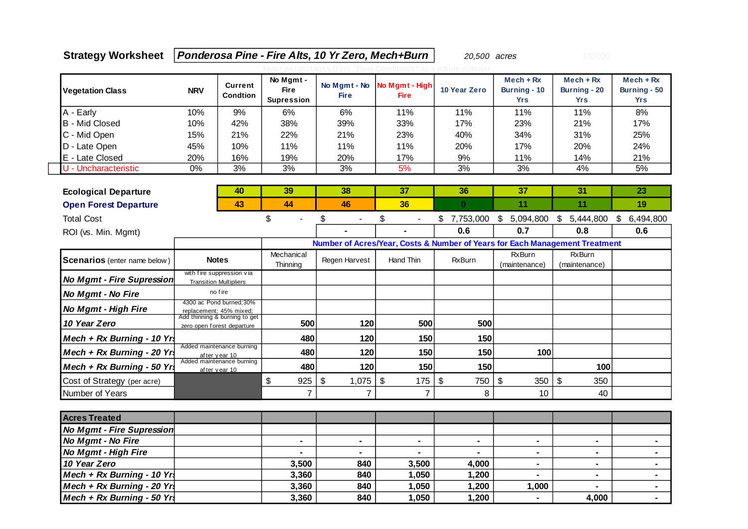**Strategy Worksheet** *Ponderosa Pine - Fire Alts, 10 Yr Zero, Mech+Burn* 20,500 acres

| Vegetation Class | NRV | Current Condtion | No Mgmt - Fire Supression | No Mgmt - No Fire | No Mgmt - High Fire | 10 Year Zero | Mech + Rx Burning - 10 Yrs | Mech + Rx Burning - 20 Yrs | Mech + Rx Burning - 50 Yrs |
|---|---|---|---|---|---|---|---|---|---|
| A - Early | 10% | 9% | 6% | 6% | 11% | 11% | 11% | 11% | 8% |
| B - Mid Closed | 10% | 42% | 38% | 39% | 33% | 17% | 23% | 21% | 17% |
| C - Mid Open | 15% | 21% | 22% | 21% | 23% | 40% | 34% | 31% | 25% |
| D - Late Open | 45% | 10% | 11% | 11% | 11% | 20% | 17% | 20% | 24% |
| E - Late Closed | 20% | 16% | 19% | 20% | 17% | 9% | 11% | 14% | 21% |
| U - Uncharacteristic | 0% | 3% | 3% | 3% | 5% | 3% | 3% | 4% | 5% |
| Ecological Departure | | 40 | 39 | 38 | 37 | 36 | 37 | 31 | 23 |
| Open Forest Departure | | 43 | 44 | 46 | 36 | 0 | 11 | 11 | 19 |
| Total Cost | | | $ - | $ - | $ - | $ 7,753,000 | $ 5,094,800 | $ 5,444,800 | $ 6,494,800 |
| ROI (vs. Min. Mgmt) | | | | - | - | 0.6 | 0.7 | 0.8 | 0.6 |

**Number of Acres/Year, Costs & Number of Years for Each Management Treatment**

| Scenarios (enter name below) | Notes | Mechanical Thinning | Regen Harvest | Hand Thin | RxBurn | RxBurn (maintenance) | RxBurn (maintenance) | |
|---|---|---|---|---|---|---|---|---|
| *No Mgmt - Fire Supression* | with fire suppression via Transition Multipliers | | | | | | | |
| *No Mgmt - No Fire* | no fire | | | | | | | |
| *No Mgmt - High Fire* | 4300 ac Pond burned;30% replacement; 45% mixed; | | | | | | | |
| *10 Year Zero* | Add thinning & burning to get zero open forest departure | 500 | 120 | 500 | 500 | | | |
| *Mech + Rx Burning - 10 Yrs* | | 480 | 120 | 150 | 150 | | | |
| *Mech + Rx Burning - 20 Yrs* | Added maintenance burning after year 10 | 480 | 120 | 150 | 150 | 100 | | |
| *Mech + Rx Burning - 50 Yrs* | Added maintenance burning after year 10 | 480 | 120 | 150 | 150 | | 100 | |
| Cost of Strategy (per acre) | | $ 925 | $ 1,075 | $ 175 | $ 750 | $ 350 | $ 350 | |
| Number of Years | | 7 | 7 | 7 | 8 | 10 | 40 | |

| Acres Treated | | | | | | | | |
|---|---|---|---|---|---|---|---|---|
| *No Mgmt - Fire Supression* | | | | | | | | |
| *No Mgmt - No Fire* | | - | - | - | - | - | - | - |
| *No Mgmt - High Fire* | | - | - | - | - | - | - | - |
| *10 Year Zero* | | 3,500 | 840 | 3,500 | 4,000 | - | - | - |
| *Mech + Rx Burning - 10 Yrs* | | 3,360 | 840 | 1,050 | 1,200 | - | - | - |
| *Mech + Rx Burning - 20 Yrs* | | 3,360 | 840 | 1,050 | 1,200 | 1,000 | - | - |
| *Mech + Rx Burning - 50 Yrs* | | 3,360 | 840 | 1,050 | 1,200 | - | 4,000 | - |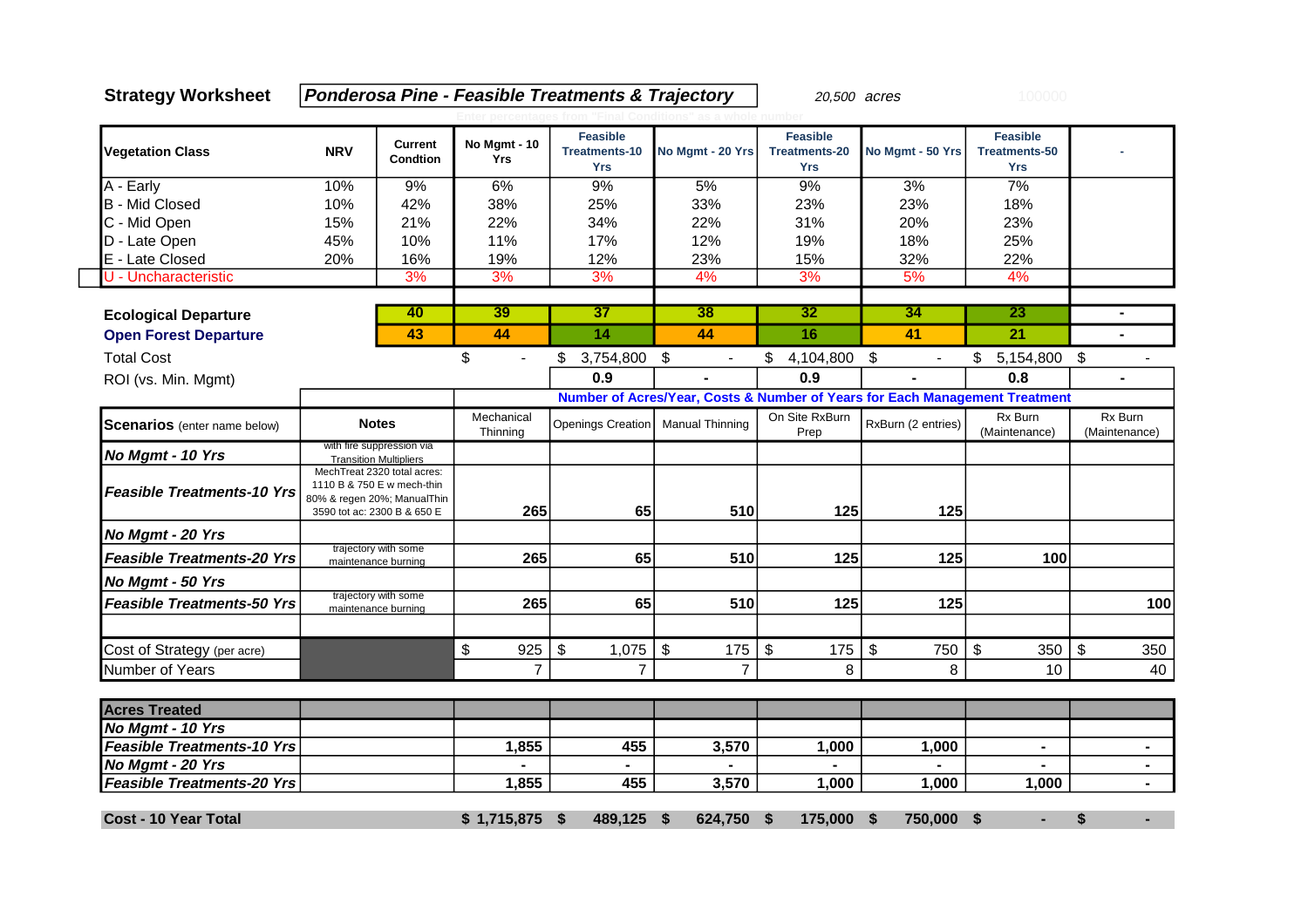**Strategy Worksheet** | ***Ponderosa Pine - Feasible Treatments & Trajectory*** | *20,500 acres*

| Vegetation Class | NRV | Current Condtion | No Mgmt - 10 Yrs | Feasible Treatments-10 Yrs | No Mgmt - 20 Yrs | Feasible Treatments-20 Yrs | No Mgmt - 50 Yrs | Feasible Treatments-50 Yrs | - |
|---|---|---|---|---|---|---|---|---|---|
| A - Early | 10% | 9% | 6% | 9% | 5% | 9% | 3% | 7% | |
| B - Mid Closed | 10% | 42% | 38% | 25% | 33% | 23% | 23% | 18% | |
| C - Mid Open | 15% | 21% | 22% | 34% | 22% | 31% | 20% | 23% | |
| D - Late Open | 45% | 10% | 11% | 17% | 12% | 19% | 18% | 25% | |
| E - Late Closed | 20% | 16% | 19% | 12% | 23% | 15% | 32% | 22% | |
| U - Uncharacteristic | | 3% | 3% | 3% | 4% | 3% | 5% | 4% | |
| | | | | | | | | | |
| **Ecological Departure** | | **40** | **39** | **37** | **38** | **32** | **34** | **23** | **-** |
| **Open Forest Departure** | | **43** | **44** | **14** | **44** | **16** | **41** | **21** | **-** |
| Total Cost | | | $ - | $ 3,754,800 | $ - | $ 4,104,800 | $ - | $ 5,154,800 | $ - |
| ROI (vs. Min. Mgmt) | | | | **0.9** | **-** | **0.9** | **-** | **0.8** | **-** |

| | | **Number of Acres/Year, Costs & Number of Years for Each Management Treatment** | | | | | | |
|---|---|---|---|---|---|---|---|---|
| **Scenarios** (enter name below) | **Notes** | Mechanical Thinning | Openings Creation | Manual Thinning | On Site RxBurn Prep | RxBurn (2 entries) | Rx Burn (Maintenance) | Rx Burn (Maintenance) |
| ***No Mgmt - 10 Yrs*** | with fire suppression via Transition Multipliers | | | | | | | |
| ***Feasible Treatments-10 Yrs*** | MechTreat 2320 total acres: 1110 B & 750 E w mech-thin 80% & regen 20%; ManualThin 3590 tot ac: 2300 B & 650 E | 265 | 65 | 510 | 125 | 125 | | |
| ***No Mgmt - 20 Yrs*** | | | | | | | | |
| ***Feasible Treatments-20 Yrs*** | trajectory with some maintenance burning | 265 | 65 | 510 | 125 | 125 | 100 | |
| ***No Mgmt - 50 Yrs*** | | | | | | | | |
| ***Feasible Treatments-50 Yrs*** | trajectory with some maintenance burning | 265 | 65 | 510 | 125 | 125 | | 100 |
| | | | | | | | | |
| Cost of Strategy (per acre) | | $ 925 | $ 1,075 | $ 175 | $ 175 | $ 750 | $ 350 | $ 350 |
| Number of Years | | 7 | 7 | 7 | 8 | 8 | 10 | 40 |

| **Acres Treated** | | | | | | | | |
|---|---|---|---|---|---|---|---|---|
| ***No Mgmt - 10 Yrs*** | | | | | | | | |
| ***Feasible Treatments-10 Yrs*** | | **1,855** | **455** | **3,570** | **1,000** | **1,000** | **-** | **-** |
| ***No Mgmt - 20 Yrs*** | | **-** | **-** | **-** | **-** | **-** | **-** | **-** |
| ***Feasible Treatments-20 Yrs*** | | **1,855** | **455** | **3,570** | **1,000** | **1,000** | **1,000** | **-** |
| | | | | | | | | |
| **Cost - 10 Year Total** | | **$ 1,715,875** | **$ 489,125** | **$ 624,750** | **$ 175,000** | **$ 750,000** | **$ -** | **$ -** |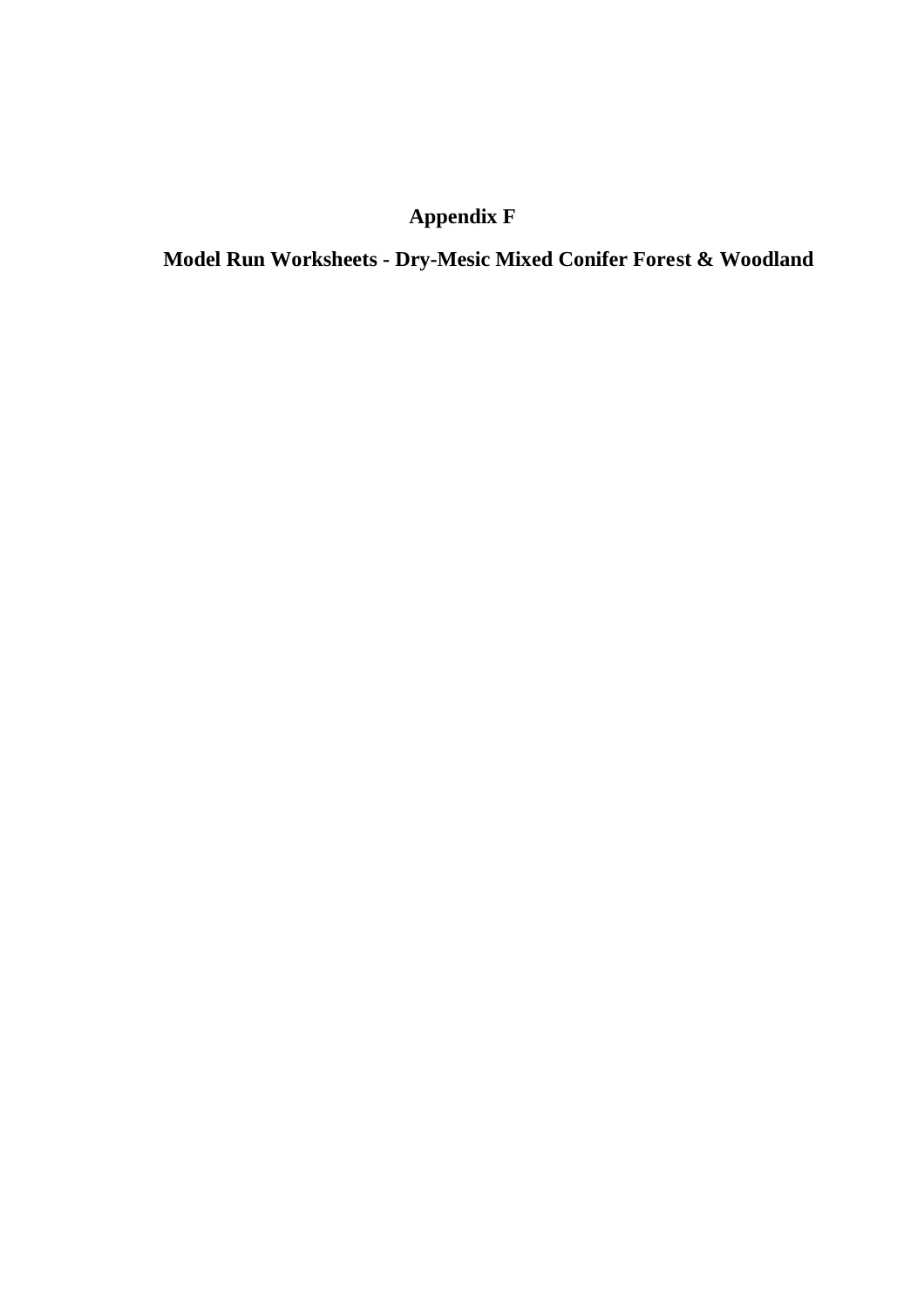# Appendix F

## Model Run Worksheets - Dry-Mesic Mixed Conifer Forest & Woodland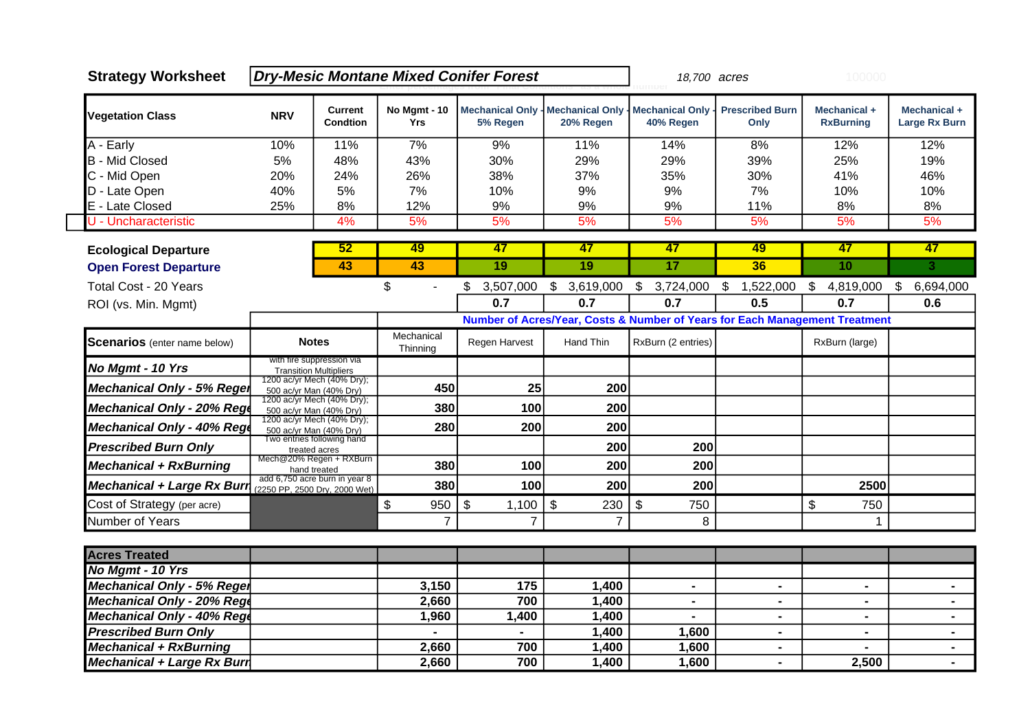## Strategy Worksheet

***Dry-Mesic Montane Mixed Conifer Forest***  *18,700 acres*

| Vegetation Class | NRV | Current Condtion | No Mgmt - 10 Yrs | Mechanical Only - 5% Regen | Mechanical Only - 20% Regen | Mechanical Only - 40% Regen | Prescribed Burn Only | Mechanical + RxBurning | Mechanical + Large Rx Burn |
|---|---|---|---|---|---|---|---|---|---|
| A - Early | 10% | 11% | 7% | 9% | 11% | 14% | 8% | 12% | 12% |
| B - Mid Closed | 5% | 48% | 43% | 30% | 29% | 29% | 39% | 25% | 19% |
| C - Mid Open | 20% | 24% | 26% | 38% | 37% | 35% | 30% | 41% | 46% |
| D - Late Open | 40% | 5% | 7% | 10% | 9% | 9% | 7% | 10% | 10% |
| E - Late Closed | 25% | 8% | 12% | 9% | 9% | 9% | 11% | 8% | 8% |
| U - Uncharacteristic | | 4% | 5% | 5% | 5% | 5% | 5% | 5% | 5% |
| **Ecological Departure** | | 52 | 49 | 47 | 47 | 47 | 49 | 47 | 47 |
| **Open Forest Departure** | | 43 | 43 | 19 | 19 | 17 | 36 | 10 | 3 |
| Total Cost - 20 Years | | | $ - | $ 3,507,000 | $ 3,619,000 | $ 3,724,000 | $ 1,522,000 | $ 4,819,000 | $ 6,694,000 |
| ROI (vs. Min. Mgmt) | | | | 0.7 | 0.7 | 0.7 | 0.5 | 0.7 | 0.6 |

**Number of Acres/Year, Costs & Number of Years for Each Management Treatment**

| **Scenarios** (enter name below) | **Notes** | Mechanical Thinning | Regen Harvest | Hand Thin | RxBurn (2 entries) | | RxBurn (large) | |
|---|---|---|---|---|---|---|---|---|
| ***No Mgmt - 10 Yrs*** | with fire suppression via Transition Multipliers | | | | | | | |
| ***Mechanical Only - 5% Regen*** | 1200 ac/yr Mech (40% Dry); 500 ac/yr Man (40% Dry) | 450 | 25 | 200 | | | | |
| ***Mechanical Only - 20% Regen*** | 1200 ac/yr Mech (40% Dry); 500 ac/yr Man (40% Dry) | 380 | 100 | 200 | | | | |
| ***Mechanical Only - 40% Regen*** | 1200 ac/yr Mech (40% Dry); 500 ac/yr Man (40% Dry) | 280 | 200 | 200 | | | | |
| ***Prescribed Burn Only*** | Two entries following hand treated acres | | | 200 | 200 | | | |
| ***Mechanical + RxBurning*** | Mech@20% Regen + RXBurn hand treated | 380 | 100 | 200 | 200 | | | |
| ***Mechanical + Large Rx Burn*** | add 6,750 acre burn in year 8 (2250 PP, 2500 Dry, 2000 Wet) | 380 | 100 | 200 | 200 | | 2500 | |
| Cost of Strategy (per acre) | | $ 950 | $ 1,100 | $ 230 | $ 750 | | $ 750 | |
| Number of Years | | 7 | 7 | 7 | 8 | | 1 | |

| **Acres Treated** | | | | | | | | |
|---|---|---|---|---|---|---|---|---|
| ***No Mgmt - 10 Yrs*** | | | | | | | | |
| ***Mechanical Only - 5% Regen*** | | 3,150 | 175 | 1,400 | - | - | - | - |
| ***Mechanical Only - 20% Regen*** | | 2,660 | 700 | 1,400 | - | - | - | - |
| ***Mechanical Only - 40% Regen*** | | 1,960 | 1,400 | 1,400 | - | - | - | - |
| ***Prescribed Burn Only*** | | - | - | 1,400 | 1,600 | - | - | - |
| ***Mechanical + RxBurning*** | | 2,660 | 700 | 1,400 | 1,600 | - | - | - |
| ***Mechanical + Large Rx Burn*** | | 2,660 | 700 | 1,400 | 1,600 | - | 2,500 | - |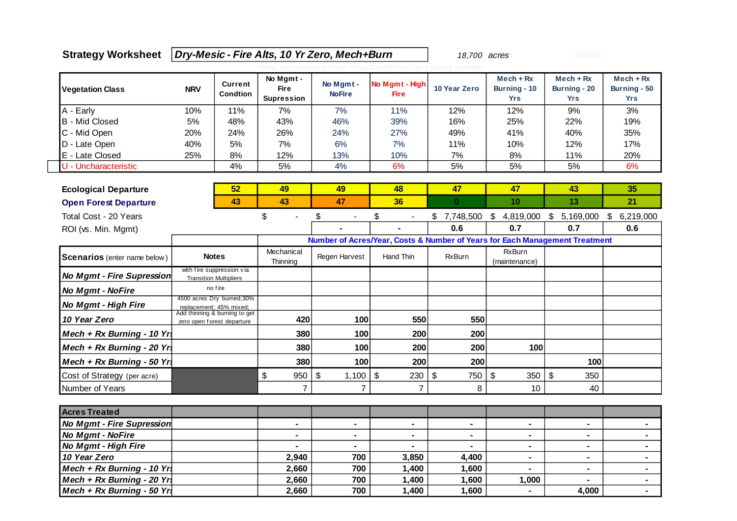**Strategy Worksheet** *Dry-Mesic - Fire Alts, 10 Yr Zero, Mech+Burn* 18,700 acres

| Vegetation Class | NRV | Current Condtion | No Mgmt - Fire Supression | No Mgmt - NoFire | No Mgmt - High Fire | 10 Year Zero | Mech + Rx Burning - 10 Yrs | Mech + Rx Burning - 20 Yrs | Mech + Rx Burning - 50 Yrs |
|---|---|---|---|---|---|---|---|---|---|
| A - Early | 10% | 11% | 7% | 7% | 11% | 12% | 12% | 9% | 3% |
| B - Mid Closed | 5% | 48% | 43% | 46% | 39% | 16% | 25% | 22% | 19% |
| C - Mid Open | 20% | 24% | 26% | 24% | 27% | 49% | 41% | 40% | 35% |
| D - Late Open | 40% | 5% | 7% | 6% | 7% | 11% | 10% | 12% | 17% |
| E - Late Closed | 25% | 8% | 12% | 13% | 10% | 7% | 8% | 11% | 20% |
| U - Uncharacteristic | | 4% | 5% | 4% | 6% | 5% | 5% | 5% | 6% |
| **Ecological Departure** | | 52 | 49 | 49 | 48 | 47 | 47 | 43 | 35 |
| **Open Forest Departure** | | 43 | 43 | 47 | 36 | 0 | 10 | 13 | 21 |
| Total Cost - 20 Years | | | $ - | $ - | $ - | $ 7,748,500 | $ 4,819,000 | $ 5,169,000 | $ 6,219,000 |
| ROI (vs. Min. Mgmt) | | | | - | - | 0.6 | 0.7 | 0.7 | 0.6 |

**Number of Acres/Year, Costs & Number of Years for Each Management Treatment**

| Scenarios (enter name below) | Notes | Mechanical Thinning | Regen Harvest | Hand Thin | RxBurn | RxBurn (maintenance) | | |
|---|---|---|---|---|---|---|---|---|
| *No Mgmt - Fire Supression* | with fire suppression via Transition Multipliers | | | | | | | |
| *No Mgmt - NoFire* | no fire | | | | | | | |
| *No Mgmt - High Fire* | 4500 acres Dry burned; 30% replacement; 45% mixed; | | | | | | | |
| *10 Year Zero* | Add thinning & burning to get zero open forest departure | 420 | 100 | 550 | 550 | | | |
| *Mech + Rx Burning - 10 Yrs* | | 380 | 100 | 200 | 200 | | | |
| *Mech + Rx Burning - 20 Yrs* | | 380 | 100 | 200 | 200 | 100 | | |
| *Mech + Rx Burning - 50 Yrs* | | 380 | 100 | 200 | 200 | | 100 | |
| Cost of Strategy (per acre) | | $ 950 | $ 1,100 | $ 230 | $ 750 | $ 350 | $ 350 | |
| Number of Years | | 7 | 7 | 7 | 8 | 10 | 40 | |

| Acres Treated | | | | | | | | |
|---|---|---|---|---|---|---|---|---|
| *No Mgmt - Fire Supression* | | - | - | - | - | - | - | - |
| *No Mgmt - NoFire* | | - | - | - | - | - | - | - |
| *No Mgmt - High Fire* | | - | - | - | - | - | - | - |
| *10 Year Zero* | | 2,940 | 700 | 3,850 | 4,400 | - | - | - |
| *Mech + Rx Burning - 10 Yrs* | | 2,660 | 700 | 1,400 | 1,600 | - | - | - |
| *Mech + Rx Burning - 20 Yrs* | | 2,660 | 700 | 1,400 | 1,600 | 1,000 | - | - |
| *Mech + Rx Burning - 50 Yrs* | | 2,660 | 700 | 1,400 | 1,600 | - | 4,000 | - |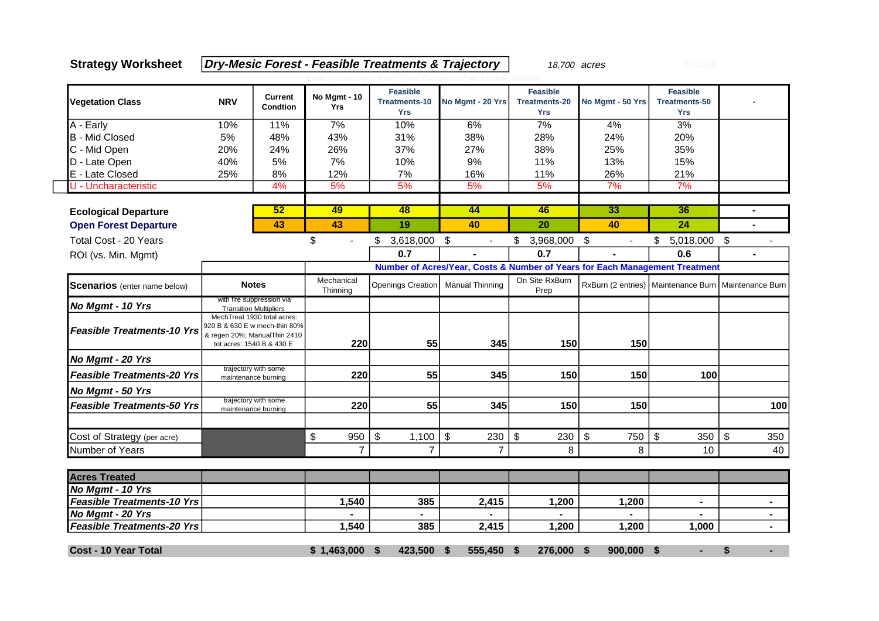**Strategy Worksheet** | ***Dry-Mesic Forest - Feasible Treatments & Trajectory*** | *18,700 acres*

| Vegetation Class | NRV | Current Condtion | No Mgmt - 10 Yrs | Feasible Treatments-10 Yrs | No Mgmt - 20 Yrs | Feasible Treatments-20 Yrs | No Mgmt - 50 Yrs | Feasible Treatments-50 Yrs | - |
|---|---|---|---|---|---|---|---|---|---|
| A - Early | 10% | 11% | 7% | 10% | 6% | 7% | 4% | 3% | |
| B - Mid Closed | 5% | 48% | 43% | 31% | 38% | 28% | 24% | 20% | |
| C - Mid Open | 20% | 24% | 26% | 37% | 27% | 38% | 25% | 35% | |
| D - Late Open | 40% | 5% | 7% | 10% | 9% | 11% | 13% | 15% | |
| E - Late Closed | 25% | 8% | 12% | 7% | 16% | 11% | 26% | 21% | |
| U - Uncharacteristic | | 4% | 5% | 5% | 5% | 5% | 7% | 7% | |
| | | | | | | | | | |
| **Ecological Departure** | | 52 | 49 | 48 | 44 | 46 | 33 | 36 | - |
| **Open Forest Departure** | | 43 | 43 | 19 | 40 | 20 | 40 | 24 | - |
| Total Cost - 20 Years | | | $ - | $ 3,618,000 | $ - | $ 3,968,000 | $ - | $ 5,018,000 | $ - |
| ROI (vs. Min. Mgmt) | | | | 0.7 | - | 0.7 | - | 0.6 | - |

**Number of Acres/Year, Costs & Number of Years for Each Management Treatment**

| Scenarios (enter name below) | Notes | Mechanical Thinning | Openings Creation | Manual Thinning | On Site RxBurn Prep | RxBurn (2 entries) | Maintenance Burn | Maintenance Burn |
|---|---|---|---|---|---|---|---|---|
| ***No Mgmt - 10 Yrs*** | with fire suppression via Transition Multipliers | | | | | | | |
| ***Feasible Treatments-10 Yrs*** | MechTreat 1930 total acres: 920 B & 630 E w mech-thin 80% & regen 20%; ManualThin 2410 tot acres: 1540 B & 430 E | 220 | 55 | 345 | 150 | 150 | | |
| ***No Mgmt - 20 Yrs*** | | | | | | | | |
| ***Feasible Treatments-20 Yrs*** | trajectory with some maintenance burning | 220 | 55 | 345 | 150 | 150 | 100 | |
| ***No Mgmt - 50 Yrs*** | | | | | | | | |
| ***Feasible Treatments-50 Yrs*** | trajectory with some maintenance burning | 220 | 55 | 345 | 150 | 150 | | 100 |
| | | | | | | | | |
| Cost of Strategy (per acre) | | $ 950 | $ 1,100 | $ 230 | $ 230 | $ 750 | $ 350 | $ 350 |
| Number of Years | | 7 | 7 | 7 | 8 | 8 | 10 | 40 |

| **Acres Treated** | | | | | | | | |
|---|---|---|---|---|---|---|---|---|
| ***No Mgmt - 10 Yrs*** | | | | | | | | |
| ***Feasible Treatments-10 Yrs*** | | 1,540 | 385 | 2,415 | 1,200 | 1,200 | - | - |
| ***No Mgmt - 20 Yrs*** | | - | - | - | - | - | - | - |
| ***Feasible Treatments-20 Yrs*** | | 1,540 | 385 | 2,415 | 1,200 | 1,200 | 1,000 | - |
| **Cost - 10 Year Total** | | $ 1,463,000 | $ 423,500 | $ 555,450 | $ 276,000 | $ 900,000 | $ - | $ - |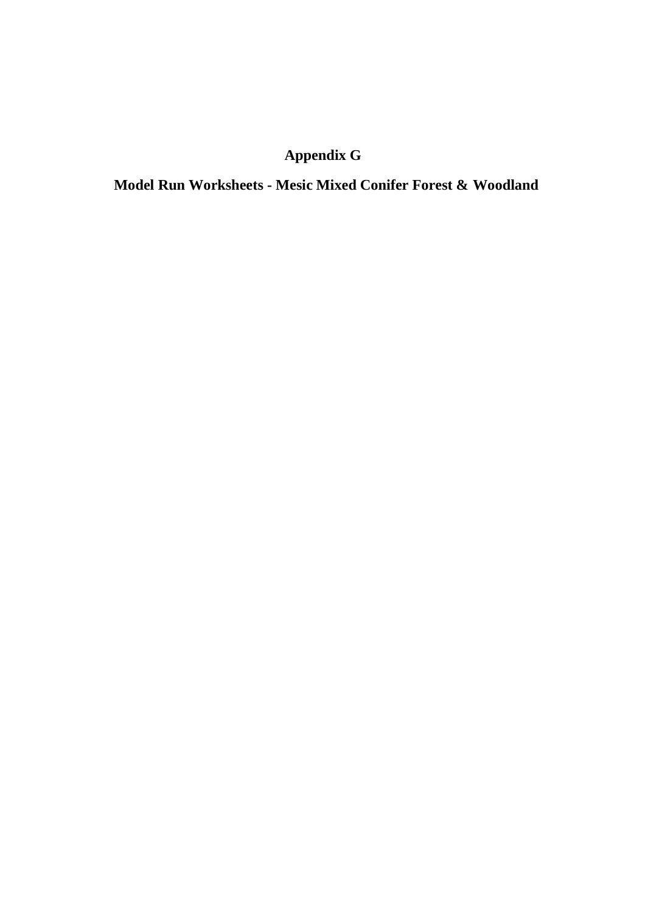# Appendix G

## Model Run Worksheets - Mesic Mixed Conifer Forest & Woodland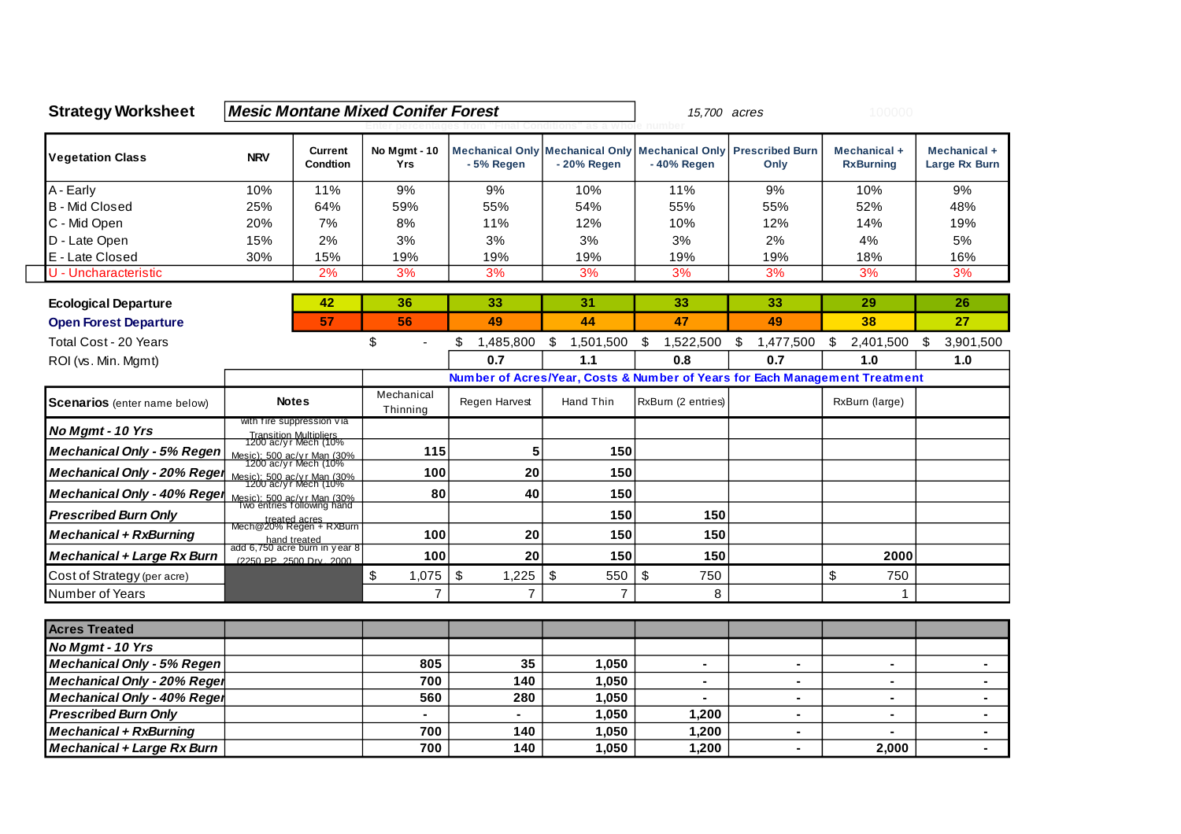**Strategy Worksheet** | ***Mesic Montane Mixed Conifer Forest*** | *15,700 acres*

| Vegetation Class | NRV | Current Condtion | No Mgmt - 10 Yrs | Mechanical Only - 5% Regen | Mechanical Only - 20% Regen | Mechanical Only - 40% Regen | Prescribed Burn Only | Mechanical + RxBurning | Mechanical + Large Rx Burn |
|---|---|---|---|---|---|---|---|---|---|
| A - Early | 10% | 11% | 9% | 9% | 10% | 11% | 9% | 10% | 9% |
| B - Mid Closed | 25% | 64% | 59% | 55% | 54% | 55% | 55% | 52% | 48% |
| C - Mid Open | 20% | 7% | 8% | 11% | 12% | 10% | 12% | 14% | 19% |
| D - Late Open | 15% | 2% | 3% | 3% | 3% | 3% | 2% | 4% | 5% |
| E - Late Closed | 30% | 15% | 19% | 19% | 19% | 19% | 19% | 18% | 16% |
| U - Uncharacteristic | | 2% | 3% | 3% | 3% | 3% | 3% | 3% | 3% |
| **Ecological Departure** | | 42 | 36 | 33 | 31 | 33 | 33 | 29 | 26 |
| **Open Forest Departure** | | 57 | 56 | 49 | 44 | 47 | 49 | 38 | 27 |
| Total Cost - 20 Years | | | $ - | $ 1,485,800 | $ 1,501,500 | $ 1,522,500 | $ 1,477,500 | $ 2,401,500 | $ 3,901,500 |
| ROI (vs. Min. Mgmt) | | | | 0.7 | 1.1 | 0.8 | 0.7 | 1.0 | 1.0 |

**Number of Acres/Year, Costs & Number of Years for Each Management Treatment**

| Scenarios (enter name below) | Notes | Mechanical Thinning | Regen Harvest | Hand Thin | RxBurn (2 entries) | | RxBurn (large) | |
|---|---|---|---|---|---|---|---|---|
| *No Mgmt - 10 Yrs* | with fire suppression via Transition Multipliers | | | | | | | |
| *Mechanical Only - 5% Regen* | 1200 ac/yr Mech (10% Mesic); 500 ac/yr Man (30% | 115 | 5 | 150 | | | | |
| *Mechanical Only - 20% Regen* | 1200 ac/yr Mech (10% Mesic); 500 ac/yr Man (30% | 100 | 20 | 150 | | | | |
| *Mechanical Only - 40% Regen* | 1200 ac/yr Mech (10% Mesic); 500 ac/yr Man (30% | 80 | 40 | 150 | | | | |
| *Prescribed Burn Only* | Two entries following hand treated acres | | | 150 | 150 | | | |
| *Mechanical + RxBurning* | Mech@20% Regen + RXBurn hand treated | 100 | 20 | 150 | 150 | | | |
| *Mechanical + Large Rx Burn* | add 6,750 acre burn in year 8 (2250 PP, 2500 Dry, 2000 | 100 | 20 | 150 | 150 | | 2000 | |
| Cost of Strategy (per acre) | | $ 1,075 | $ 1,225 | $ 550 | $ 750 | | $ 750 | |
| Number of Years | | 7 | 7 | 7 | 8 | | 1 | |

| Acres Treated | | | | | | | | |
|---|---|---|---|---|---|---|---|---|
| *No Mgmt - 10 Yrs* | | | | | | | | |
| *Mechanical Only - 5% Regen* | | 805 | 35 | 1,050 | - | - | - | - |
| *Mechanical Only - 20% Regen* | | 700 | 140 | 1,050 | - | - | - | - |
| *Mechanical Only - 40% Regen* | | 560 | 280 | 1,050 | - | - | - | - |
| *Prescribed Burn Only* | | - | - | 1,050 | 1,200 | - | - | - |
| *Mechanical + RxBurning* | | 700 | 140 | 1,050 | 1,200 | - | - | - |
| *Mechanical + Large Rx Burn* | | 700 | 140 | 1,050 | 1,200 | - | 2,000 | - |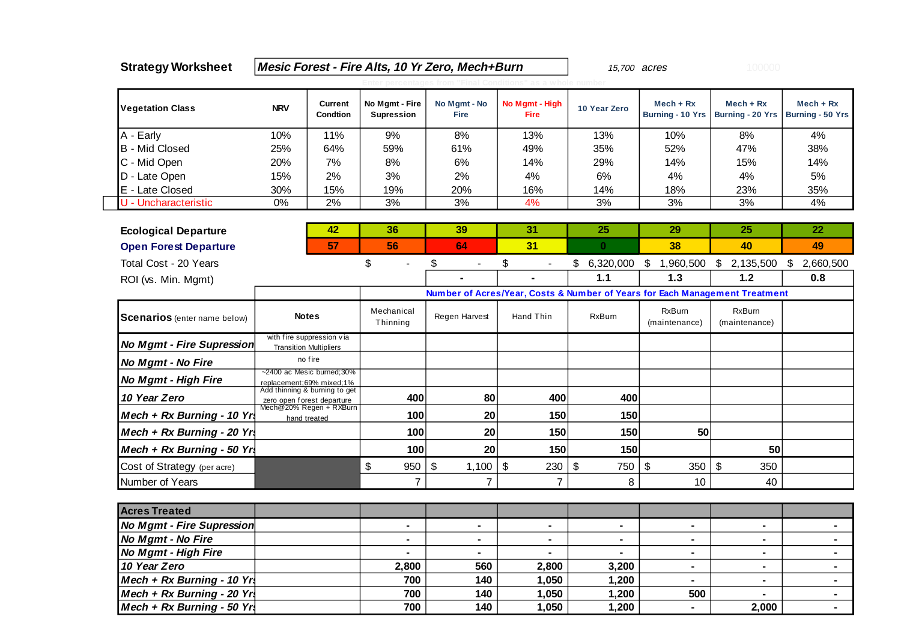**Strategy Worksheet** — ***Mesic Forest - Fire Alts, 10 Yr Zero, Mech+Burn*** — *15,700 acres*

| Vegetation Class | NRV | Current Condtion | No Mgmt - Fire Supression | No Mgmt - No Fire | No Mgmt - High Fire | 10 Year Zero | Mech + Rx Burning - 10 Yrs | Mech + Rx Burning - 20 Yrs | Mech + Rx Burning - 50 Yrs |
|---|---|---|---|---|---|---|---|---|---|
| A - Early | 10% | 11% | 9% | 8% | 13% | 13% | 10% | 8% | 4% |
| B - Mid Closed | 25% | 64% | 59% | 61% | 49% | 35% | 52% | 47% | 38% |
| C - Mid Open | 20% | 7% | 8% | 6% | 14% | 29% | 14% | 15% | 14% |
| D - Late Open | 15% | 2% | 3% | 2% | 4% | 6% | 4% | 4% | 5% |
| E - Late Closed | 30% | 15% | 19% | 20% | 16% | 14% | 18% | 23% | 35% |
| U - Uncharacteristic | 0% | 2% | 3% | 3% | 4% | 3% | 3% | 3% | 4% |
| **Ecological Departure** | | 42 | 36 | 39 | 31 | 25 | 29 | 25 | 22 |
| **Open Forest Departure** | | 57 | 56 | 64 | 31 | 0 | 38 | 40 | 49 |
| Total Cost - 20 Years | | | $ - | $ - | $ - | $ 6,320,000 | $ 1,960,500 | $ 2,135,500 | $ 2,660,500 |
| ROI (vs. Min. Mgmt) | | | | - | - | 1.1 | 1.3 | 1.2 | 0.8 |

Number of Acres/Year, Costs & Number of Years for Each Management Treatment

| Scenarios (enter name below) | Notes | Mechanical Thinning | Regen Harvest | Hand Thin | RxBurn | RxBurn (maintenance) | RxBurn (maintenance) | |
|---|---|---|---|---|---|---|---|---|
| *No Mgmt - Fire Supression* | with fire suppression via Transition Multipliers | | | | | | | |
| *No Mgmt - No Fire* | no fire | | | | | | | |
| *No Mgmt - High Fire* | ~2400 ac Mesic burned;30% replacement;69% mixed;1% | | | | | | | |
| *10 Year Zero* | Add thinning & burning to get zero open forest departure | 400 | 80 | 400 | 400 | | | |
| *Mech + Rx Burning - 10 Yrs* | Mech@20% Regen + RXBurn hand treated | 100 | 20 | 150 | 150 | | | |
| *Mech + Rx Burning - 20 Yrs* | | 100 | 20 | 150 | 150 | 50 | | |
| *Mech + Rx Burning - 50 Yrs* | | 100 | 20 | 150 | 150 | | 50 | |
| Cost of Strategy (per acre) | | $ 950 | $ 1,100 | $ 230 | $ 750 | $ 350 | $ 350 | |
| Number of Years | | 7 | 7 | 7 | 8 | 10 | 40 | |

| Acres Treated | | | | | | | | |
|---|---|---|---|---|---|---|---|---|
| *No Mgmt - Fire Supression* | | - | - | - | - | - | - | - |
| *No Mgmt - No Fire* | | - | - | - | - | - | - | - |
| *No Mgmt - High Fire* | | - | - | - | - | - | - | - |
| *10 Year Zero* | | 2,800 | 560 | 2,800 | 3,200 | - | - | - |
| *Mech + Rx Burning - 10 Yrs* | | 700 | 140 | 1,050 | 1,200 | - | - | - |
| *Mech + Rx Burning - 20 Yrs* | | 700 | 140 | 1,050 | 1,200 | 500 | - | - |
| *Mech + Rx Burning - 50 Yrs* | | 700 | 140 | 1,050 | 1,200 | - | 2,000 | - |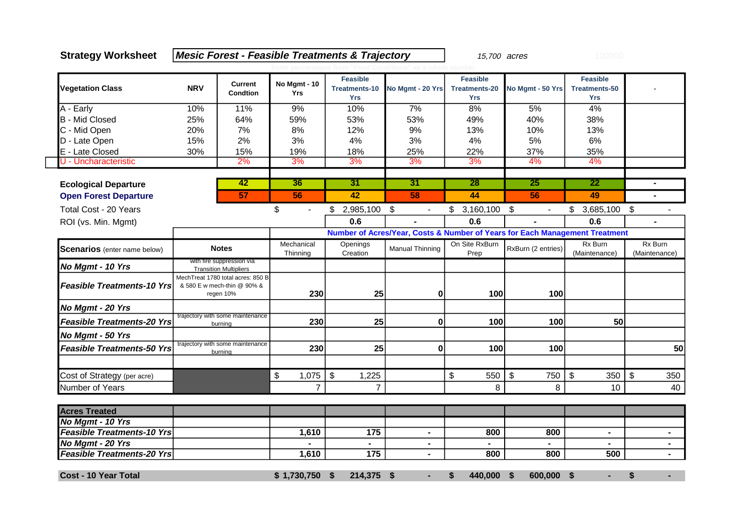**Strategy Worksheet** | ***Mesic Forest - Feasible Treatments & Trajectory*** | *15,700 acres*

| Vegetation Class | NRV | Current Condtion | No Mgmt - 10 Yrs | Feasible Treatments-10 Yrs | No Mgmt - 20 Yrs | Feasible Treatments-20 Yrs | No Mgmt - 50 Yrs | Feasible Treatments-50 Yrs | - |
|---|---|---|---|---|---|---|---|---|---|
| A - Early | 10% | 11% | 9% | 10% | 7% | 8% | 5% | 4% | |
| B - Mid Closed | 25% | 64% | 59% | 53% | 53% | 49% | 40% | 38% | |
| C - Mid Open | 20% | 7% | 8% | 12% | 9% | 13% | 10% | 13% | |
| D - Late Open | 15% | 2% | 3% | 4% | 3% | 4% | 5% | 6% | |
| E - Late Closed | 30% | 15% | 19% | 18% | 25% | 22% | 37% | 35% | |
| U - Uncharacteristic | | 2% | 3% | 3% | 3% | 3% | 4% | 4% | |
| | | | | | | | | | |
| **Ecological Departure** | | 42 | 36 | 31 | 31 | 28 | 25 | 22 | - |
| **Open Forest Departure** | | 57 | 56 | 42 | 58 | 44 | 56 | 49 | - |
| Total Cost - 20 Years | | | $ - | $ 2,985,100 | $ - | $ 3,160,100 | $ - | $ 3,685,100 | $ - |
| ROI (vs. Min. Mgmt) | | | | 0.6 | - | 0.6 | - | 0.6 | - |

**Number of Acres/Year, Costs & Number of Years for Each Management Treatment**

| **Scenarios** (enter name below) | Notes | Mechanical Thinning | Openings Creation | Manual Thinning | On Site RxBurn Prep | RxBurn (2 entries) | Rx Burn (Maintenance) | Rx Burn (Maintenance) |
|---|---|---|---|---|---|---|---|---|
| ***No Mgmt - 10 Yrs*** | with fire suppression via Transition Multipliers | | | | | | | |
| ***Feasible Treatments-10 Yrs*** | MechTreat 1780 total acres: 850 B & 580 E w mech-thin @ 90% & regen 10% | 230 | 25 | 0 | 100 | 100 | | |
| ***No Mgmt - 20 Yrs*** | | | | | | | | |
| ***Feasible Treatments-20 Yrs*** | trajectory with some maintenance burning | 230 | 25 | 0 | 100 | 100 | 50 | |
| ***No Mgmt - 50 Yrs*** | | | | | | | | |
| ***Feasible Treatments-50 Yrs*** | trajectory with some maintenance burning | 230 | 25 | 0 | 100 | 100 | | 50 |
| | | | | | | | | |
| Cost of Strategy (per acre) | | $ 1,075 | $ 1,225 | | $ 550 | $ 750 | $ 350 | $ 350 |
| Number of Years | | 7 | 7 | | 8 | 8 | 10 | 40 |

| **Acres Treated** | | | | | | | | |
|---|---|---|---|---|---|---|---|---|
| ***No Mgmt - 10 Yrs*** | | | | | | | | |
| ***Feasible Treatments-10 Yrs*** | | 1,610 | 175 | - | 800 | 800 | - | - |
| ***No Mgmt - 20 Yrs*** | | - | - | - | - | - | - | - |
| ***Feasible Treatments-20 Yrs*** | | 1,610 | 175 | - | 800 | 800 | 500 | - |
| | | | | | | | | |
| **Cost - 10 Year Total** | | **$ 1,730,750** | **$ 214,375** | **$ -** | **$ 440,000** | **$ 600,000** | **$ -** | **$ -** |